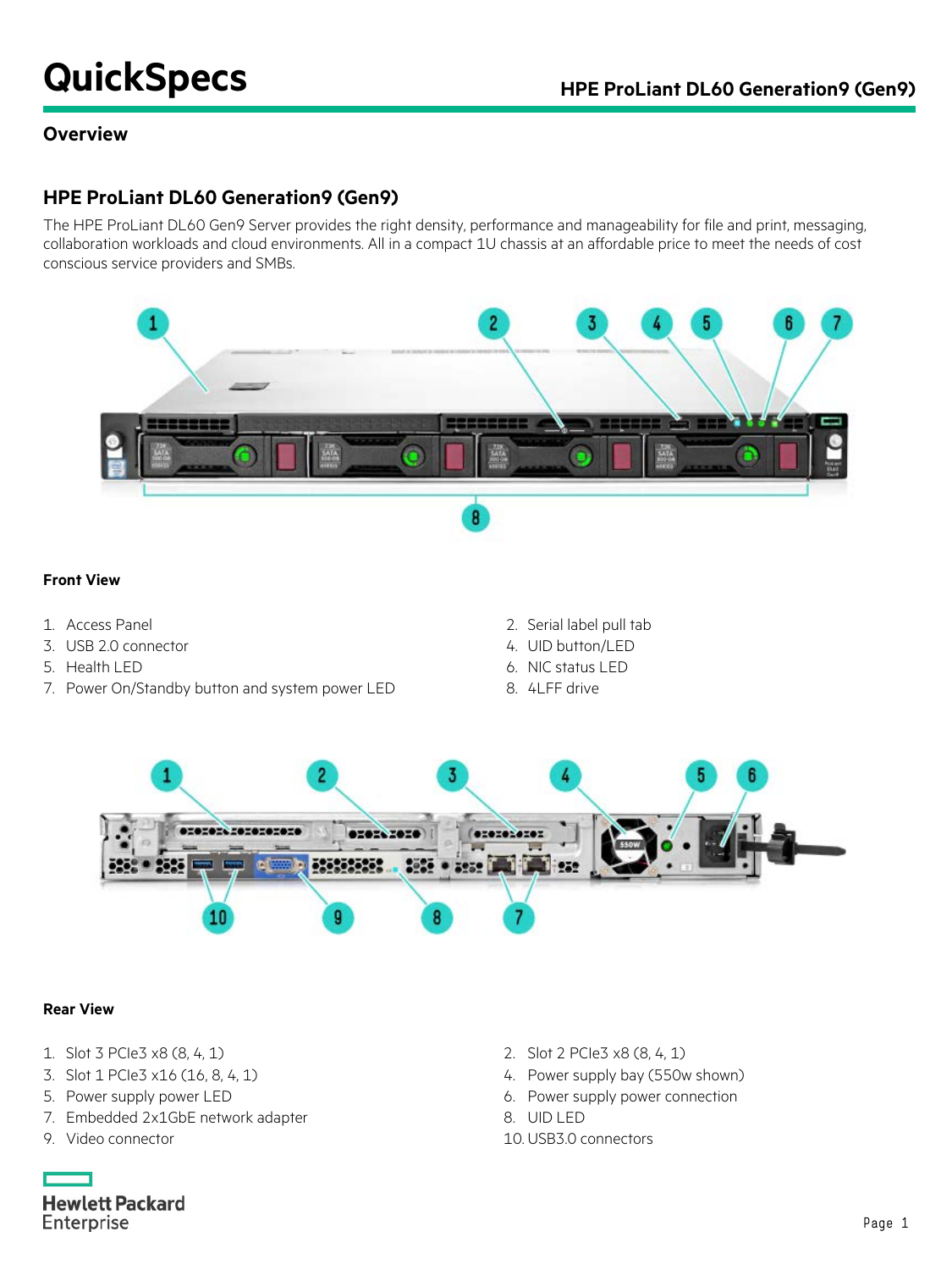# QuickSpecs

## HPE ProLiant DL60 Generation9 (Gen9)

## Overview

### HPE ProLiant DL60 Generation9 (Gen9)

The HPE ProLiant DL60 Gen9 Server provides the right density, performance and manageability for file and print, messaging, collaboration workloads and cloud environments. All in a compact 1U chassis at an affordable price to meet the needs of cost conscious service providers and SMBs.

**Front View**

1. Access Panel
2. Serial label pull tab
3. USB 2.0 connector
4. UID button/LED
5. Health LED
6. NIC status LED
7. Power On/Standby button and system power LED
8. 4LFF drive

**Rear View**

1. Slot 3 PCIe3 x8 (8, 4, 1)
2. Slot 2 PCIe3 x8 (8, 4, 1)
3. Slot 1 PCIe3 x16 (16, 8, 4, 1)
4. Power supply bay (550w shown)
5. Power supply power LED
6. Power supply power connection
7. Embedded 2x1GbE network adapter
8. UID LED
9. Video connector
10. USB3.0 connectors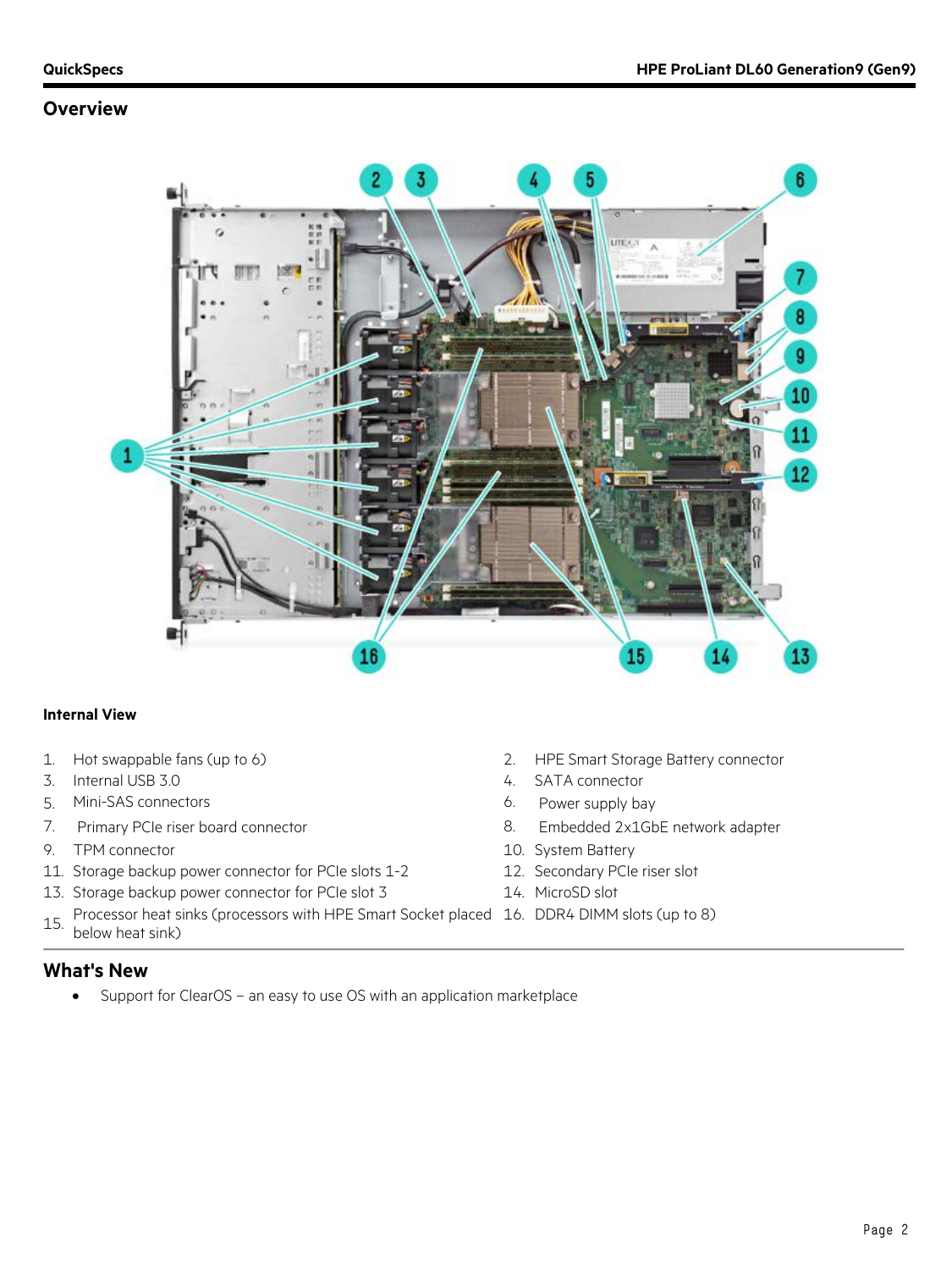## Overview

**Internal View**

1. Hot swappable fans (up to 6)
2. HPE Smart Storage Battery connector
3. Internal USB 3.0
4. SATA connector
5. Mini-SAS connectors
6. Power supply bay
7. Primary PCIe riser board connector
8. Embedded 2x1GbE network adapter
9. TPM connector
10. System Battery
11. Storage backup power connector for PCIe slots 1-2
12. Secondary PCIe riser slot
13. Storage backup power connector for PCIe slot 3
14. MicroSD slot
15. Processor heat sinks (processors with HPE Smart Socket placed below heat sink)
16. DDR4 DIMM slots (up to 8)

## What's New

- Support for ClearOS – an easy to use OS with an application marketplace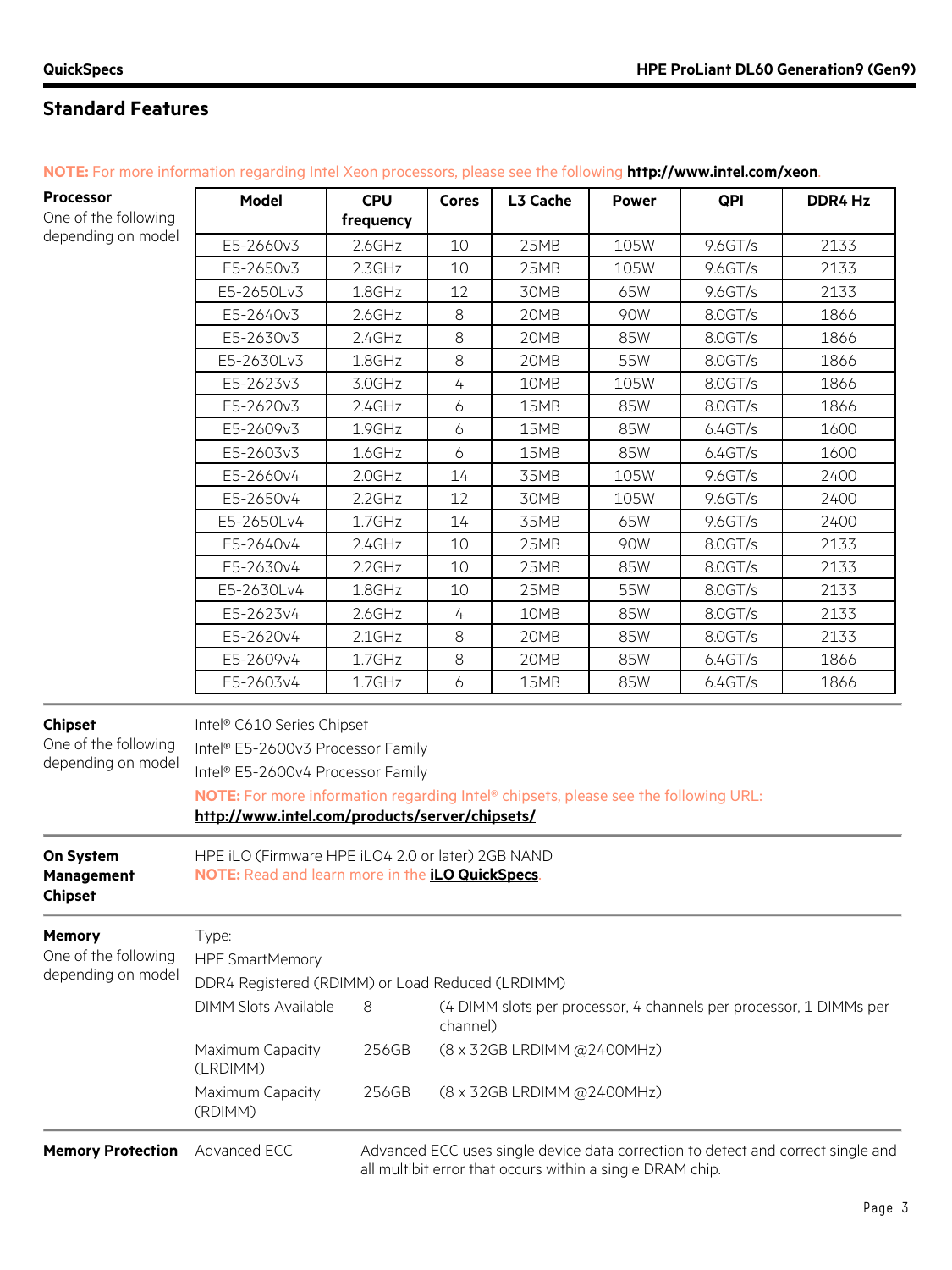## Standard Features

**NOTE:** For more information regarding Intel Xeon processors, please see the following **http://www.intel.com/xeon**.

**Processor**
One of the following depending on model

| Model | CPU frequency | Cores | L3 Cache | Power | QPI | DDR4 Hz |
|---|---|---|---|---|---|---|
| E5-2660v3 | 2.6GHz | 10 | 25MB | 105W | 9.6GT/s | 2133 |
| E5-2650v3 | 2.3GHz | 10 | 25MB | 105W | 9.6GT/s | 2133 |
| E5-2650Lv3 | 1.8GHz | 12 | 30MB | 65W | 9.6GT/s | 2133 |
| E5-2640v3 | 2.6GHz | 8 | 20MB | 90W | 8.0GT/s | 1866 |
| E5-2630v3 | 2.4GHz | 8 | 20MB | 85W | 8.0GT/s | 1866 |
| E5-2630Lv3 | 1.8GHz | 8 | 20MB | 55W | 8.0GT/s | 1866 |
| E5-2623v3 | 3.0GHz | 4 | 10MB | 105W | 8.0GT/s | 1866 |
| E5-2620v3 | 2.4GHz | 6 | 15MB | 85W | 8.0GT/s | 1866 |
| E5-2609v3 | 1.9GHz | 6 | 15MB | 85W | 6.4GT/s | 1600 |
| E5-2603v3 | 1.6GHz | 6 | 15MB | 85W | 6.4GT/s | 1600 |
| E5-2660v4 | 2.0GHz | 14 | 35MB | 105W | 9.6GT/s | 2400 |
| E5-2650v4 | 2.2GHz | 12 | 30MB | 105W | 9.6GT/s | 2400 |
| E5-2650Lv4 | 1.7GHz | 14 | 35MB | 65W | 9.6GT/s | 2400 |
| E5-2640v4 | 2.4GHz | 10 | 25MB | 90W | 8.0GT/s | 2133 |
| E5-2630v4 | 2.2GHz | 10 | 25MB | 85W | 8.0GT/s | 2133 |
| E5-2630Lv4 | 1.8GHz | 10 | 25MB | 55W | 8.0GT/s | 2133 |
| E5-2623v4 | 2.6GHz | 4 | 10MB | 85W | 8.0GT/s | 2133 |
| E5-2620v4 | 2.1GHz | 8 | 20MB | 85W | 8.0GT/s | 2133 |
| E5-2609v4 | 1.7GHz | 8 | 20MB | 85W | 6.4GT/s | 1866 |
| E5-2603v4 | 1.7GHz | 6 | 15MB | 85W | 6.4GT/s | 1866 |

**Chipset**
One of the following depending on model

Intel® C610 Series Chipset
Intel® E5-2600v3 Processor Family
Intel® E5-2600v4 Processor Family

**NOTE:** For more information regarding Intel® chipsets, please see the following URL: **http://www.intel.com/products/server/chipsets/**

**On System Management Chipset**

HPE iLO (Firmware HPE iLO4 2.0 or later) 2GB NAND
**NOTE:** Read and learn more in the **iLO QuickSpecs**.

**Memory**
One of the following depending on model

Type:
HPE SmartMemory
DDR4 Registered (RDIMM) or Load Reduced (LRDIMM)

| | | |
|---|---|---|
| DIMM Slots Available | 8 | (4 DIMM slots per processor, 4 channels per processor, 1 DIMMs per channel) |
| Maximum Capacity (LRDIMM) | 256GB | (8 x 32GB LRDIMM @2400MHz) |
| Maximum Capacity (RDIMM) | 256GB | (8 x 32GB LRDIMM @2400MHz) |

**Memory Protection**

Advanced ECC — Advanced ECC uses single device data correction to detect and correct single and all multibit error that occurs within a single DRAM chip.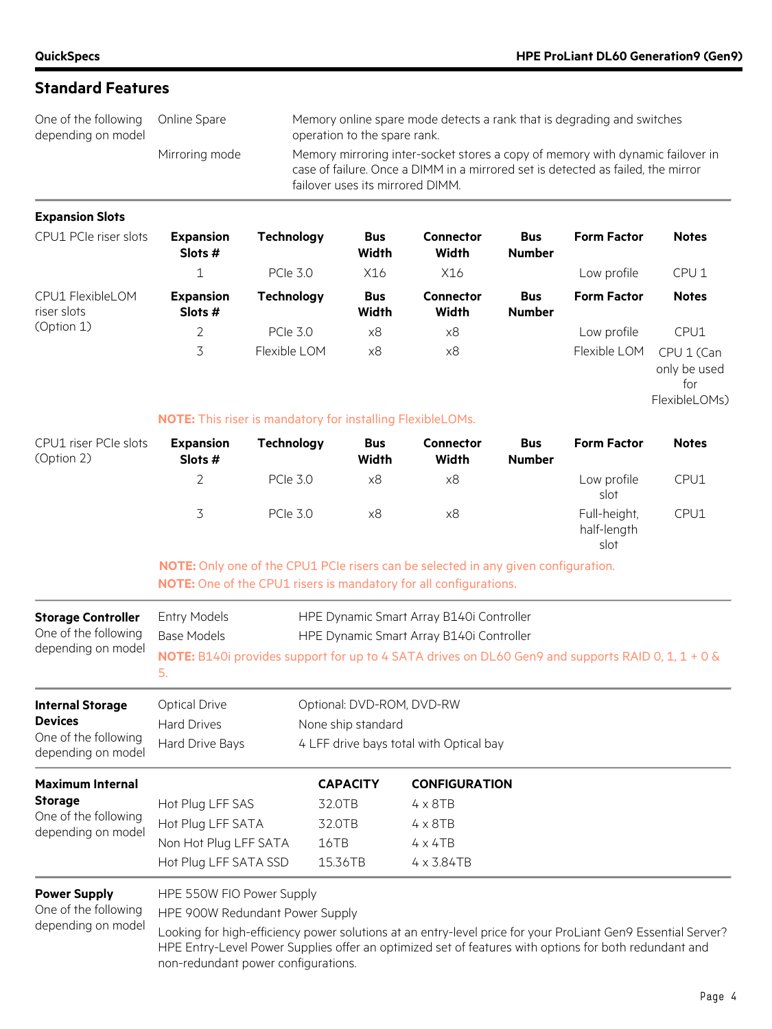## Standard Features

| One of the following depending on model | | |
|---|---|---|
| | Online Spare | Memory online spare mode detects a rank that is degrading and switches operation to the spare rank. |
| | Mirroring mode | Memory mirroring inter-socket stores a copy of memory with dynamic failover in case of failure. Once a DIMM in a mirrored set is detected as failed, the mirror failover uses its mirrored DIMM. |

**Expansion Slots**

CPU1 PCIe riser slots

| Expansion Slots # | Technology | Bus Width | Connector Width | Bus Number | Form Factor | Notes |
|---|---|---|---|---|---|---|
| 1 | PCIe 3.0 | X16 | X16 | | Low profile | CPU 1 |

CPU1 FlexibleLOM riser slots (Option 1)

| Expansion Slots # | Technology | Bus Width | Connector Width | Bus Number | Form Factor | Notes |
|---|---|---|---|---|---|---|
| 2 | PCIe 3.0 | x8 | x8 | | Low profile | CPU1 |
| 3 | Flexible LOM | x8 | x8 | | Flexible LOM | CPU 1 (Can only be used for FlexibleLOMs) |

**NOTE:** This riser is mandatory for installing FlexibleLOMs.

CPU1 riser PCIe slots (Option 2)

| Expansion Slots # | Technology | Bus Width | Connector Width | Bus Number | Form Factor | Notes |
|---|---|---|---|---|---|---|
| 2 | PCIe 3.0 | x8 | x8 | | Low profile slot | CPU1 |
| 3 | PCIe 3.0 | x8 | x8 | | Full-height, half-length slot | CPU1 |

**NOTE:** Only one of the CPU1 PCIe risers can be selected in any given configuration.
**NOTE:** One of the CPU1 risers is mandatory for all configurations.

**Storage Controller**
One of the following depending on model

| | |
|---|---|
| Entry Models | HPE Dynamic Smart Array B140i Controller |
| Base Models | HPE Dynamic Smart Array B140i Controller |

**NOTE:** B140i provides support for up to 4 SATA drives on DL60 Gen9 and supports RAID 0, 1, 1 + 0 & 5.

**Internal Storage Devices**
One of the following depending on model

| | |
|---|---|
| Optical Drive | Optional: DVD-ROM, DVD-RW |
| Hard Drives | None ship standard |
| Hard Drive Bays | 4 LFF drive bays total with Optical bay |

**Maximum Internal Storage**
One of the following depending on model

| | CAPACITY | CONFIGURATION |
|---|---|---|
| Hot Plug LFF SAS | 32.0TB | 4 x 8TB |
| Hot Plug LFF SATA | 32.0TB | 4 x 8TB |
| Non Hot Plug LFF SATA | 16TB | 4 x 4TB |
| Hot Plug LFF SATA SSD | 15.36TB | 4 x 3.84TB |

**Power Supply**
One of the following depending on model

HPE 550W FIO Power Supply

HPE 900W Redundant Power Supply

Looking for high-efficiency power solutions at an entry-level price for your ProLiant Gen9 Essential Server? HPE Entry-Level Power Supplies offer an optimized set of features with options for both redundant and non-redundant power configurations.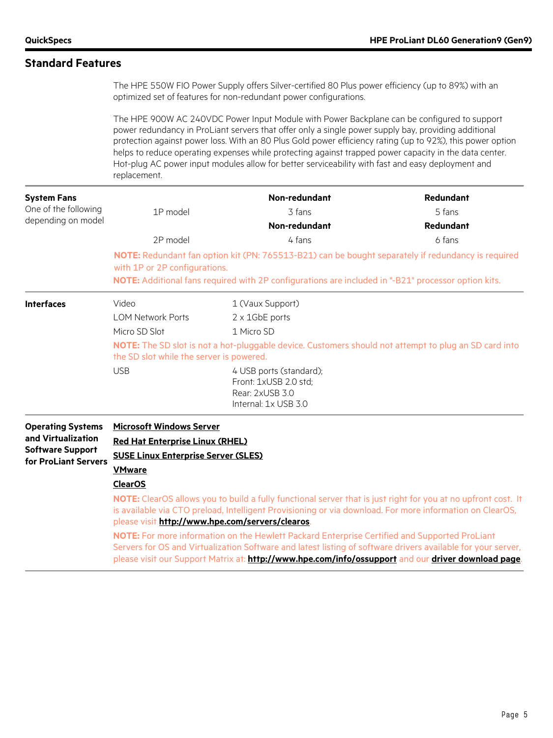## Standard Features

The HPE 550W FIO Power Supply offers Silver-certified 80 Plus power efficiency (up to 89%) with an optimized set of features for non-redundant power configurations.

The HPE 900W AC 240VDC Power Input Module with Power Backplane can be configured to support power redundancy in ProLiant servers that offer only a single power supply bay, providing additional protection against power loss. With an 80 Plus Gold power efficiency rating (up to 92%), this power option helps to reduce operating expenses while protecting against trapped power capacity in the data center. Hot-plug AC power input modules allow for better serviceability with fast and easy deployment and replacement.

**System Fans**

One of the following depending on model

| | **Non-redundant** | **Redundant** |
|---|---|---|
| 1P model | 3 fans | 5 fans |
| | **Non-redundant** | **Redundant** |
| 2P model | 4 fans | 6 fans |

**NOTE:** Redundant fan option kit (PN: 765513-B21) can be bought separately if redundancy is required with 1P or 2P configurations.

**NOTE:** Additional fans required with 2P configurations are included in "-B21" processor option kits.

**Interfaces**

| | |
|---|---|
| Video | 1 (Vaux Support) |
| LOM Network Ports | 2 x 1GbE ports |
| Micro SD Slot | 1 Micro SD |

**NOTE:** The SD slot is not a hot-pluggable device. Customers should not attempt to plug an SD card into the SD slot while the server is powered.

| | |
|---|---|
| USB | 4 USB ports (standard);<br>Front: 1xUSB 2.0 std;<br>Rear: 2xUSB 3.0<br>Internal: 1x USB 3.0 |

**Operating Systems and Virtualization Software Support for ProLiant Servers**

**Microsoft Windows Server**

**Red Hat Enterprise Linux (RHEL)**

**SUSE Linux Enterprise Server (SLES)**

**VMware**

**ClearOS**

**NOTE:** ClearOS allows you to build a fully functional server that is just right for you at no upfront cost. It is available via CTO preload, Intelligent Provisioning or via download. For more information on ClearOS, please visit **http://www.hpe.com/servers/clearos**.

**NOTE:** For more information on the Hewlett Packard Enterprise Certified and Supported ProLiant Servers for OS and Virtualization Software and latest listing of software drivers available for your server, please visit our Support Matrix at: **http://www.hpe.com/info/ossupport** and our **driver download page**.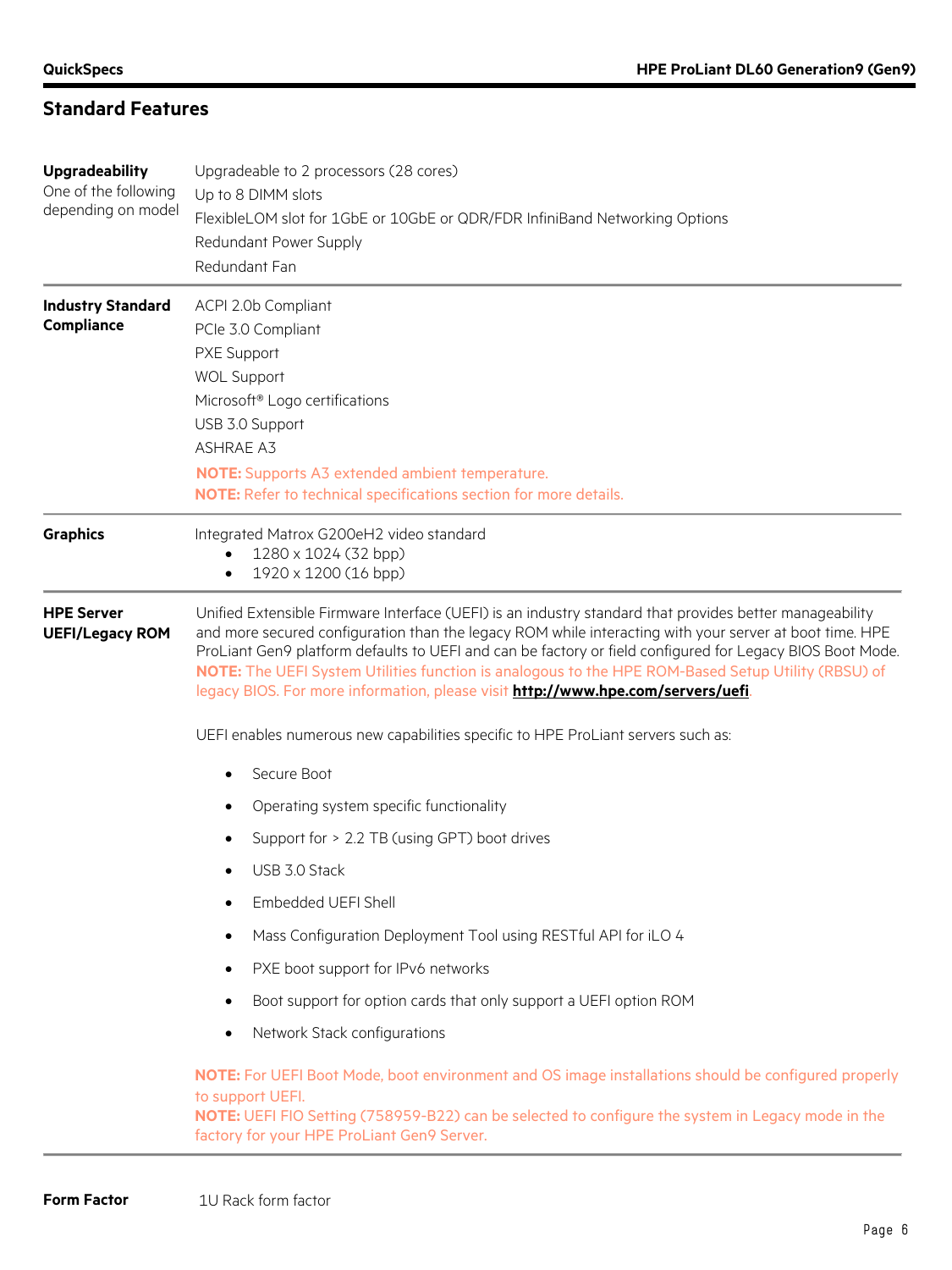## Standard Features

| | |
|---|---|
| **Upgradeability** One of the following depending on model | Upgradeable to 2 processors (28 cores)<br>Up to 8 DIMM slots<br>FlexibleLOM slot for 1GbE or 10GbE or QDR/FDR InfiniBand Networking Options<br>Redundant Power Supply<br>Redundant Fan |
| **Industry Standard Compliance** | ACPI 2.0b Compliant<br>PCIe 3.0 Compliant<br>PXE Support<br>WOL Support<br>Microsoft® Logo certifications<br>USB 3.0 Support<br>ASHRAE A3<br>**NOTE:** Supports A3 extended ambient temperature.<br>**NOTE:** Refer to technical specifications section for more details. |
| **Graphics** | Integrated Matrox G200eH2 video standard<br>• 1280 x 1024 (32 bpp)<br>• 1920 x 1200 (16 bpp) |
| **HPE Server UEFI/Legacy ROM** | Unified Extensible Firmware Interface (UEFI) is an industry standard that provides better manageability and more secured configuration than the legacy ROM while interacting with your server at boot time. HPE ProLiant Gen9 platform defaults to UEFI and can be factory or field configured for Legacy BIOS Boot Mode.<br>**NOTE:** The UEFI System Utilities function is analogous to the HPE ROM-Based Setup Utility (RBSU) of legacy BIOS. For more information, please visit **http://www.hpe.com/servers/uefi**.<br><br>UEFI enables numerous new capabilities specific to HPE ProLiant servers such as:<br>• Secure Boot<br>• Operating system specific functionality<br>• Support for > 2.2 TB (using GPT) boot drives<br>• USB 3.0 Stack<br>• Embedded UEFI Shell<br>• Mass Configuration Deployment Tool using RESTful API for iLO 4<br>• PXE boot support for IPv6 networks<br>• Boot support for option cards that only support a UEFI option ROM<br>• Network Stack configurations<br><br>**NOTE:** For UEFI Boot Mode, boot environment and OS image installations should be configured properly to support UEFI.<br>**NOTE:** UEFI FIO Setting (758959-B22) can be selected to configure the system in Legacy mode in the factory for your HPE ProLiant Gen9 Server. |
| **Form Factor** | 1U Rack form factor |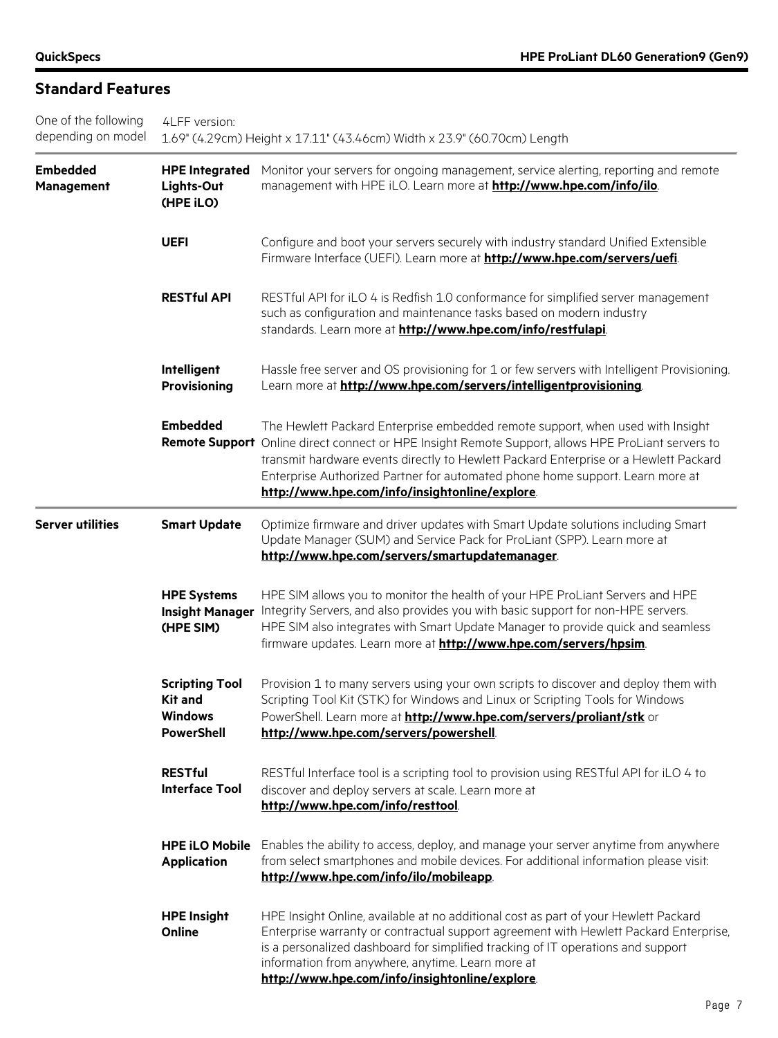## Standard Features

| | | |
|---|---|---|
| One of the following depending on model | 4LFF version: 1.69" (4.29cm) Height x 17.11" (43.46cm) Width x 23.9" (60.70cm) Length | |
| **Embedded Management** | **HPE Integrated Lights-Out (HPE iLO)** | Monitor your servers for ongoing management, service alerting, reporting and remote management with HPE iLO. Learn more at **http://www.hpe.com/info/ilo**. |
| | **UEFI** | Configure and boot your servers securely with industry standard Unified Extensible Firmware Interface (UEFI). Learn more at **http://www.hpe.com/servers/uefi**. |
| | **RESTful API** | RESTful API for iLO 4 is Redfish 1.0 conformance for simplified server management such as configuration and maintenance tasks based on modern industry standards. Learn more at **http://www.hpe.com/info/restfulapi**. |
| | **Intelligent Provisioning** | Hassle free server and OS provisioning for 1 or few servers with Intelligent Provisioning. Learn more at **http://www.hpe.com/servers/intelligentprovisioning**. |
| | **Embedded Remote Support** | The Hewlett Packard Enterprise embedded remote support, when used with Insight Online direct connect or HPE Insight Remote Support, allows HPE ProLiant servers to transmit hardware events directly to Hewlett Packard Enterprise or a Hewlett Packard Enterprise Authorized Partner for automated phone home support. Learn more at **http://www.hpe.com/info/insightonline/explore**. |
| **Server utilities** | **Smart Update** | Optimize firmware and driver updates with Smart Update solutions including Smart Update Manager (SUM) and Service Pack for ProLiant (SPP). Learn more at **http://www.hpe.com/servers/smartupdatemanager**. |
| | **HPE Systems Insight Manager (HPE SIM)** | HPE SIM allows you to monitor the health of your HPE ProLiant Servers and HPE Integrity Servers, and also provides you with basic support for non-HPE servers. HPE SIM also integrates with Smart Update Manager to provide quick and seamless firmware updates. Learn more at **http://www.hpe.com/servers/hpsim**. |
| | **Scripting Tool Kit and Windows PowerShell** | Provision 1 to many servers using your own scripts to discover and deploy them with Scripting Tool Kit (STK) for Windows and Linux or Scripting Tools for Windows PowerShell. Learn more at **http://www.hpe.com/servers/proliant/stk** or **http://www.hpe.com/servers/powershell**. |
| | **RESTful Interface Tool** | RESTful Interface tool is a scripting tool to provision using RESTful API for iLO 4 to discover and deploy servers at scale. Learn more at **http://www.hpe.com/info/resttool**. |
| | **HPE iLO Mobile Application** | Enables the ability to access, deploy, and manage your server anytime from anywhere from select smartphones and mobile devices. For additional information please visit: **http://www.hpe.com/info/ilo/mobileapp**. |
| | **HPE Insight Online** | HPE Insight Online, available at no additional cost as part of your Hewlett Packard Enterprise warranty or contractual support agreement with Hewlett Packard Enterprise, is a personalized dashboard for simplified tracking of IT operations and support information from anywhere, anytime. Learn more at **http://www.hpe.com/info/insightonline/explore**. |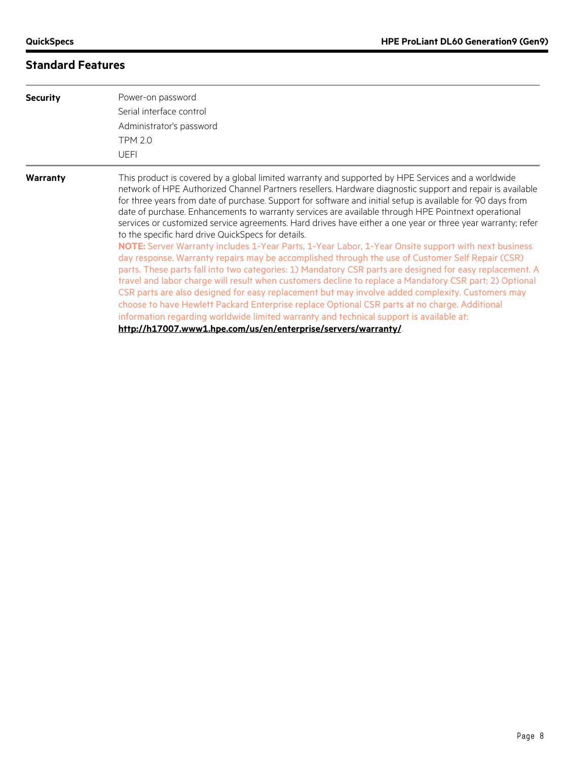## Standard Features

| | |
|---|---|
| **Security** | Power-on password<br>Serial interface control<br>Administrator's password<br>TPM 2.0<br>UEFI |
| **Warranty** | This product is covered by a global limited warranty and supported by HPE Services and a worldwide network of HPE Authorized Channel Partners resellers. Hardware diagnostic support and repair is available for three years from date of purchase. Support for software and initial setup is available for 90 days from date of purchase. Enhancements to warranty services are available through HPE Pointnext operational services or customized service agreements. Hard drives have either a one year or three year warranty; refer to the specific hard drive QuickSpecs for details.<br>**NOTE:** Server Warranty includes 1-Year Parts, 1-Year Labor, 1-Year Onsite support with next business day response. Warranty repairs may be accomplished through the use of Customer Self Repair (CSR) parts. These parts fall into two categories: 1) Mandatory CSR parts are designed for easy replacement. A travel and labor charge will result when customers decline to replace a Mandatory CSR part; 2) Optional CSR parts are also designed for easy replacement but may involve added complexity. Customers may choose to have Hewlett Packard Enterprise replace Optional CSR parts at no charge. Additional information regarding worldwide limited warranty and technical support is available at: **http://h17007.www1.hpe.com/us/en/enterprise/servers/warranty/**. |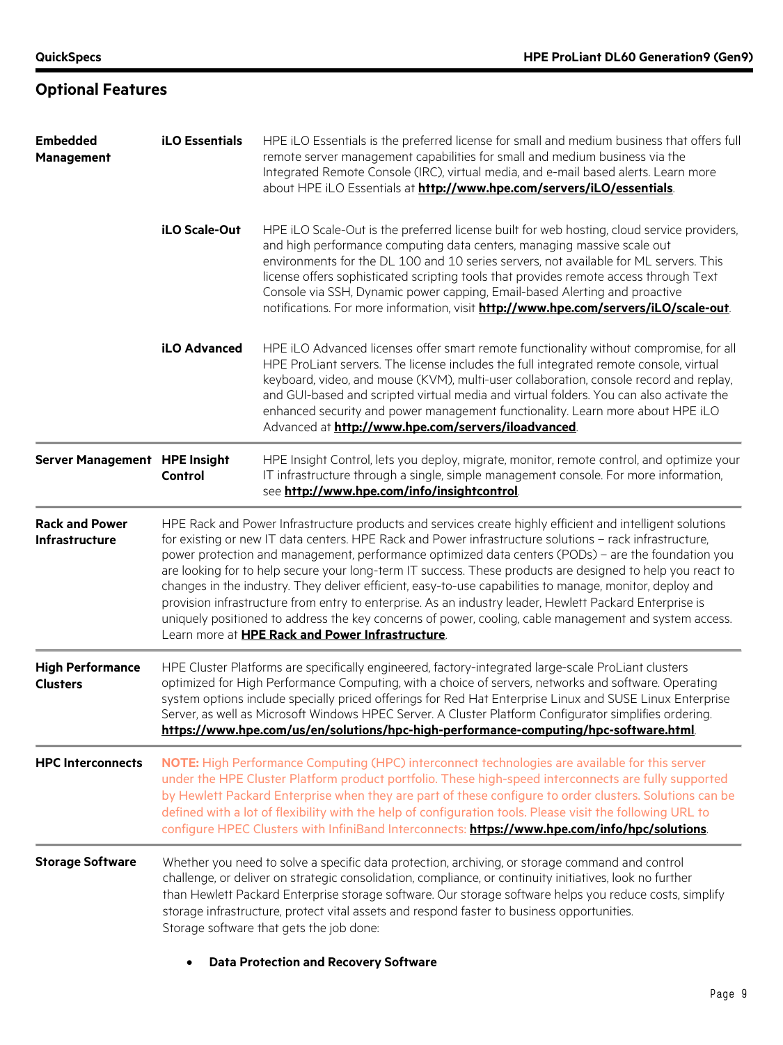## Optional Features

| | | |
|---|---|---|
| **Embedded Management** | **iLO Essentials** | HPE iLO Essentials is the preferred license for small and medium business that offers full remote server management capabilities for small and medium business via the Integrated Remote Console (IRC), virtual media, and e-mail based alerts. Learn more about HPE iLO Essentials at **http://www.hpe.com/servers/iLO/essentials**. |
| | **iLO Scale-Out** | HPE iLO Scale-Out is the preferred license built for web hosting, cloud service providers, and high performance computing data centers, managing massive scale out environments for the DL 100 and 10 series servers, not available for ML servers. This license offers sophisticated scripting tools that provides remote access through Text Console via SSH, Dynamic power capping, Email-based Alerting and proactive notifications. For more information, visit **http://www.hpe.com/servers/iLO/scale-out**. |
| | **iLO Advanced** | HPE iLO Advanced licenses offer smart remote functionality without compromise, for all HPE ProLiant servers. The license includes the full integrated remote console, virtual keyboard, video, and mouse (KVM), multi-user collaboration, console record and replay, and GUI-based and scripted virtual media and virtual folders. You can also activate the enhanced security and power management functionality. Learn more about HPE iLO Advanced at **http://www.hpe.com/servers/iloadvanced**. |
| **Server Management** | **HPE Insight Control** | HPE Insight Control, lets you deploy, migrate, monitor, remote control, and optimize your IT infrastructure through a single, simple management console. For more information, see **http://www.hpe.com/info/insightcontrol**. |

**Rack and Power Infrastructure**

HPE Rack and Power Infrastructure products and services create highly efficient and intelligent solutions for existing or new IT data centers. HPE Rack and Power infrastructure solutions – rack infrastructure, power protection and management, performance optimized data centers (PODs) – are the foundation you are looking for to help secure your long-term IT success. These products are designed to help you react to changes in the industry. They deliver efficient, easy-to-use capabilities to manage, monitor, deploy and provision infrastructure from entry to enterprise. As an industry leader, Hewlett Packard Enterprise is uniquely positioned to address the key concerns of power, cooling, cable management and system access. Learn more at **HPE Rack and Power Infrastructure**.

**High Performance Clusters**

HPE Cluster Platforms are specifically engineered, factory-integrated large-scale ProLiant clusters optimized for High Performance Computing, with a choice of servers, networks and software. Operating system options include specially priced offerings for Red Hat Enterprise Linux and SUSE Linux Enterprise Server, as well as Microsoft Windows HPEC Server. A Cluster Platform Configurator simplifies ordering. **https://www.hpe.com/us/en/solutions/hpc-high-performance-computing/hpc-software.html**.

**HPC Interconnects**

**NOTE:** High Performance Computing (HPC) interconnect technologies are available for this server under the HPE Cluster Platform product portfolio. These high-speed interconnects are fully supported by Hewlett Packard Enterprise when they are part of these configure to order clusters. Solutions can be defined with a lot of flexibility with the help of configuration tools. Please visit the following URL to configure HPEC Clusters with InfiniBand Interconnects: **https://www.hpe.com/info/hpc/solutions**.

**Storage Software**

Whether you need to solve a specific data protection, archiving, or storage command and control challenge, or deliver on strategic consolidation, compliance, or continuity initiatives, look no further than Hewlett Packard Enterprise storage software. Our storage software helps you reduce costs, simplify storage infrastructure, protect vital assets and respond faster to business opportunities.
Storage software that gets the job done:

- **Data Protection and Recovery Software**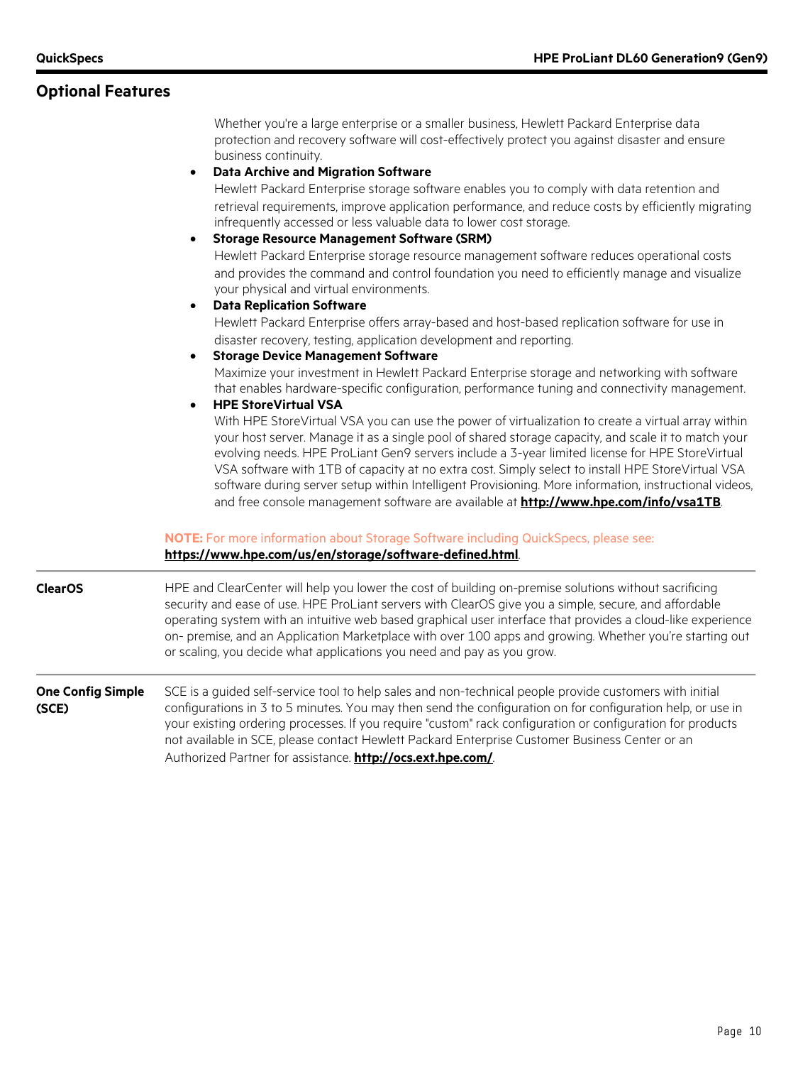## Optional Features

Whether you're a large enterprise or a smaller business, Hewlett Packard Enterprise data protection and recovery software will cost-effectively protect you against disaster and ensure business continuity.

- **Data Archive and Migration Software**
  Hewlett Packard Enterprise storage software enables you to comply with data retention and retrieval requirements, improve application performance, and reduce costs by efficiently migrating infrequently accessed or less valuable data to lower cost storage.
- **Storage Resource Management Software (SRM)**
  Hewlett Packard Enterprise storage resource management software reduces operational costs and provides the command and control foundation you need to efficiently manage and visualize your physical and virtual environments.
- **Data Replication Software**
  Hewlett Packard Enterprise offers array-based and host-based replication software for use in disaster recovery, testing, application development and reporting.
- **Storage Device Management Software**
  Maximize your investment in Hewlett Packard Enterprise storage and networking with software that enables hardware-specific configuration, performance tuning and connectivity management.
- **HPE StoreVirtual VSA**
  With HPE StoreVirtual VSA you can use the power of virtualization to create a virtual array within your host server. Manage it as a single pool of shared storage capacity, and scale it to match your evolving needs. HPE ProLiant Gen9 servers include a 3-year limited license for HPE StoreVirtual VSA software with 1TB of capacity at no extra cost. Simply select to install HPE StoreVirtual VSA software during server setup within Intelligent Provisioning. More information, instructional videos, and free console management software are available at **http://www.hpe.com/info/vsa1TB**.

**NOTE:** For more information about Storage Software including QuickSpecs, please see: **https://www.hpe.com/us/en/storage/software-defined.html**.

### ClearOS

HPE and ClearCenter will help you lower the cost of building on-premise solutions without sacrificing security and ease of use. HPE ProLiant servers with ClearOS give you a simple, secure, and affordable operating system with an intuitive web based graphical user interface that provides a cloud-like experience on- premise, and an Application Marketplace with over 100 apps and growing. Whether you're starting out or scaling, you decide what applications you need and pay as you grow.

### One Config Simple (SCE)

SCE is a guided self-service tool to help sales and non-technical people provide customers with initial configurations in 3 to 5 minutes. You may then send the configuration on for configuration help, or use in your existing ordering processes. If you require "custom" rack configuration or configuration for products not available in SCE, please contact Hewlett Packard Enterprise Customer Business Center or an Authorized Partner for assistance. **http://ocs.ext.hpe.com/**.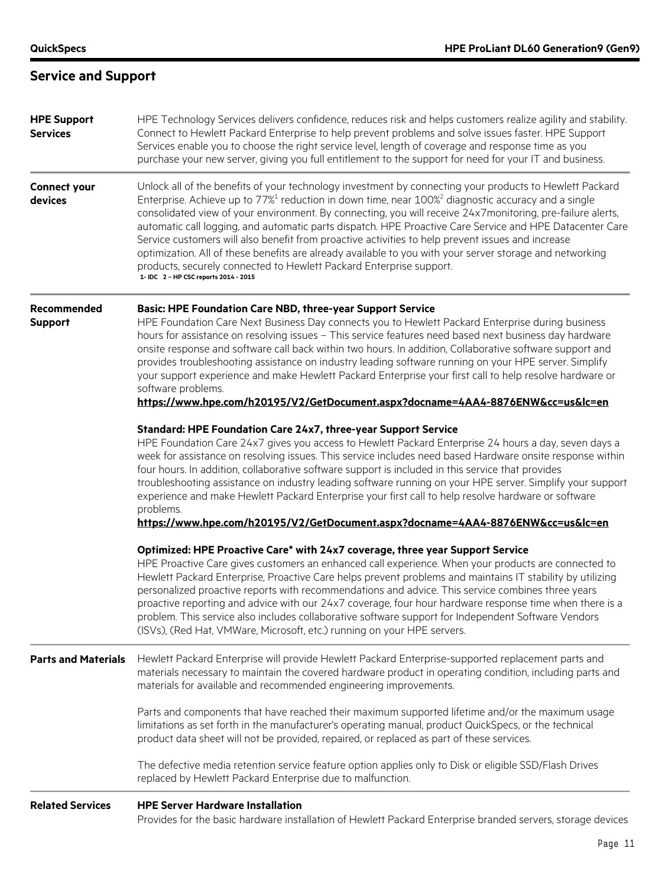## Service and Support

**HPE Support Services**

HPE Technology Services delivers confidence, reduces risk and helps customers realize agility and stability. Connect to Hewlett Packard Enterprise to help prevent problems and solve issues faster. HPE Support Services enable you to choose the right service level, length of coverage and response time as you purchase your new server, giving you full entitlement to the support for need for your IT and business.

**Connect your devices**

Unlock all of the benefits of your technology investment by connecting your products to Hewlett Packard Enterprise. Achieve up to 77%[1] reduction in down time, near 100%[2] diagnostic accuracy and a single consolidated view of your environment. By connecting, you will receive 24x7monitoring, pre-failure alerts, automatic call logging, and automatic parts dispatch. HPE Proactive Care Service and HPE Datacenter Care Service customers will also benefit from proactive activities to help prevent issues and increase optimization. All of these benefits are already available to you with your server storage and networking products, securely connected to Hewlett Packard Enterprise support.

**1- IDC 2 – HP CSC reports 2014 - 2015**

**Recommended Support**

**Basic: HPE Foundation Care NBD, three-year Support Service**

HPE Foundation Care Next Business Day connects you to Hewlett Packard Enterprise during business hours for assistance on resolving issues – This service features need based next business day hardware onsite response and software call back within two hours. In addition, Collaborative software support and provides troubleshooting assistance on industry leading software running on your HPE server. Simplify your support experience and make Hewlett Packard Enterprise your first call to help resolve hardware or software problems.

**https://www.hpe.com/h20195/V2/GetDocument.aspx?docname=4AA4-8876ENW&cc=us&lc=en**

**Standard: HPE Foundation Care 24x7, three-year Support Service**

HPE Foundation Care 24x7 gives you access to Hewlett Packard Enterprise 24 hours a day, seven days a week for assistance on resolving issues. This service includes need based Hardware onsite response within four hours. In addition, collaborative software support is included in this service that provides troubleshooting assistance on industry leading software running on your HPE server. Simplify your support experience and make Hewlett Packard Enterprise your first call to help resolve hardware or software problems.

**https://www.hpe.com/h20195/V2/GetDocument.aspx?docname=4AA4-8876ENW&cc=us&lc=en**

**Optimized: HPE Proactive Care* with 24x7 coverage, three year Support Service**

HPE Proactive Care gives customers an enhanced call experience. When your products are connected to Hewlett Packard Enterprise, Proactive Care helps prevent problems and maintains IT stability by utilizing personalized proactive reports with recommendations and advice. This service combines three years proactive reporting and advice with our 24x7 coverage, four hour hardware response time when there is a problem. This service also includes collaborative software support for Independent Software Vendors (ISVs), (Red Hat, VMWare, Microsoft, etc.) running on your HPE servers.

**Parts and Materials**

Hewlett Packard Enterprise will provide Hewlett Packard Enterprise-supported replacement parts and materials necessary to maintain the covered hardware product in operating condition, including parts and materials for available and recommended engineering improvements.

Parts and components that have reached their maximum supported lifetime and/or the maximum usage limitations as set forth in the manufacturer's operating manual, product QuickSpecs, or the technical product data sheet will not be provided, repaired, or replaced as part of these services.

The defective media retention service feature option applies only to Disk or eligible SSD/Flash Drives replaced by Hewlett Packard Enterprise due to malfunction.

**Related Services**

**HPE Server Hardware Installation**

Provides for the basic hardware installation of Hewlett Packard Enterprise branded servers, storage devices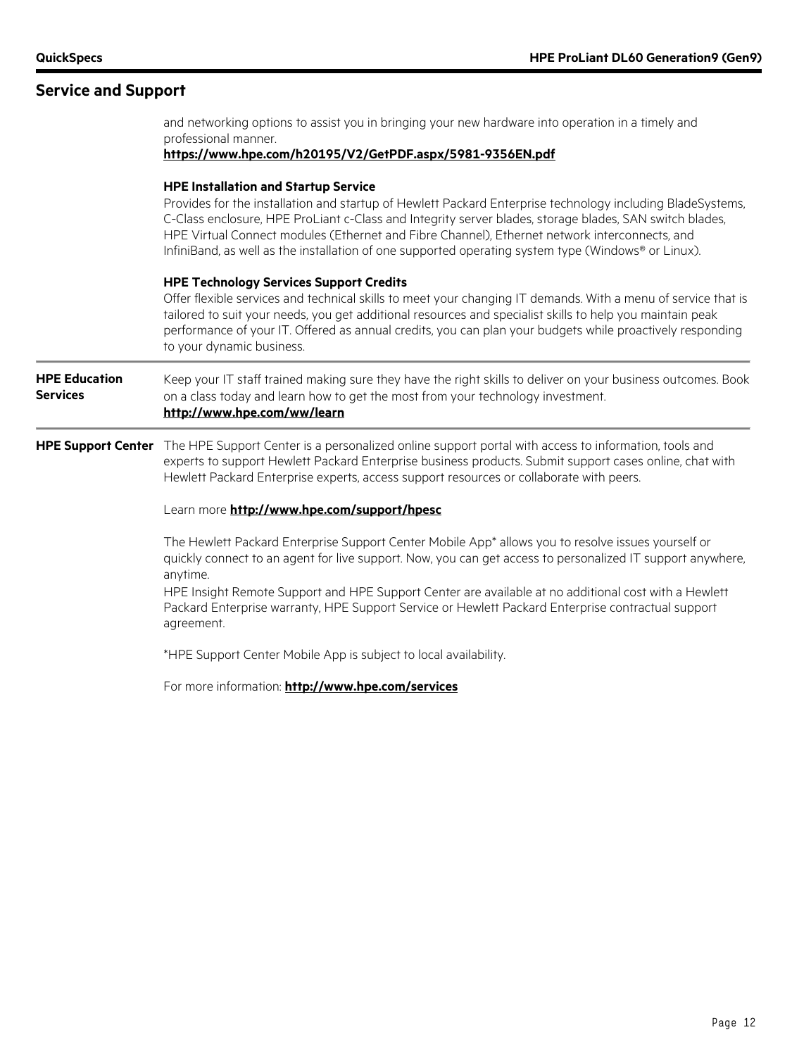## Service and Support

and networking options to assist you in bringing your new hardware into operation in a timely and professional manner.
**https://www.hpe.com/h20195/V2/GetPDF.aspx/5981-9356EN.pdf**

**HPE Installation and Startup Service**
Provides for the installation and startup of Hewlett Packard Enterprise technology including BladeSystems, C-Class enclosure, HPE ProLiant c-Class and Integrity server blades, storage blades, SAN switch blades, HPE Virtual Connect modules (Ethernet and Fibre Channel), Ethernet network interconnects, and InfiniBand, as well as the installation of one supported operating system type (Windows® or Linux).

**HPE Technology Services Support Credits**
Offer flexible services and technical skills to meet your changing IT demands. With a menu of service that is tailored to suit your needs, you get additional resources and specialist skills to help you maintain peak performance of your IT. Offered as annual credits, you can plan your budgets while proactively responding to your dynamic business.

**HPE Education Services**

Keep your IT staff trained making sure they have the right skills to deliver on your business outcomes. Book on a class today and learn how to get the most from your technology investment.
**http://www.hpe.com/ww/learn**

**HPE Support Center**

The HPE Support Center is a personalized online support portal with access to information, tools and experts to support Hewlett Packard Enterprise business products. Submit support cases online, chat with Hewlett Packard Enterprise experts, access support resources or collaborate with peers.

Learn more **http://www.hpe.com/support/hpesc**

The Hewlett Packard Enterprise Support Center Mobile App* allows you to resolve issues yourself or quickly connect to an agent for live support. Now, you can get access to personalized IT support anywhere, anytime.
HPE Insight Remote Support and HPE Support Center are available at no additional cost with a Hewlett Packard Enterprise warranty, HPE Support Service or Hewlett Packard Enterprise contractual support agreement.

*HPE Support Center Mobile App is subject to local availability.

For more information: **http://www.hpe.com/services**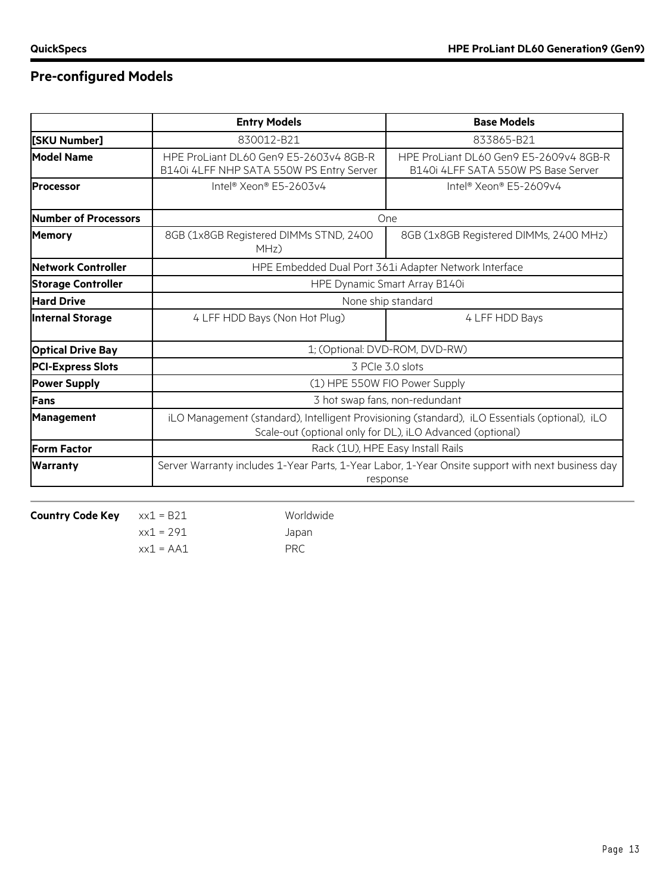## Pre-configured Models

| | Entry Models | Base Models |
|---|---|---|
| [SKU Number] | 830012-B21 | 833865-B21 |
| Model Name | HPE ProLiant DL60 Gen9 E5-2603v4 8GB-R B140i 4LFF NHP SATA 550W PS Entry Server | HPE ProLiant DL60 Gen9 E5-2609v4 8GB-R B140i 4LFF SATA 550W PS Base Server |
| Processor | Intel® Xeon® E5-2603v4 | Intel® Xeon® E5-2609v4 |
| Number of Processors | One | |
| Memory | 8GB (1x8GB Registered DIMMs STND, 2400 MHz) | 8GB (1x8GB Registered DIMMs, 2400 MHz) |
| Network Controller | HPE Embedded Dual Port 361i Adapter Network Interface | |
| Storage Controller | HPE Dynamic Smart Array B140i | |
| Hard Drive | None ship standard | |
| Internal Storage | 4 LFF HDD Bays (Non Hot Plug) | 4 LFF HDD Bays |
| Optical Drive Bay | 1; (Optional: DVD-ROM, DVD-RW) | |
| PCI-Express Slots | 3 PCIe 3.0 slots | |
| Power Supply | (1) HPE 550W FIO Power Supply | |
| Fans | 3 hot swap fans, non-redundant | |
| Management | iLO Management (standard), Intelligent Provisioning (standard), iLO Essentials (optional), iLO Scale-out (optional only for DL), iLO Advanced (optional) | |
| Form Factor | Rack (1U), HPE Easy Install Rails | |
| Warranty | Server Warranty includes 1-Year Parts, 1-Year Labor, 1-Year Onsite support with next business day response | |

**Country Code Key**

| | |
|---|---|
| xx1 = B21 | Worldwide |
| xx1 = 291 | Japan |
| xx1 = AA1 | PRC |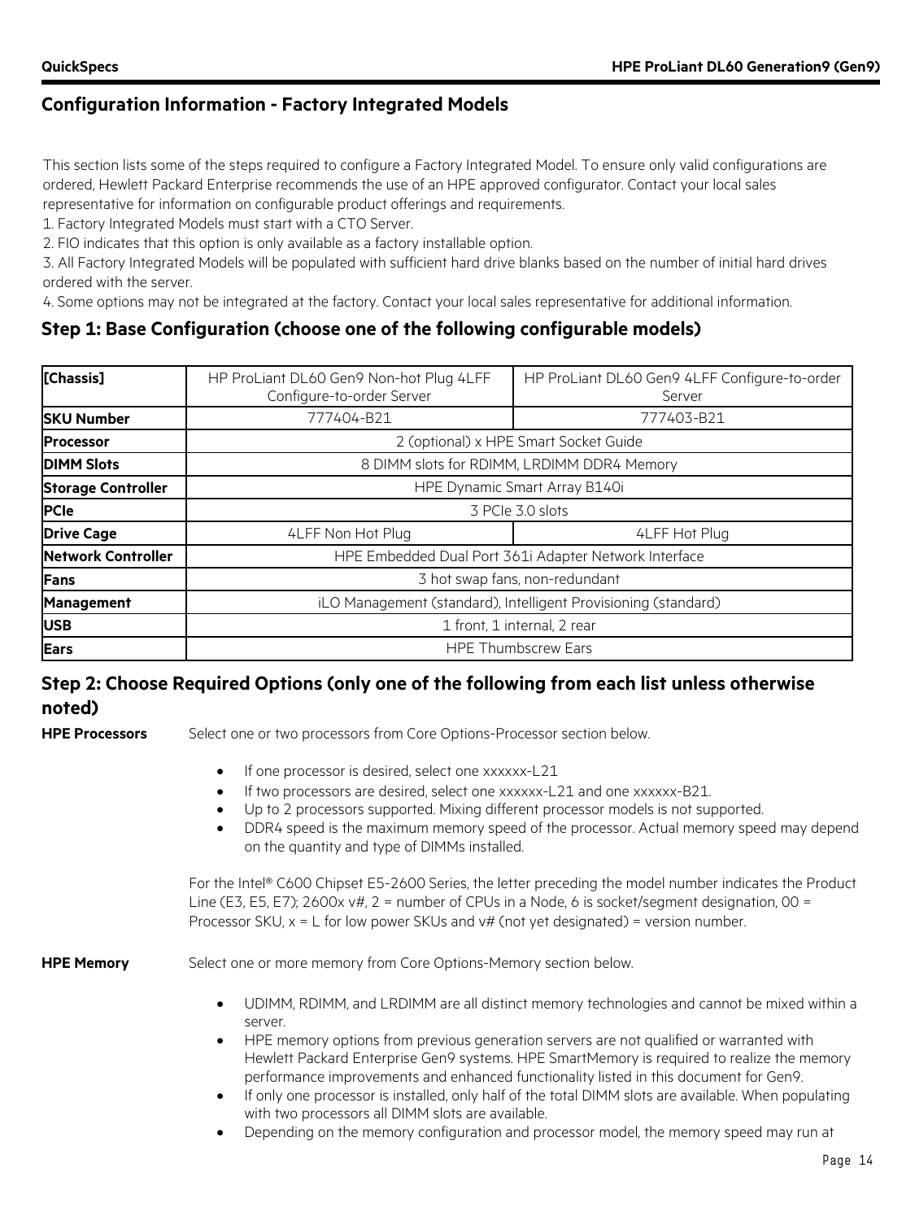## Configuration Information - Factory Integrated Models

This section lists some of the steps required to configure a Factory Integrated Model. To ensure only valid configurations are ordered, Hewlett Packard Enterprise recommends the use of an HPE approved configurator. Contact your local sales representative for information on configurable product offerings and requirements.

1. Factory Integrated Models must start with a CTO Server.
2. FIO indicates that this option is only available as a factory installable option.
3. All Factory Integrated Models will be populated with sufficient hard drive blanks based on the number of initial hard drives ordered with the server.
4. Some options may not be integrated at the factory. Contact your local sales representative for additional information.

### Step 1: Base Configuration (choose one of the following configurable models)

| [Chassis] | HP ProLiant DL60 Gen9 Non-hot Plug 4LFF Configure-to-order Server | HP ProLiant DL60 Gen9 4LFF Configure-to-order Server |
|---|---|---|
| **SKU Number** | 777404-B21 | 777403-B21 |
| **Processor** | 2 (optional) x HPE Smart Socket Guide | |
| **DIMM Slots** | 8 DIMM slots for RDIMM, LRDIMM DDR4 Memory | |
| **Storage Controller** | HPE Dynamic Smart Array B140i | |
| **PCIe** | 3 PCIe 3.0 slots | |
| **Drive Cage** | 4LFF Non Hot Plug | 4LFF Hot Plug |
| **Network Controller** | HPE Embedded Dual Port 361i Adapter Network Interface | |
| **Fans** | 3 hot swap fans, non-redundant | |
| **Management** | iLO Management (standard), Intelligent Provisioning (standard) | |
| **USB** | 1 front, 1 internal, 2 rear | |
| **Ears** | HPE Thumbscrew Ears | |

### Step 2: Choose Required Options (only one of the following from each list unless otherwise noted)

**HPE Processors**

Select one or two processors from Core Options-Processor section below.

- If one processor is desired, select one xxxxxx-L21
- If two processors are desired, select one xxxxxx-L21 and one xxxxxx-B21.
- Up to 2 processors supported. Mixing different processor models is not supported.
- DDR4 speed is the maximum memory speed of the processor. Actual memory speed may depend on the quantity and type of DIMMs installed.

For the Intel® C600 Chipset E5-2600 Series, the letter preceding the model number indicates the Product Line (E3, E5, E7); 2600x v#, 2 = number of CPUs in a Node, 6 is socket/segment designation, 00 = Processor SKU, x = L for low power SKUs and v# (not yet designated) = version number.

**HPE Memory**

Select one or more memory from Core Options-Memory section below.

- UDIMM, RDIMM, and LRDIMM are all distinct memory technologies and cannot be mixed within a server.
- HPE memory options from previous generation servers are not qualified or warranted with Hewlett Packard Enterprise Gen9 systems. HPE SmartMemory is required to realize the memory performance improvements and enhanced functionality listed in this document for Gen9.
- If only one processor is installed, only half of the total DIMM slots are available. When populating with two processors all DIMM slots are available.
- Depending on the memory configuration and processor model, the memory speed may run at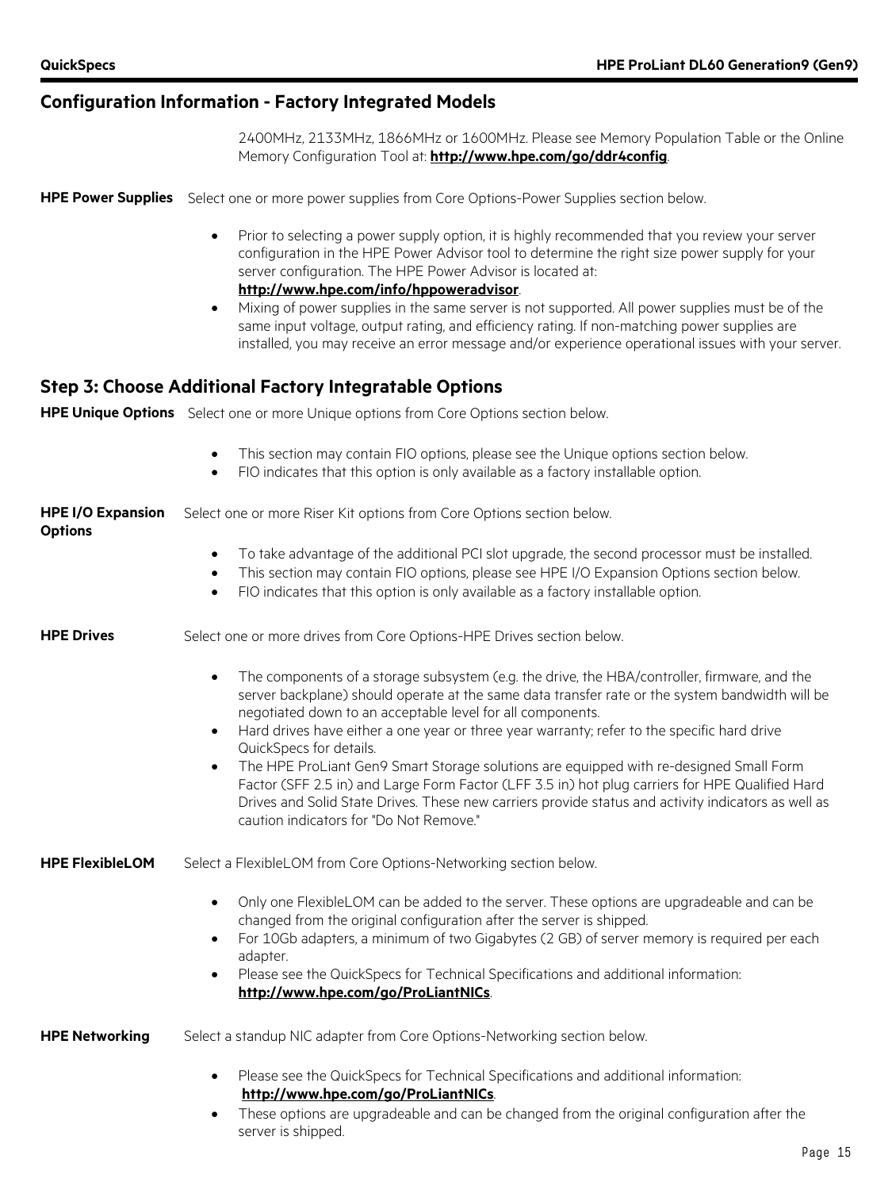## Configuration Information - Factory Integrated Models

2400MHz, 2133MHz, 1866MHz or 1600MHz. Please see Memory Population Table or the Online Memory Configuration Tool at: **http://www.hpe.com/go/ddr4config**.

**HPE Power Supplies** Select one or more power supplies from Core Options-Power Supplies section below.

- Prior to selecting a power supply option, it is highly recommended that you review your server configuration in the HPE Power Advisor tool to determine the right size power supply for your server configuration. The HPE Power Advisor is located at: **http://www.hpe.com/info/hppoweradvisor**.
- Mixing of power supplies in the same server is not supported. All power supplies must be of the same input voltage, output rating, and efficiency rating. If non-matching power supplies are installed, you may receive an error message and/or experience operational issues with your server.

## Step 3: Choose Additional Factory Integratable Options

**HPE Unique Options** Select one or more Unique options from Core Options section below.

- This section may contain FIO options, please see the Unique options section below.
- FIO indicates that this option is only available as a factory installable option.

**HPE I/O Expansion Options** Select one or more Riser Kit options from Core Options section below.

- To take advantage of the additional PCI slot upgrade, the second processor must be installed.
- This section may contain FIO options, please see HPE I/O Expansion Options section below.
- FIO indicates that this option is only available as a factory installable option.

**HPE Drives** Select one or more drives from Core Options-HPE Drives section below.

- The components of a storage subsystem (e.g. the drive, the HBA/controller, firmware, and the server backplane) should operate at the same data transfer rate or the system bandwidth will be negotiated down to an acceptable level for all components.
- Hard drives have either a one year or three year warranty; refer to the specific hard drive QuickSpecs for details.
- The HPE ProLiant Gen9 Smart Storage solutions are equipped with re-designed Small Form Factor (SFF 2.5 in) and Large Form Factor (LFF 3.5 in) hot plug carriers for HPE Qualified Hard Drives and Solid State Drives. These new carriers provide status and activity indicators as well as caution indicators for "Do Not Remove."

**HPE FlexibleLOM** Select a FlexibleLOM from Core Options-Networking section below.

- Only one FlexibleLOM can be added to the server. These options are upgradeable and can be changed from the original configuration after the server is shipped.
- For 10Gb adapters, a minimum of two Gigabytes (2 GB) of server memory is required per each adapter.
- Please see the QuickSpecs for Technical Specifications and additional information: **http://www.hpe.com/go/ProLiantNICs**.

**HPE Networking** Select a standup NIC adapter from Core Options-Networking section below.

- Please see the QuickSpecs for Technical Specifications and additional information: **http://www.hpe.com/go/ProLiantNICs**.
- These options are upgradeable and can be changed from the original configuration after the server is shipped.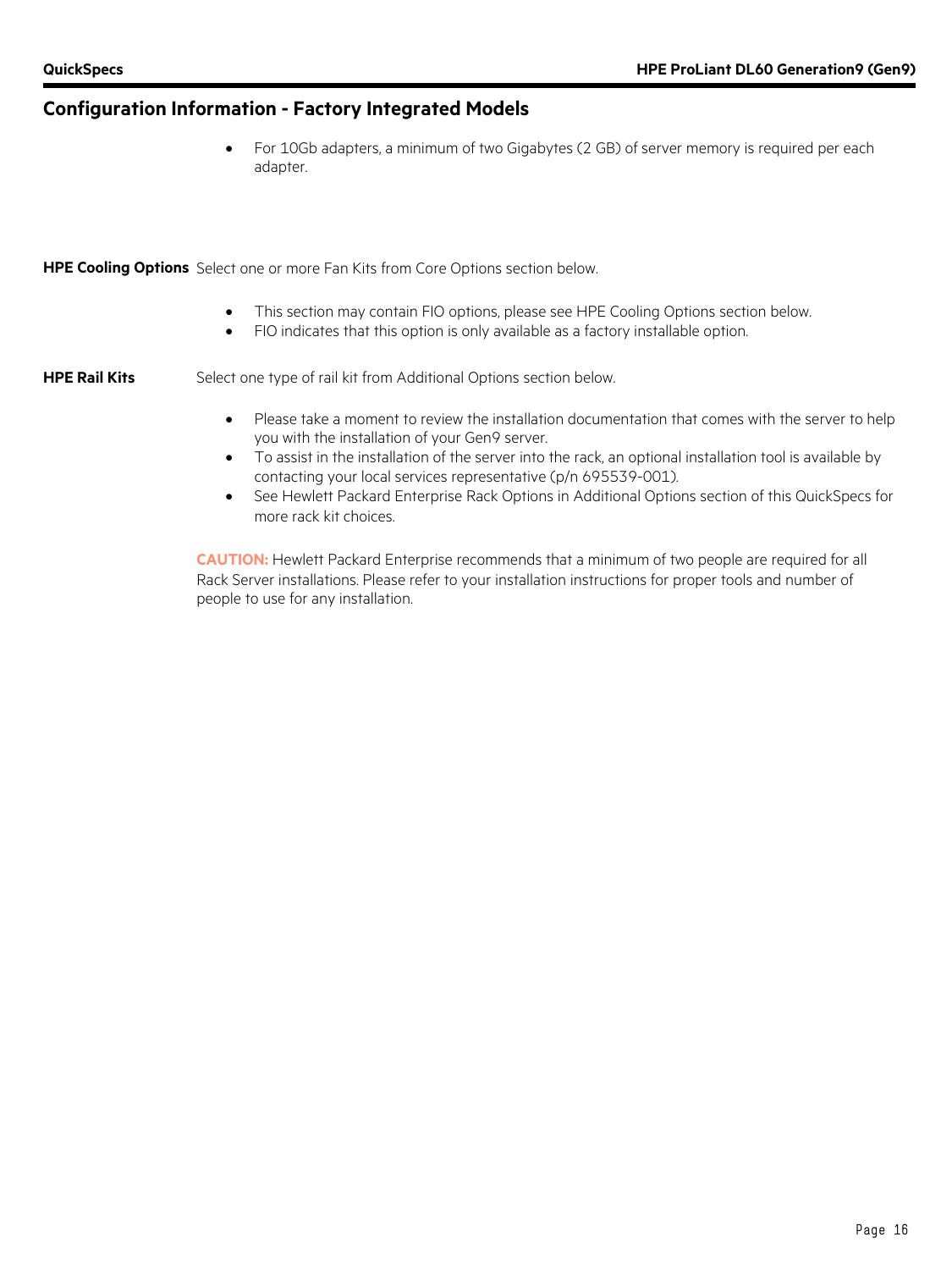## Configuration Information - Factory Integrated Models

- For 10Gb adapters, a minimum of two Gigabytes (2 GB) of server memory is required per each adapter.

**HPE Cooling Options** Select one or more Fan Kits from Core Options section below.

- This section may contain FIO options, please see HPE Cooling Options section below.
- FIO indicates that this option is only available as a factory installable option.

**HPE Rail Kits** Select one type of rail kit from Additional Options section below.

- Please take a moment to review the installation documentation that comes with the server to help you with the installation of your Gen9 server.
- To assist in the installation of the server into the rack, an optional installation tool is available by contacting your local services representative (p/n 695539-001).
- See Hewlett Packard Enterprise Rack Options in Additional Options section of this QuickSpecs for more rack kit choices.

**CAUTION:** Hewlett Packard Enterprise recommends that a minimum of two people are required for all Rack Server installations. Please refer to your installation instructions for proper tools and number of people to use for any installation.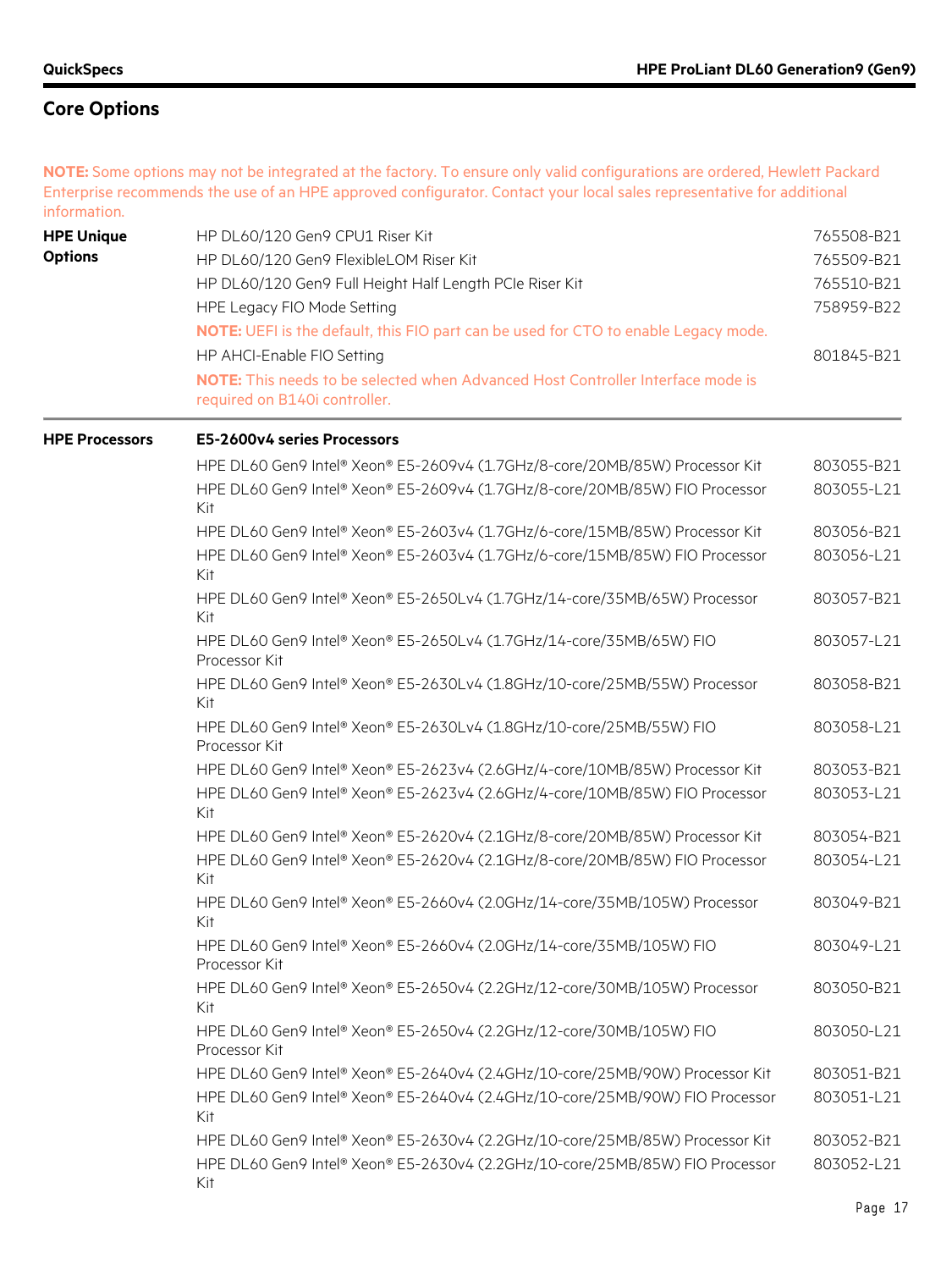## Core Options

**NOTE:** Some options may not be integrated at the factory. To ensure only valid configurations are ordered, Hewlett Packard Enterprise recommends the use of an HPE approved configurator. Contact your local sales representative for additional information.

| | | |
|---|---|---|
| **HPE Unique Options** | HP DL60/120 Gen9 CPU1 Riser Kit | 765508-B21 |
| | HP DL60/120 Gen9 FlexibleLOM Riser Kit | 765509-B21 |
| | HP DL60/120 Gen9 Full Height Half Length PCIe Riser Kit | 765510-B21 |
| | HPE Legacy FIO Mode Setting | 758959-B22 |
| | **NOTE:** UEFI is the default, this FIO part can be used for CTO to enable Legacy mode. | |
| | HP AHCI-Enable FIO Setting | 801845-B21 |
| | **NOTE:** This needs to be selected when Advanced Host Controller Interface mode is required on B140i controller. | |

| | | |
|---|---|---|
| **HPE Processors** | **E5-2600v4 series Processors** | |
| | HPE DL60 Gen9 Intel® Xeon® E5-2609v4 (1.7GHz/8-core/20MB/85W) Processor Kit | 803055-B21 |
| | HPE DL60 Gen9 Intel® Xeon® E5-2609v4 (1.7GHz/8-core/20MB/85W) FIO Processor Kit | 803055-L21 |
| | HPE DL60 Gen9 Intel® Xeon® E5-2603v4 (1.7GHz/6-core/15MB/85W) Processor Kit | 803056-B21 |
| | HPE DL60 Gen9 Intel® Xeon® E5-2603v4 (1.7GHz/6-core/15MB/85W) FIO Processor Kit | 803056-L21 |
| | HPE DL60 Gen9 Intel® Xeon® E5-2650Lv4 (1.7GHz/14-core/35MB/65W) Processor Kit | 803057-B21 |
| | HPE DL60 Gen9 Intel® Xeon® E5-2650Lv4 (1.7GHz/14-core/35MB/65W) FIO Processor Kit | 803057-L21 |
| | HPE DL60 Gen9 Intel® Xeon® E5-2630Lv4 (1.8GHz/10-core/25MB/55W) Processor Kit | 803058-B21 |
| | HPE DL60 Gen9 Intel® Xeon® E5-2630Lv4 (1.8GHz/10-core/25MB/55W) FIO Processor Kit | 803058-L21 |
| | HPE DL60 Gen9 Intel® Xeon® E5-2623v4 (2.6GHz/4-core/10MB/85W) Processor Kit | 803053-B21 |
| | HPE DL60 Gen9 Intel® Xeon® E5-2623v4 (2.6GHz/4-core/10MB/85W) FIO Processor Kit | 803053-L21 |
| | HPE DL60 Gen9 Intel® Xeon® E5-2620v4 (2.1GHz/8-core/20MB/85W) Processor Kit | 803054-B21 |
| | HPE DL60 Gen9 Intel® Xeon® E5-2620v4 (2.1GHz/8-core/20MB/85W) FIO Processor Kit | 803054-L21 |
| | HPE DL60 Gen9 Intel® Xeon® E5-2660v4 (2.0GHz/14-core/35MB/105W) Processor Kit | 803049-B21 |
| | HPE DL60 Gen9 Intel® Xeon® E5-2660v4 (2.0GHz/14-core/35MB/105W) FIO Processor Kit | 803049-L21 |
| | HPE DL60 Gen9 Intel® Xeon® E5-2650v4 (2.2GHz/12-core/30MB/105W) Processor Kit | 803050-B21 |
| | HPE DL60 Gen9 Intel® Xeon® E5-2650v4 (2.2GHz/12-core/30MB/105W) FIO Processor Kit | 803050-L21 |
| | HPE DL60 Gen9 Intel® Xeon® E5-2640v4 (2.4GHz/10-core/25MB/90W) Processor Kit | 803051-B21 |
| | HPE DL60 Gen9 Intel® Xeon® E5-2640v4 (2.4GHz/10-core/25MB/90W) FIO Processor Kit | 803051-L21 |
| | HPE DL60 Gen9 Intel® Xeon® E5-2630v4 (2.2GHz/10-core/25MB/85W) Processor Kit | 803052-B21 |
| | HPE DL60 Gen9 Intel® Xeon® E5-2630v4 (2.2GHz/10-core/25MB/85W) FIO Processor Kit | 803052-L21 |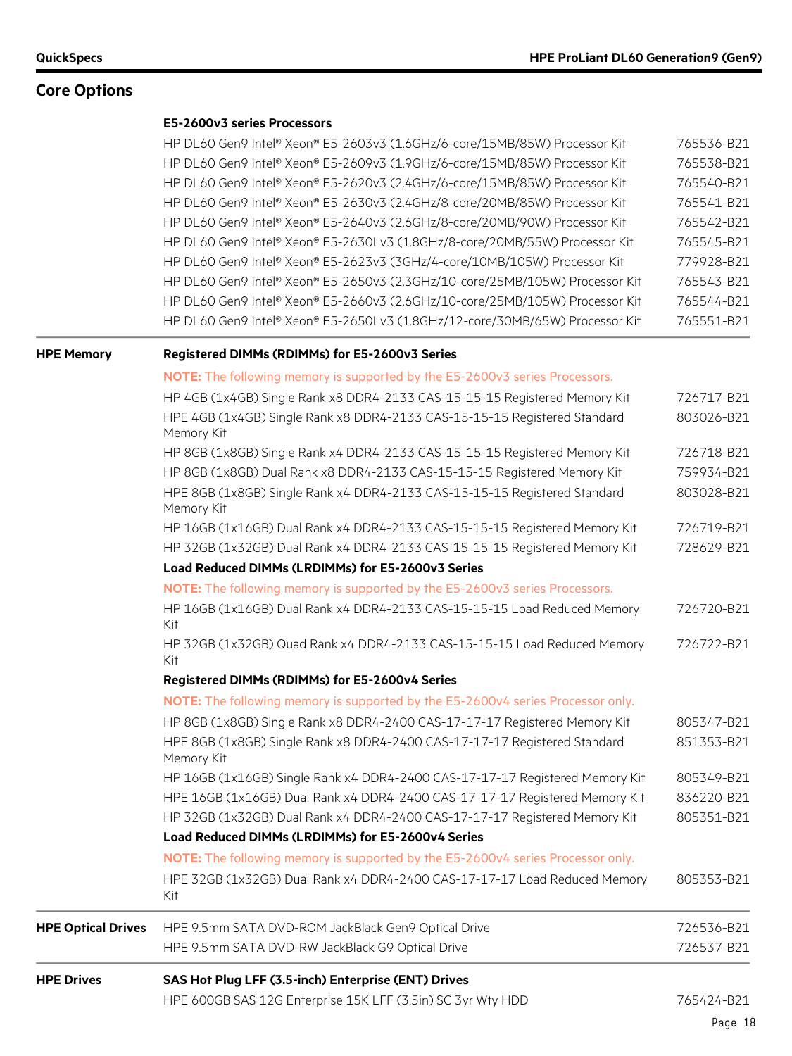## Core Options

| | | |
|---|---|---|
| | **E5-2600v3 series Processors** | |
| | HP DL60 Gen9 Intel® Xeon® E5-2603v3 (1.6GHz/6-core/15MB/85W) Processor Kit | 765536-B21 |
| | HP DL60 Gen9 Intel® Xeon® E5-2609v3 (1.9GHz/6-core/15MB/85W) Processor Kit | 765538-B21 |
| | HP DL60 Gen9 Intel® Xeon® E5-2620v3 (2.4GHz/6-core/15MB/85W) Processor Kit | 765540-B21 |
| | HP DL60 Gen9 Intel® Xeon® E5-2630v3 (2.4GHz/8-core/20MB/85W) Processor Kit | 765541-B21 |
| | HP DL60 Gen9 Intel® Xeon® E5-2640v3 (2.6GHz/8-core/20MB/90W) Processor Kit | 765542-B21 |
| | HP DL60 Gen9 Intel® Xeon® E5-2630Lv3 (1.8GHz/8-core/20MB/55W) Processor Kit | 765545-B21 |
| | HP DL60 Gen9 Intel® Xeon® E5-2623v3 (3GHz/4-core/10MB/105W) Processor Kit | 779928-B21 |
| | HP DL60 Gen9 Intel® Xeon® E5-2650v3 (2.3GHz/10-core/25MB/105W) Processor Kit | 765543-B21 |
| | HP DL60 Gen9 Intel® Xeon® E5-2660v3 (2.6GHz/10-core/25MB/105W) Processor Kit | 765544-B21 |
| | HP DL60 Gen9 Intel® Xeon® E5-2650Lv3 (1.8GHz/12-core/30MB/65W) Processor Kit | 765551-B21 |
| **HPE Memory** | **Registered DIMMs (RDIMMs) for E5-2600v3 Series** | |
| | **NOTE:** The following memory is supported by the E5-2600v3 series Processors. | |
| | HP 4GB (1x4GB) Single Rank x8 DDR4-2133 CAS-15-15-15 Registered Memory Kit | 726717-B21 |
| | HPE 4GB (1x4GB) Single Rank x8 DDR4-2133 CAS-15-15-15 Registered Standard Memory Kit | 803026-B21 |
| | HP 8GB (1x8GB) Single Rank x4 DDR4-2133 CAS-15-15-15 Registered Memory Kit | 726718-B21 |
| | HP 8GB (1x8GB) Dual Rank x8 DDR4-2133 CAS-15-15-15 Registered Memory Kit | 759934-B21 |
| | HPE 8GB (1x8GB) Single Rank x4 DDR4-2133 CAS-15-15-15 Registered Standard Memory Kit | 803028-B21 |
| | HP 16GB (1x16GB) Dual Rank x4 DDR4-2133 CAS-15-15-15 Registered Memory Kit | 726719-B21 |
| | HP 32GB (1x32GB) Dual Rank x4 DDR4-2133 CAS-15-15-15 Registered Memory Kit | 728629-B21 |
| | **Load Reduced DIMMs (LRDIMMs) for E5-2600v3 Series** | |
| | **NOTE:** The following memory is supported by the E5-2600v3 series Processors. | |
| | HP 16GB (1x16GB) Dual Rank x4 DDR4-2133 CAS-15-15-15 Load Reduced Memory Kit | 726720-B21 |
| | HP 32GB (1x32GB) Quad Rank x4 DDR4-2133 CAS-15-15-15 Load Reduced Memory Kit | 726722-B21 |
| | **Registered DIMMs (RDIMMs) for E5-2600v4 Series** | |
| | **NOTE:** The following memory is supported by the E5-2600v4 series Processor only. | |
| | HP 8GB (1x8GB) Single Rank x8 DDR4-2400 CAS-17-17-17 Registered Memory Kit | 805347-B21 |
| | HPE 8GB (1x8GB) Single Rank x8 DDR4-2400 CAS-17-17-17 Registered Standard Memory Kit | 851353-B21 |
| | HP 16GB (1x16GB) Single Rank x4 DDR4-2400 CAS-17-17-17 Registered Memory Kit | 805349-B21 |
| | HPE 16GB (1x16GB) Dual Rank x4 DDR4-2400 CAS-17-17-17 Registered Memory Kit | 836220-B21 |
| | HP 32GB (1x32GB) Dual Rank x4 DDR4-2400 CAS-17-17-17 Registered Memory Kit | 805351-B21 |
| | **Load Reduced DIMMs (LRDIMMs) for E5-2600v4 Series** | |
| | **NOTE:** The following memory is supported by the E5-2600v4 series Processor only. | |
| | HPE 32GB (1x32GB) Dual Rank x4 DDR4-2400 CAS-17-17-17 Load Reduced Memory Kit | 805353-B21 |
| **HPE Optical Drives** | HPE 9.5mm SATA DVD-ROM JackBlack Gen9 Optical Drive | 726536-B21 |
| | HPE 9.5mm SATA DVD-RW JackBlack G9 Optical Drive | 726537-B21 |
| **HPE Drives** | **SAS Hot Plug LFF (3.5-inch) Enterprise (ENT) Drives** | |
| | HPE 600GB SAS 12G Enterprise 15K LFF (3.5in) SC 3yr Wty HDD | 765424-B21 |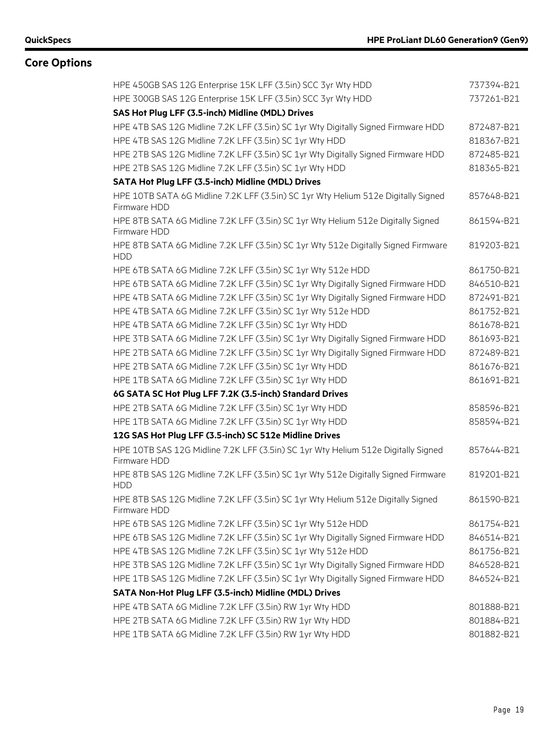## Core Options

| Description | Part Number |
| --- | --- |
| HPE 450GB SAS 12G Enterprise 15K LFF (3.5in) SCC 3yr Wty HDD | 737394-B21 |
| HPE 300GB SAS 12G Enterprise 15K LFF (3.5in) SCC 3yr Wty HDD | 737261-B21 |
| **SAS Hot Plug LFF (3.5-inch) Midline (MDL) Drives** | |
| HPE 4TB SAS 12G Midline 7.2K LFF (3.5in) SC 1yr Wty Digitally Signed Firmware HDD | 872487-B21 |
| HPE 4TB SAS 12G Midline 7.2K LFF (3.5in) SC 1yr Wty HDD | 818367-B21 |
| HPE 2TB SAS 12G Midline 7.2K LFF (3.5in) SC 1yr Wty Digitally Signed Firmware HDD | 872485-B21 |
| HPE 2TB SAS 12G Midline 7.2K LFF (3.5in) SC 1yr Wty HDD | 818365-B21 |
| **SATA Hot Plug LFF (3.5-inch) Midline (MDL) Drives** | |
| HPE 10TB SATA 6G Midline 7.2K LFF (3.5in) SC 1yr Wty Helium 512e Digitally Signed Firmware HDD | 857648-B21 |
| HPE 8TB SATA 6G Midline 7.2K LFF (3.5in) SC 1yr Wty Helium 512e Digitally Signed Firmware HDD | 861594-B21 |
| HPE 8TB SATA 6G Midline 7.2K LFF (3.5in) SC 1yr Wty 512e Digitally Signed Firmware HDD | 819203-B21 |
| HPE 6TB SATA 6G Midline 7.2K LFF (3.5in) SC 1yr Wty 512e HDD | 861750-B21 |
| HPE 6TB SATA 6G Midline 7.2K LFF (3.5in) SC 1yr Wty Digitally Signed Firmware HDD | 846510-B21 |
| HPE 4TB SATA 6G Midline 7.2K LFF (3.5in) SC 1yr Wty Digitally Signed Firmware HDD | 872491-B21 |
| HPE 4TB SATA 6G Midline 7.2K LFF (3.5in) SC 1yr Wty 512e HDD | 861752-B21 |
| HPE 4TB SATA 6G Midline 7.2K LFF (3.5in) SC 1yr Wty HDD | 861678-B21 |
| HPE 3TB SATA 6G Midline 7.2K LFF (3.5in) SC 1yr Wty Digitally Signed Firmware HDD | 861693-B21 |
| HPE 2TB SATA 6G Midline 7.2K LFF (3.5in) SC 1yr Wty Digitally Signed Firmware HDD | 872489-B21 |
| HPE 2TB SATA 6G Midline 7.2K LFF (3.5in) SC 1yr Wty HDD | 861676-B21 |
| HPE 1TB SATA 6G Midline 7.2K LFF (3.5in) SC 1yr Wty HDD | 861691-B21 |
| **6G SATA SC Hot Plug LFF 7.2K (3.5-inch) Standard Drives** | |
| HPE 2TB SATA 6G Midline 7.2K LFF (3.5in) SC 1yr Wty HDD | 858596-B21 |
| HPE 1TB SATA 6G Midline 7.2K LFF (3.5in) SC 1yr Wty HDD | 858594-B21 |
| **12G SAS Hot Plug LFF (3.5-inch) SC 512e Midline Drives** | |
| HPE 10TB SAS 12G Midline 7.2K LFF (3.5in) SC 1yr Wty Helium 512e Digitally Signed Firmware HDD | 857644-B21 |
| HPE 8TB SAS 12G Midline 7.2K LFF (3.5in) SC 1yr Wty 512e Digitally Signed Firmware HDD | 819201-B21 |
| HPE 8TB SAS 12G Midline 7.2K LFF (3.5in) SC 1yr Wty Helium 512e Digitally Signed Firmware HDD | 861590-B21 |
| HPE 6TB SAS 12G Midline 7.2K LFF (3.5in) SC 1yr Wty 512e HDD | 861754-B21 |
| HPE 6TB SAS 12G Midline 7.2K LFF (3.5in) SC 1yr Wty Digitally Signed Firmware HDD | 846514-B21 |
| HPE 4TB SAS 12G Midline 7.2K LFF (3.5in) SC 1yr Wty 512e HDD | 861756-B21 |
| HPE 3TB SAS 12G Midline 7.2K LFF (3.5in) SC 1yr Wty Digitally Signed Firmware HDD | 846528-B21 |
| HPE 1TB SAS 12G Midline 7.2K LFF (3.5in) SC 1yr Wty Digitally Signed Firmware HDD | 846524-B21 |
| **SATA Non-Hot Plug LFF (3.5-inch) Midline (MDL) Drives** | |
| HPE 4TB SATA 6G Midline 7.2K LFF (3.5in) RW 1yr Wty HDD | 801888-B21 |
| HPE 2TB SATA 6G Midline 7.2K LFF (3.5in) RW 1yr Wty HDD | 801884-B21 |
| HPE 1TB SATA 6G Midline 7.2K LFF (3.5in) RW 1yr Wty HDD | 801882-B21 |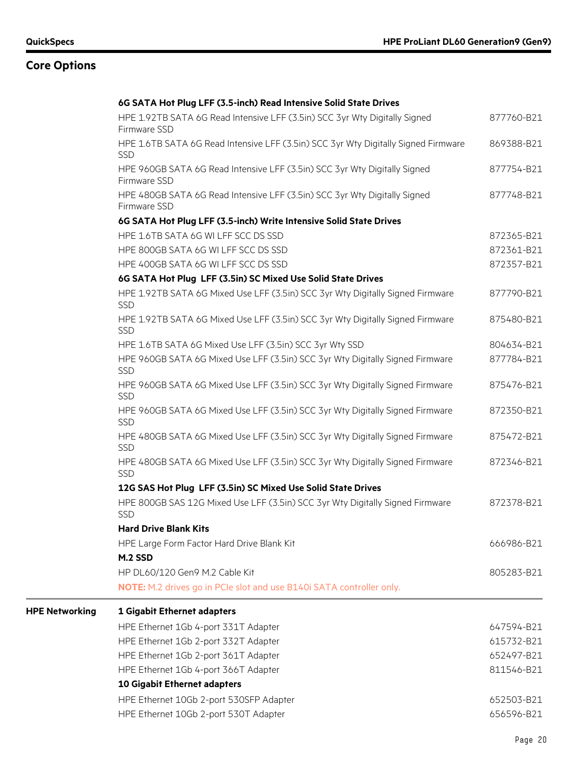## Core Options

### 6G SATA Hot Plug LFF (3.5-inch) Read Intensive Solid State Drives

| Description | Part Number |
|---|---|
| HPE 1.92TB SATA 6G Read Intensive LFF (3.5in) SCC 3yr Wty Digitally Signed Firmware SSD | 877760-B21 |
| HPE 1.6TB SATA 6G Read Intensive LFF (3.5in) SCC 3yr Wty Digitally Signed Firmware SSD | 869388-B21 |
| HPE 960GB SATA 6G Read Intensive LFF (3.5in) SCC 3yr Wty Digitally Signed Firmware SSD | 877754-B21 |
| HPE 480GB SATA 6G Read Intensive LFF (3.5in) SCC 3yr Wty Digitally Signed Firmware SSD | 877748-B21 |

### 6G SATA Hot Plug LFF (3.5-inch) Write Intensive Solid State Drives

| Description | Part Number |
|---|---|
| HPE 1.6TB SATA 6G WI LFF SCC DS SSD | 872365-B21 |
| HPE 800GB SATA 6G WI LFF SCC DS SSD | 872361-B21 |
| HPE 400GB SATA 6G WI LFF SCC DS SSD | 872357-B21 |

### 6G SATA Hot Plug LFF (3.5in) SC Mixed Use Solid State Drives

| Description | Part Number |
|---|---|
| HPE 1.92TB SATA 6G Mixed Use LFF (3.5in) SCC 3yr Wty Digitally Signed Firmware SSD | 877790-B21 |
| HPE 1.92TB SATA 6G Mixed Use LFF (3.5in) SCC 3yr Wty Digitally Signed Firmware SSD | 875480-B21 |
| HPE 1.6TB SATA 6G Mixed Use LFF (3.5in) SCC 3yr Wty SSD | 804634-B21 |
| HPE 960GB SATA 6G Mixed Use LFF (3.5in) SCC 3yr Wty Digitally Signed Firmware SSD | 877784-B21 |
| HPE 960GB SATA 6G Mixed Use LFF (3.5in) SCC 3yr Wty Digitally Signed Firmware SSD | 875476-B21 |
| HPE 960GB SATA 6G Mixed Use LFF (3.5in) SCC 3yr Wty Digitally Signed Firmware SSD | 872350-B21 |
| HPE 480GB SATA 6G Mixed Use LFF (3.5in) SCC 3yr Wty Digitally Signed Firmware SSD | 875472-B21 |
| HPE 480GB SATA 6G Mixed Use LFF (3.5in) SCC 3yr Wty Digitally Signed Firmware SSD | 872346-B21 |

### 12G SAS Hot Plug LFF (3.5in) SC Mixed Use Solid State Drives

| Description | Part Number |
|---|---|
| HPE 800GB SAS 12G Mixed Use LFF (3.5in) SCC 3yr Wty Digitally Signed Firmware SSD | 872378-B21 |

### Hard Drive Blank Kits

| Description | Part Number |
|---|---|
| HPE Large Form Factor Hard Drive Blank Kit | 666986-B21 |

### M.2 SSD

| Description | Part Number |
|---|---|
| HP DL60/120 Gen9 M.2 Cable Kit | 805283-B21 |

**NOTE:** M.2 drives go in PCIe slot and use B140i SATA controller only.

## HPE Networking

### 1 Gigabit Ethernet adapters

| Description | Part Number |
|---|---|
| HPE Ethernet 1Gb 4-port 331T Adapter | 647594-B21 |
| HPE Ethernet 1Gb 2-port 332T Adapter | 615732-B21 |
| HPE Ethernet 1Gb 2-port 361T Adapter | 652497-B21 |
| HPE Ethernet 1Gb 4-port 366T Adapter | 811546-B21 |

### 10 Gigabit Ethernet adapters

| Description | Part Number |
|---|---|
| HPE Ethernet 10Gb 2-port 530SFP Adapter | 652503-B21 |
| HPE Ethernet 10Gb 2-port 530T Adapter | 656596-B21 |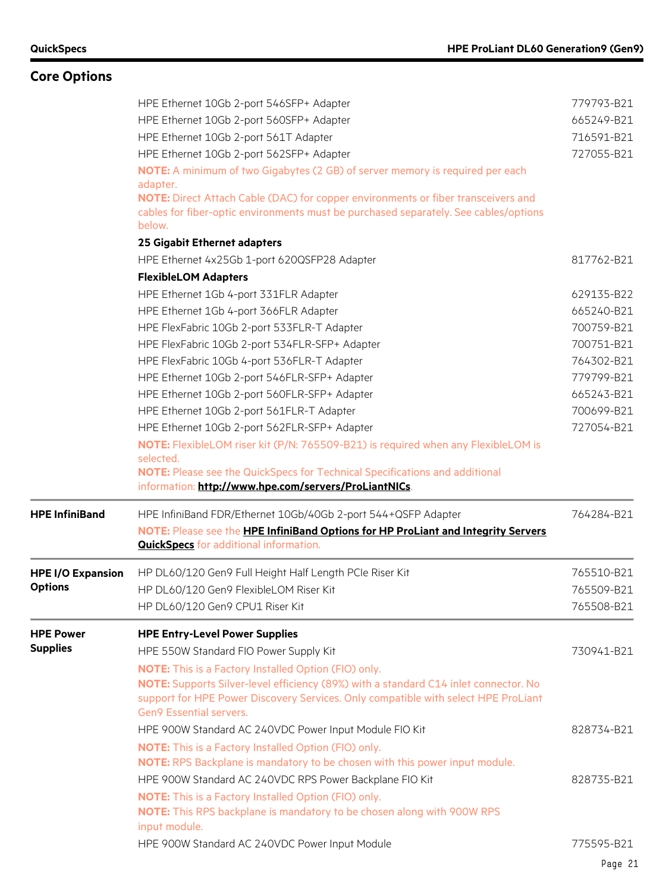## Core Options

| | | |
|---|---|---|
| | HPE Ethernet 10Gb 2-port 546SFP+ Adapter | 779793-B21 |
| | HPE Ethernet 10Gb 2-port 560SFP+ Adapter | 665249-B21 |
| | HPE Ethernet 10Gb 2-port 561T Adapter | 716591-B21 |
| | HPE Ethernet 10Gb 2-port 562SFP+ Adapter | 727055-B21 |
| | **NOTE:** A minimum of two Gigabytes (2 GB) of server memory is required per each adapter.<br>**NOTE:** Direct Attach Cable (DAC) for copper environments or fiber transceivers and cables for fiber-optic environments must be purchased separately. See cables/options below. | |
| | **25 Gigabit Ethernet adapters** | |
| | HPE Ethernet 4x25Gb 1-port 620QSFP28 Adapter | 817762-B21 |
| | **FlexibleLOM Adapters** | |
| | HPE Ethernet 1Gb 4-port 331FLR Adapter | 629135-B22 |
| | HPE Ethernet 1Gb 4-port 366FLR Adapter | 665240-B21 |
| | HPE FlexFabric 10Gb 2-port 533FLR-T Adapter | 700759-B21 |
| | HPE FlexFabric 10Gb 2-port 534FLR-SFP+ Adapter | 700751-B21 |
| | HPE FlexFabric 10Gb 4-port 536FLR-T Adapter | 764302-B21 |
| | HPE Ethernet 10Gb 2-port 546FLR-SFP+ Adapter | 779799-B21 |
| | HPE Ethernet 10Gb 2-port 560FLR-SFP+ Adapter | 665243-B21 |
| | HPE Ethernet 10Gb 2-port 561FLR-T Adapter | 700699-B21 |
| | HPE Ethernet 10Gb 2-port 562FLR-SFP+ Adapter | 727054-B21 |
| | **NOTE:** FlexibleLOM riser kit (P/N: 765509-B21) is required when any FlexibleLOM is selected.<br>**NOTE:** Please see the QuickSpecs for Technical Specifications and additional information: **http://www.hpe.com/servers/ProLiantNICs**. | |
| **HPE InfiniBand** | HPE InfiniBand FDR/Ethernet 10Gb/40Gb 2-port 544+QSFP Adapter | 764284-B21 |
| | **NOTE:** Please see the **HPE InfiniBand Options for HP ProLiant and Integrity Servers QuickSpecs** for additional information. | |
| **HPE I/O Expansion Options** | HP DL60/120 Gen9 Full Height Half Length PCIe Riser Kit | 765510-B21 |
| | HP DL60/120 Gen9 FlexibleLOM Riser Kit | 765509-B21 |
| | HP DL60/120 Gen9 CPU1 Riser Kit | 765508-B21 |
| **HPE Power Supplies** | **HPE Entry-Level Power Supplies** | |
| | HPE 550W Standard FIO Power Supply Kit | 730941-B21 |
| | **NOTE:** This is a Factory Installed Option (FIO) only.<br>**NOTE:** Supports Silver-level efficiency (89%) with a standard C14 inlet connector. No support for HPE Power Discovery Services. Only compatible with select HPE ProLiant Gen9 Essential servers. | |
| | HPE 900W Standard AC 240VDC Power Input Module FIO Kit | 828734-B21 |
| | **NOTE:** This is a Factory Installed Option (FIO) only.<br>**NOTE:** RPS Backplane is mandatory to be chosen with this power input module. | |
| | HPE 900W Standard AC 240VDC RPS Power Backplane FIO Kit | 828735-B21 |
| | **NOTE:** This is a Factory Installed Option (FIO) only.<br>**NOTE:** This RPS backplane is mandatory to be chosen along with 900W RPS input module. | |
| | HPE 900W Standard AC 240VDC Power Input Module | 775595-B21 |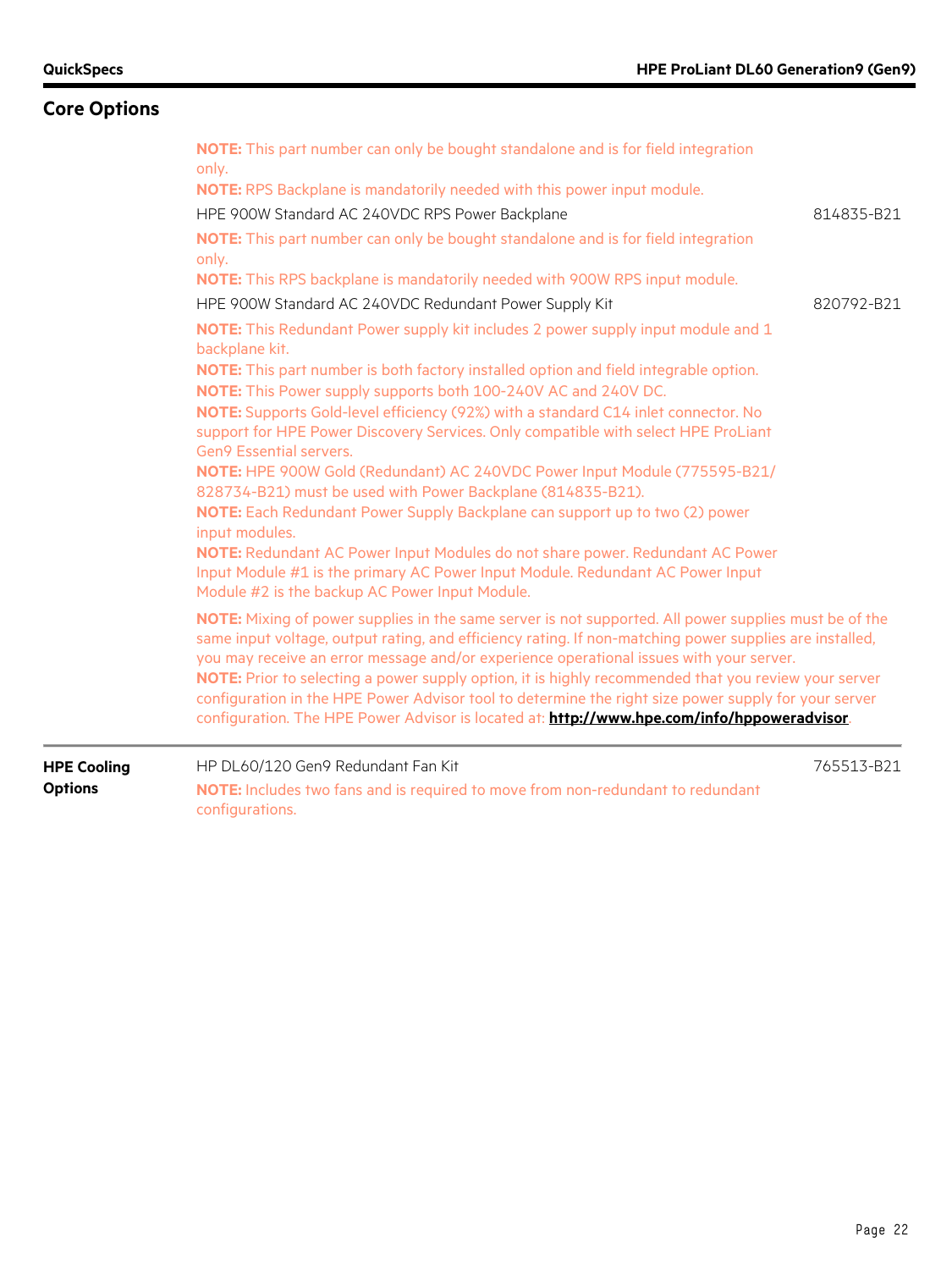## Core Options

| | | |
|---|---|---|
| | **NOTE:** This part number can only be bought standalone and is for field integration only.<br>**NOTE:** RPS Backplane is mandatorily needed with this power input module. | |
| | HPE 900W Standard AC 240VDC RPS Power Backplane | 814835-B21 |
| | **NOTE:** This part number can only be bought standalone and is for field integration only.<br>**NOTE:** This RPS backplane is mandatorily needed with 900W RPS input module. | |
| | HPE 900W Standard AC 240VDC Redundant Power Supply Kit | 820792-B21 |
| | **NOTE:** This Redundant Power supply kit includes 2 power supply input module and 1 backplane kit.<br>**NOTE:** This part number is both factory installed option and field integrable option.<br>**NOTE:** This Power supply supports both 100-240V AC and 240V DC.<br>**NOTE:** Supports Gold-level efficiency (92%) with a standard C14 inlet connector. No support for HPE Power Discovery Services. Only compatible with select HPE ProLiant Gen9 Essential servers.<br>**NOTE:** HPE 900W Gold (Redundant) AC 240VDC Power Input Module (775595-B21/ 828734-B21) must be used with Power Backplane (814835-B21).<br>**NOTE:** Each Redundant Power Supply Backplane can support up to two (2) power input modules.<br>**NOTE:** Redundant AC Power Input Modules do not share power. Redundant AC Power Input Module #1 is the primary AC Power Input Module. Redundant AC Power Input Module #2 is the backup AC Power Input Module. | |
| | **NOTE:** Mixing of power supplies in the same server is not supported. All power supplies must be of the same input voltage, output rating, and efficiency rating. If non-matching power supplies are installed, you may receive an error message and/or experience operational issues with your server.<br>**NOTE:** Prior to selecting a power supply option, it is highly recommended that you review your server configuration in the HPE Power Advisor tool to determine the right size power supply for your server configuration. The HPE Power Advisor is located at: **http://www.hpe.com/info/hppoweradvisor**. | |
| **HPE Cooling Options** | HP DL60/120 Gen9 Redundant Fan Kit | 765513-B21 |
| | **NOTE:** Includes two fans and is required to move from non-redundant to redundant configurations. | |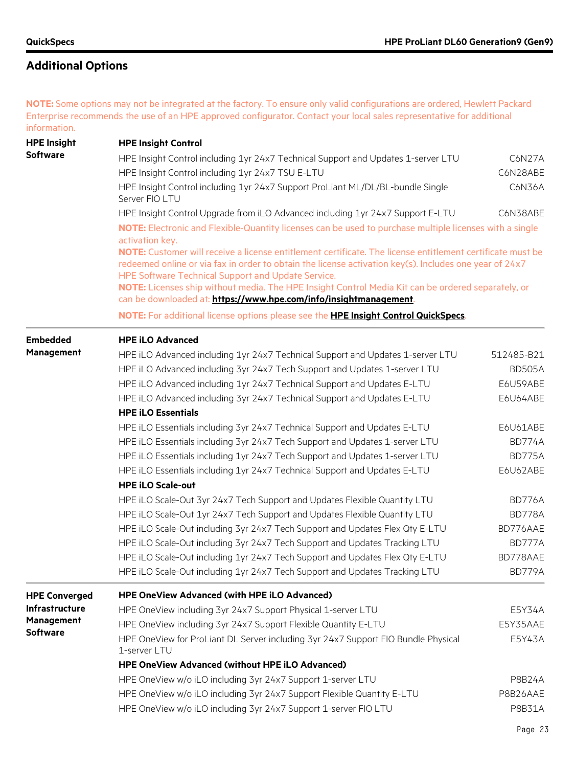## Additional Options

**NOTE:** Some options may not be integrated at the factory. To ensure only valid configurations are ordered, Hewlett Packard Enterprise recommends the use of an HPE approved configurator. Contact your local sales representative for additional information.

### HPE Insight Software

**HPE Insight Control**

| Description | Part Number |
|---|---|
| HPE Insight Control including 1yr 24x7 Technical Support and Updates 1-server LTU | C6N27A |
| HPE Insight Control including 1yr 24x7 TSU E-LTU | C6N28ABE |
| HPE Insight Control including 1yr 24x7 Support ProLiant ML/DL/BL-bundle Single Server FIO LTU | C6N36A |
| HPE Insight Control Upgrade from iLO Advanced including 1yr 24x7 Support E-LTU | C6N38ABE |

**NOTE:** Electronic and Flexible-Quantity licenses can be used to purchase multiple licenses with a single activation key.

**NOTE:** Customer will receive a license entitlement certificate. The license entitlement certificate must be redeemed online or via fax in order to obtain the license activation key(s). Includes one year of 24x7 HPE Software Technical Support and Update Service.

**NOTE:** Licenses ship without media. The HPE Insight Control Media Kit can be ordered separately, or can be downloaded at: **https://www.hpe.com/info/insightmanagement**.

**NOTE:** For additional license options please see the **HPE Insight Control QuickSpecs**.

### Embedded Management

**HPE iLO Advanced**

| Description | Part Number |
|---|---|
| HPE iLO Advanced including 1yr 24x7 Technical Support and Updates 1-server LTU | 512485-B21 |
| HPE iLO Advanced including 3yr 24x7 Tech Support and Updates 1-server LTU | BD505A |
| HPE iLO Advanced including 1yr 24x7 Technical Support and Updates E-LTU | E6U59ABE |
| HPE iLO Advanced including 3yr 24x7 Technical Support and Updates E-LTU | E6U64ABE |

**HPE iLO Essentials**

| Description | Part Number |
|---|---|
| HPE iLO Essentials including 3yr 24x7 Technical Support and Updates E-LTU | E6U61ABE |
| HPE iLO Essentials including 3yr 24x7 Tech Support and Updates 1-server LTU | BD774A |
| HPE iLO Essentials including 1yr 24x7 Tech Support and Updates 1-server LTU | BD775A |
| HPE iLO Essentials including 1yr 24x7 Technical Support and Updates E-LTU | E6U62ABE |

**HPE iLO Scale-out**

| Description | Part Number |
|---|---|
| HPE iLO Scale-Out 3yr 24x7 Tech Support and Updates Flexible Quantity LTU | BD776A |
| HPE iLO Scale-Out 1yr 24x7 Tech Support and Updates Flexible Quantity LTU | BD778A |
| HPE iLO Scale-Out including 3yr 24x7 Tech Support and Updates Flex Qty E-LTU | BD776AAE |
| HPE iLO Scale-Out including 3yr 24x7 Tech Support and Updates Tracking LTU | BD777A |
| HPE iLO Scale-Out including 1yr 24x7 Tech Support and Updates Flex Qty E-LTU | BD778AAE |
| HPE iLO Scale-Out including 1yr 24x7 Tech Support and Updates Tracking LTU | BD779A |

### HPE Converged Infrastructure Management Software

**HPE OneView Advanced (with HPE iLO Advanced)**

| Description | Part Number |
|---|---|
| HPE OneView including 3yr 24x7 Support Physical 1-server LTU | E5Y34A |
| HPE OneView including 3yr 24x7 Support Flexible Quantity E-LTU | E5Y35AAE |
| HPE OneView for ProLiant DL Server including 3yr 24x7 Support FIO Bundle Physical 1-server LTU | E5Y43A |

**HPE OneView Advanced (without HPE iLO Advanced)**

| Description | Part Number |
|---|---|
| HPE OneView w/o iLO including 3yr 24x7 Support 1-server LTU | P8B24A |
| HPE OneView w/o iLO including 3yr 24x7 Support Flexible Quantity E-LTU | P8B26AAE |
| HPE OneView w/o iLO including 3yr 24x7 Support 1-server FIO LTU | P8B31A |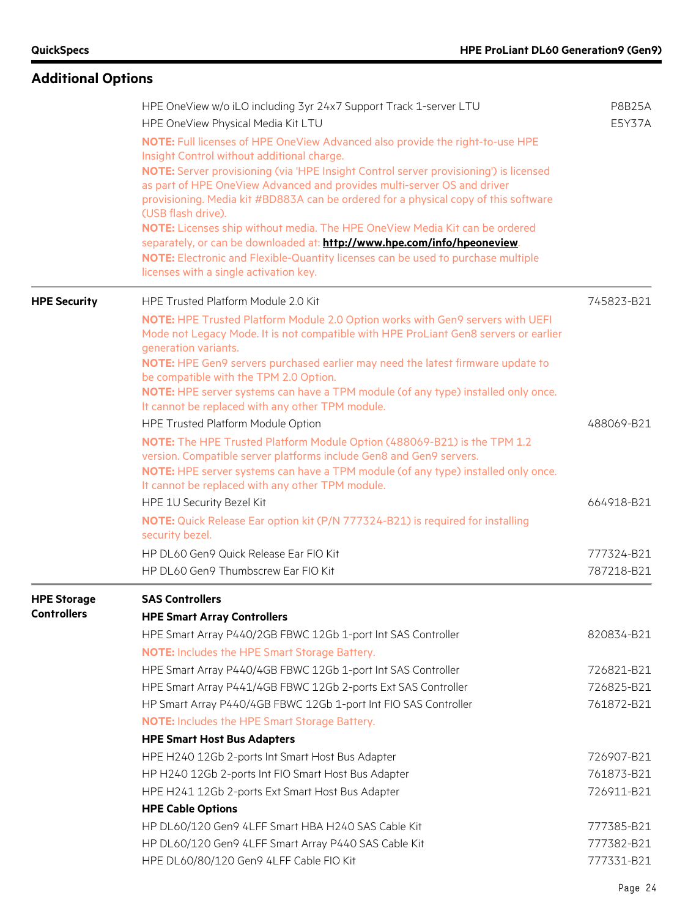## Additional Options

| | | |
|---|---|---|
| | HPE OneView w/o iLO including 3yr 24x7 Support Track 1-server LTU | P8B25A |
| | HPE OneView Physical Media Kit LTU | E5Y37A |
| | **NOTE:** Full licenses of HPE OneView Advanced also provide the right-to-use HPE Insight Control without additional charge. **NOTE:** Server provisioning (via 'HPE Insight Control server provisioning') is licensed as part of HPE OneView Advanced and provides multi-server OS and driver provisioning. Media kit #BD883A can be ordered for a physical copy of this software (USB flash drive). **NOTE:** Licenses ship without media. The HPE OneView Media Kit can be ordered separately, or can be downloaded at: **http://www.hpe.com/info/hpeoneview**. **NOTE:** Electronic and Flexible-Quantity licenses can be used to purchase multiple licenses with a single activation key. | |
| **HPE Security** | HPE Trusted Platform Module 2.0 Kit | 745823-B21 |
| | **NOTE:** HPE Trusted Platform Module 2.0 Option works with Gen9 servers with UEFI Mode not Legacy Mode. It is not compatible with HPE ProLiant Gen8 servers or earlier generation variants. **NOTE:** HPE Gen9 servers purchased earlier may need the latest firmware update to be compatible with the TPM 2.0 Option. **NOTE:** HPE server systems can have a TPM module (of any type) installed only once. It cannot be replaced with any other TPM module. | |
| | HPE Trusted Platform Module Option | 488069-B21 |
| | **NOTE:** The HPE Trusted Platform Module Option (488069-B21) is the TPM 1.2 version. Compatible server platforms include Gen8 and Gen9 servers. **NOTE:** HPE server systems can have a TPM module (of any type) installed only once. It cannot be replaced with any other TPM module. | |
| | HPE 1U Security Bezel Kit | 664918-B21 |
| | **NOTE:** Quick Release Ear option kit (P/N 777324-B21) is required for installing security bezel. | |
| | HP DL60 Gen9 Quick Release Ear FIO Kit | 777324-B21 |
| | HP DL60 Gen9 Thumbscrew Ear FIO Kit | 787218-B21 |
| **HPE Storage Controllers** | **SAS Controllers** | |
| | **HPE Smart Array Controllers** | |
| | HPE Smart Array P440/2GB FBWC 12Gb 1-port Int SAS Controller | 820834-B21 |
| | **NOTE:** Includes the HPE Smart Storage Battery. | |
| | HPE Smart Array P440/4GB FBWC 12Gb 1-port Int SAS Controller | 726821-B21 |
| | HPE Smart Array P441/4GB FBWC 12Gb 2-ports Ext SAS Controller | 726825-B21 |
| | HP Smart Array P440/4GB FBWC 12Gb 1-port Int FIO SAS Controller | 761872-B21 |
| | **NOTE:** Includes the HPE Smart Storage Battery. | |
| | **HPE Smart Host Bus Adapters** | |
| | HPE H240 12Gb 2-ports Int Smart Host Bus Adapter | 726907-B21 |
| | HP H240 12Gb 2-ports Int FIO Smart Host Bus Adapter | 761873-B21 |
| | HPE H241 12Gb 2-ports Ext Smart Host Bus Adapter | 726911-B21 |
| | **HPE Cable Options** | |
| | HP DL60/120 Gen9 4LFF Smart HBA H240 SAS Cable Kit | 777385-B21 |
| | HP DL60/120 Gen9 4LFF Smart Array P440 SAS Cable Kit | 777382-B21 |
| | HPE DL60/80/120 Gen9 4LFF Cable FIO Kit | 777331-B21 |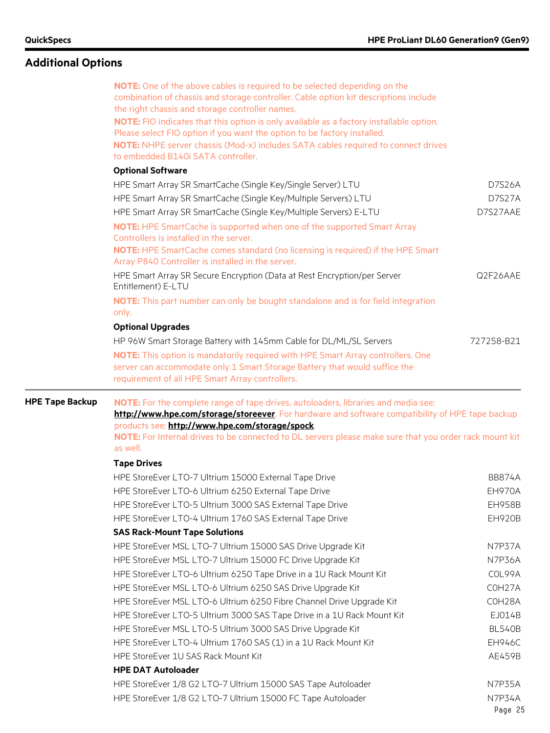## Additional Options

**NOTE:** One of the above cables is required to be selected depending on the combination of chassis and storage controller. Cable option kit descriptions include the right chassis and storage controller names.
**NOTE:** FIO indicates that this option is only available as a factory installable option. Please select FIO option if you want the option to be factory installed.
**NOTE:** NHPE server chassis (Mod-x) includes SATA cables required to connect drives to embedded B140i SATA controller.

**Optional Software**

| | |
|---|---|
| HPE Smart Array SR SmartCache (Single Key/Single Server) LTU | D7S26A |
| HPE Smart Array SR SmartCache (Single Key/Multiple Servers) LTU | D7S27A |
| HPE Smart Array SR SmartCache (Single Key/Multiple Servers) E-LTU | D7S27AAE |

**NOTE:** HPE SmartCache is supported when one of the supported Smart Array Controllers is installed in the server.
**NOTE:** HPE SmartCache comes standard (no licensing is required) if the HPE Smart Array P840 Controller is installed in the server.

| | |
|---|---|
| HPE Smart Array SR Secure Encryption (Data at Rest Encryption/per Server Entitlement) E-LTU | Q2F26AAE |

**NOTE:** This part number can only be bought standalone and is for field integration only.

**Optional Upgrades**

| | |
|---|---|
| HP 96W Smart Storage Battery with 145mm Cable for DL/ML/SL Servers | 727258-B21 |

**NOTE:** This option is mandatorily required with HPE Smart Array controllers. One server can accommodate only 1 Smart Storage Battery that would suffice the requirement of all HPE Smart Array controllers.

### HPE Tape Backup

**NOTE:** For the complete range of tape drives, autoloaders, libraries and media see: **http://www.hpe.com/storage/storeever**. For hardware and software compatibility of HPE tape backup products see: **http://www.hpe.com/storage/spock**.
**NOTE:** For Internal drives to be connected to DL servers please make sure that you order rack mount kit as well.

**Tape Drives**

| | |
|---|---|
| HPE StoreEver LTO-7 Ultrium 15000 External Tape Drive | BB874A |
| HPE StoreEver LTO-6 Ultrium 6250 External Tape Drive | EH970A |
| HPE StoreEver LTO-5 Ultrium 3000 SAS External Tape Drive | EH958B |
| HPE StoreEver LTO-4 Ultrium 1760 SAS External Tape Drive | EH920B |

**SAS Rack-Mount Tape Solutions**

| | |
|---|---|
| HPE StoreEver MSL LTO-7 Ultrium 15000 SAS Drive Upgrade Kit | N7P37A |
| HPE StoreEver MSL LTO-7 Ultrium 15000 FC Drive Upgrade Kit | N7P36A |
| HPE StoreEver LTO-6 Ultrium 6250 Tape Drive in a 1U Rack Mount Kit | C0L99A |
| HPE StoreEver MSL LTO-6 Ultrium 6250 SAS Drive Upgrade Kit | C0H27A |
| HPE StoreEver MSL LTO-6 Ultrium 6250 Fibre Channel Drive Upgrade Kit | C0H28A |
| HPE StoreEver LTO-5 Ultrium 3000 SAS Tape Drive in a 1U Rack Mount Kit | EJ014B |
| HPE StoreEver MSL LTO-5 Ultrium 3000 SAS Drive Upgrade Kit | BL540B |
| HPE StoreEver LTO-4 Ultrium 1760 SAS (1) in a 1U Rack Mount Kit | EH946C |
| HPE StoreEver 1U SAS Rack Mount Kit | AE459B |

**HPE DAT Autoloader**

| | |
|---|---|
| HPE StoreEver 1/8 G2 LTO-7 Ultrium 15000 SAS Tape Autoloader | N7P35A |
| HPE StoreEver 1/8 G2 LTO-7 Ultrium 15000 FC Tape Autoloader | N7P34A |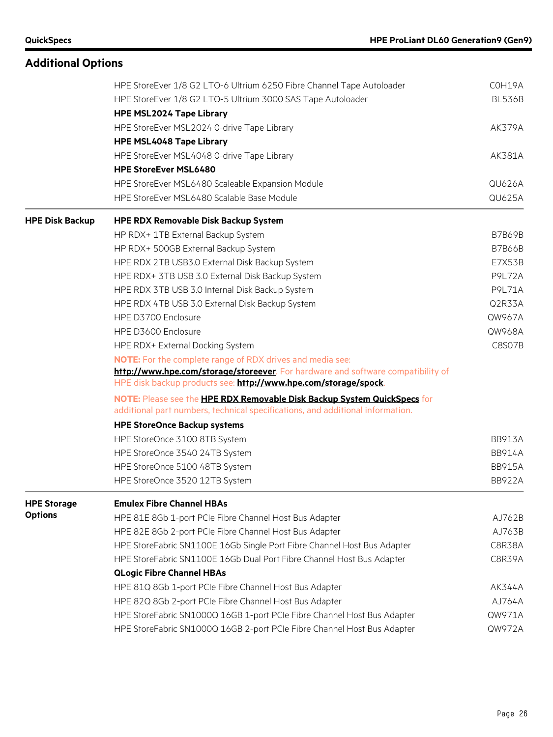## Additional Options

| | | |
|---|---|---|
| | HPE StoreEver 1/8 G2 LTO-6 Ultrium 6250 Fibre Channel Tape Autoloader | C0H19A |
| | HPE StoreEver 1/8 G2 LTO-5 Ultrium 3000 SAS Tape Autoloader | BL536B |
| | **HPE MSL2024 Tape Library** | |
| | HPE StoreEver MSL2024 0-drive Tape Library | AK379A |
| | **HPE MSL4048 Tape Library** | |
| | HPE StoreEver MSL4048 0-drive Tape Library | AK381A |
| | **HPE StoreEver MSL6480** | |
| | HPE StoreEver MSL6480 Scaleable Expansion Module | QU626A |
| | HPE StoreEver MSL6480 Scalable Base Module | QU625A |
| **HPE Disk Backup** | **HPE RDX Removable Disk Backup System** | |
| | HP RDX+ 1TB External Backup System | B7B69B |
| | HP RDX+ 500GB External Backup System | B7B66B |
| | HPE RDX 2TB USB3.0 External Disk Backup System | E7X53B |
| | HPE RDX+ 3TB USB 3.0 External Disk Backup System | P9L72A |
| | HPE RDX 3TB USB 3.0 Internal Disk Backup System | P9L71A |
| | HPE RDX 4TB USB 3.0 External Disk Backup System | Q2R33A |
| | HPE D3700 Enclosure | QW967A |
| | HPE D3600 Enclosure | QW968A |
| | HPE RDX+ External Docking System | C8S07B |
| | **NOTE:** For the complete range of RDX drives and media see: **http://www.hpe.com/storage/storeever**. For hardware and software compatibility of HPE disk backup products see: **http://www.hpe.com/storage/spock**. | |
| | **NOTE:** Please see the **HPE RDX Removable Disk Backup System QuickSpecs** for additional part numbers, technical specifications, and additional information. | |
| | **HPE StoreOnce Backup systems** | |
| | HPE StoreOnce 3100 8TB System | BB913A |
| | HPE StoreOnce 3540 24TB System | BB914A |
| | HPE StoreOnce 5100 48TB System | BB915A |
| | HPE StoreOnce 3520 12TB System | BB922A |
| **HPE Storage Options** | **Emulex Fibre Channel HBAs** | |
| | HPE 81E 8Gb 1-port PCIe Fibre Channel Host Bus Adapter | AJ762B |
| | HPE 82E 8Gb 2-port PCIe Fibre Channel Host Bus Adapter | AJ763B |
| | HPE StoreFabric SN1100E 16Gb Single Port Fibre Channel Host Bus Adapter | C8R38A |
| | HPE StoreFabric SN1100E 16Gb Dual Port Fibre Channel Host Bus Adapter | C8R39A |
| | **QLogic Fibre Channel HBAs** | |
| | HPE 81Q 8Gb 1-port PCIe Fibre Channel Host Bus Adapter | AK344A |
| | HPE 82Q 8Gb 2-port PCIe Fibre Channel Host Bus Adapter | AJ764A |
| | HPE StoreFabric SN1000Q 16GB 1-port PCIe Fibre Channel Host Bus Adapter | QW971A |
| | HPE StoreFabric SN1000Q 16GB 2-port PCIe Fibre Channel Host Bus Adapter | QW972A |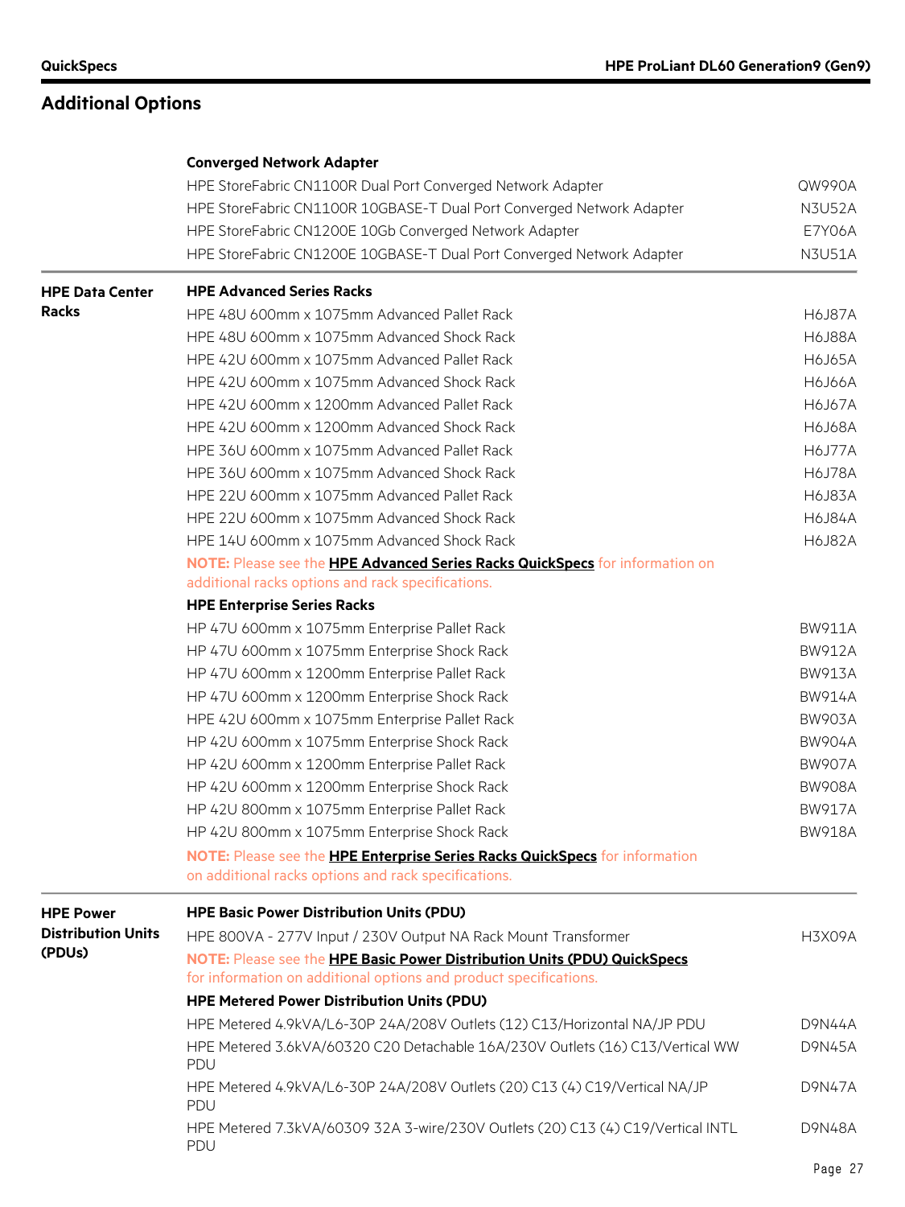## Additional Options

**Converged Network Adapter**

| Description | Part Number |
|---|---|
| HPE StoreFabric CN1100R Dual Port Converged Network Adapter | QW990A |
| HPE StoreFabric CN1100R 10GBASE-T Dual Port Converged Network Adapter | N3U52A |
| HPE StoreFabric CN1200E 10Gb Converged Network Adapter | E7Y06A |
| HPE StoreFabric CN1200E 10GBASE-T Dual Port Converged Network Adapter | N3U51A |

### HPE Data Center Racks

**HPE Advanced Series Racks**

| Description | Part Number |
|---|---|
| HPE 48U 600mm x 1075mm Advanced Pallet Rack | H6J87A |
| HPE 48U 600mm x 1075mm Advanced Shock Rack | H6J88A |
| HPE 42U 600mm x 1075mm Advanced Pallet Rack | H6J65A |
| HPE 42U 600mm x 1075mm Advanced Shock Rack | H6J66A |
| HPE 42U 600mm x 1200mm Advanced Pallet Rack | H6J67A |
| HPE 42U 600mm x 1200mm Advanced Shock Rack | H6J68A |
| HPE 36U 600mm x 1075mm Advanced Pallet Rack | H6J77A |
| HPE 36U 600mm x 1075mm Advanced Shock Rack | H6J78A |
| HPE 22U 600mm x 1075mm Advanced Pallet Rack | H6J83A |
| HPE 22U 600mm x 1075mm Advanced Shock Rack | H6J84A |
| HPE 14U 600mm x 1075mm Advanced Shock Rack | H6J82A |

**NOTE:** Please see the **HPE Advanced Series Racks QuickSpecs** for information on additional racks options and rack specifications.

**HPE Enterprise Series Racks**

| Description | Part Number |
|---|---|
| HP 47U 600mm x 1075mm Enterprise Pallet Rack | BW911A |
| HP 47U 600mm x 1075mm Enterprise Shock Rack | BW912A |
| HP 47U 600mm x 1200mm Enterprise Pallet Rack | BW913A |
| HP 47U 600mm x 1200mm Enterprise Shock Rack | BW914A |
| HPE 42U 600mm x 1075mm Enterprise Pallet Rack | BW903A |
| HP 42U 600mm x 1075mm Enterprise Shock Rack | BW904A |
| HP 42U 600mm x 1200mm Enterprise Pallet Rack | BW907A |
| HP 42U 600mm x 1200mm Enterprise Shock Rack | BW908A |
| HP 42U 800mm x 1075mm Enterprise Pallet Rack | BW917A |
| HP 42U 800mm x 1075mm Enterprise Shock Rack | BW918A |

**NOTE:** Please see the **HPE Enterprise Series Racks QuickSpecs** for information on additional racks options and rack specifications.

### HPE Power Distribution Units (PDUs)

**HPE Basic Power Distribution Units (PDU)**

| Description | Part Number |
|---|---|
| HPE 800VA - 277V Input / 230V Output NA Rack Mount Transformer | H3X09A |

**NOTE:** Please see the **HPE Basic Power Distribution Units (PDU) QuickSpecs** for information on additional options and product specifications.

**HPE Metered Power Distribution Units (PDU)**

| Description | Part Number |
|---|---|
| HPE Metered 4.9kVA/L6-30P 24A/208V Outlets (12) C13/Horizontal NA/JP PDU | D9N44A |
| HPE Metered 3.6kVA/60320 C20 Detachable 16A/230V Outlets (16) C13/Vertical WW PDU | D9N45A |
| HPE Metered 4.9kVA/L6-30P 24A/208V Outlets (20) C13 (4) C19/Vertical NA/JP PDU | D9N47A |
| HPE Metered 7.3kVA/60309 32A 3-wire/230V Outlets (20) C13 (4) C19/Vertical INTL PDU | D9N48A |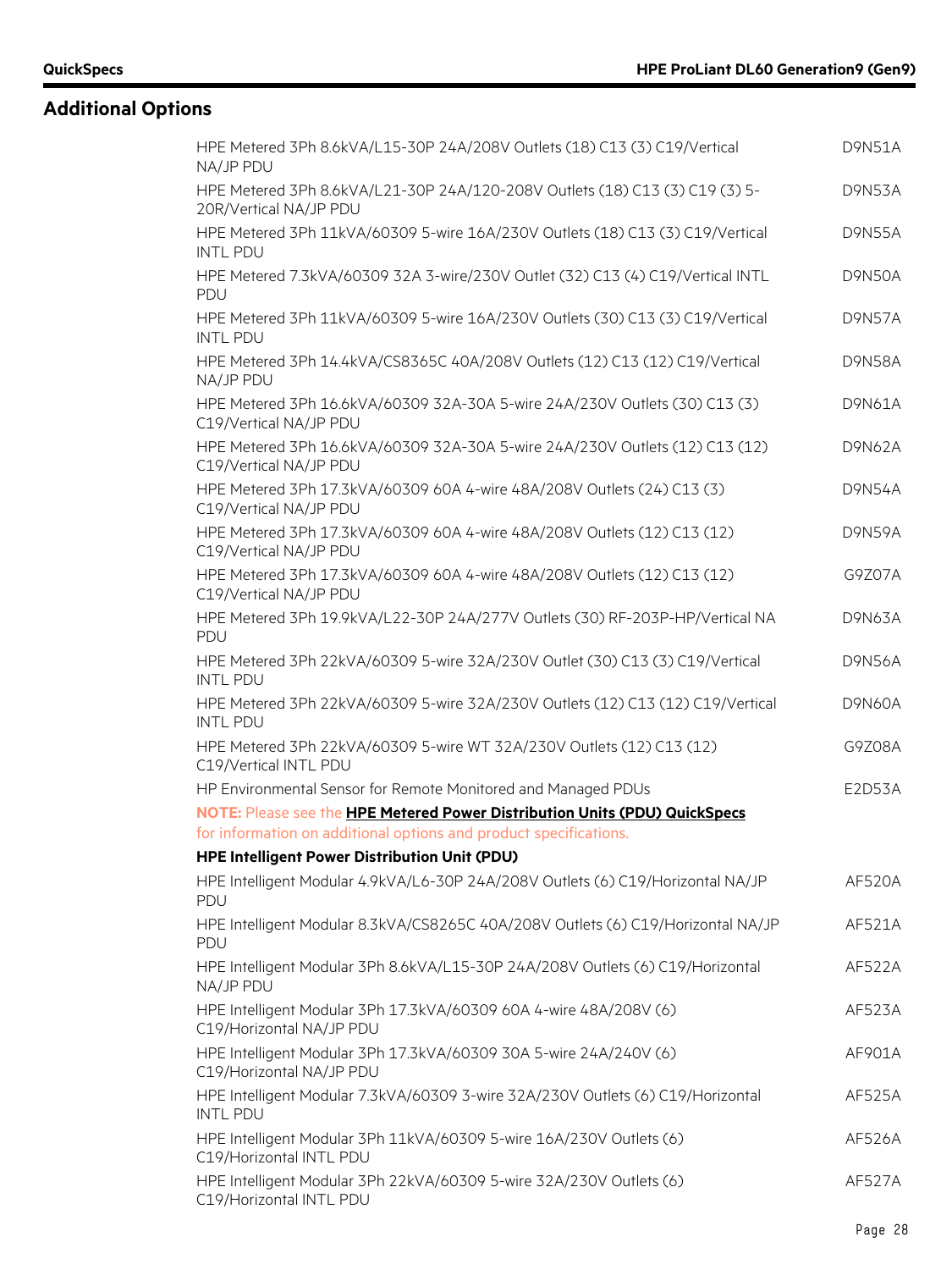## Additional Options

| | |
|---|---|
| HPE Metered 3Ph 8.6kVA/L15-30P 24A/208V Outlets (18) C13 (3) C19/Vertical NA/JP PDU | D9N51A |
| HPE Metered 3Ph 8.6kVA/L21-30P 24A/120-208V Outlets (18) C13 (3) C19 (3) 5-20R/Vertical NA/JP PDU | D9N53A |
| HPE Metered 3Ph 11kVA/60309 5-wire 16A/230V Outlets (18) C13 (3) C19/Vertical INTL PDU | D9N55A |
| HPE Metered 7.3kVA/60309 32A 3-wire/230V Outlet (32) C13 (4) C19/Vertical INTL PDU | D9N50A |
| HPE Metered 3Ph 11kVA/60309 5-wire 16A/230V Outlets (30) C13 (3) C19/Vertical INTL PDU | D9N57A |
| HPE Metered 3Ph 14.4kVA/CS8365C 40A/208V Outlets (12) C13 (12) C19/Vertical NA/JP PDU | D9N58A |
| HPE Metered 3Ph 16.6kVA/60309 32A-30A 5-wire 24A/230V Outlets (30) C13 (3) C19/Vertical NA/JP PDU | D9N61A |
| HPE Metered 3Ph 16.6kVA/60309 32A-30A 5-wire 24A/230V Outlets (12) C13 (12) C19/Vertical NA/JP PDU | D9N62A |
| HPE Metered 3Ph 17.3kVA/60309 60A 4-wire 48A/208V Outlets (24) C13 (3) C19/Vertical NA/JP PDU | D9N54A |
| HPE Metered 3Ph 17.3kVA/60309 60A 4-wire 48A/208V Outlets (12) C13 (12) C19/Vertical NA/JP PDU | D9N59A |
| HPE Metered 3Ph 17.3kVA/60309 60A 4-wire 48A/208V Outlets (12) C13 (12) C19/Vertical NA/JP PDU | G9Z07A |
| HPE Metered 3Ph 19.9kVA/L22-30P 24A/277V Outlets (30) RF-203P-HP/Vertical NA PDU | D9N63A |
| HPE Metered 3Ph 22kVA/60309 5-wire 32A/230V Outlet (30) C13 (3) C19/Vertical INTL PDU | D9N56A |
| HPE Metered 3Ph 22kVA/60309 5-wire 32A/230V Outlets (12) C13 (12) C19/Vertical INTL PDU | D9N60A |
| HPE Metered 3Ph 22kVA/60309 5-wire WT 32A/230V Outlets (12) C13 (12) C19/Vertical INTL PDU | G9Z08A |
| HP Environmental Sensor for Remote Monitored and Managed PDUs | E2D53A |

**NOTE:** Please see the **HPE Metered Power Distribution Units (PDU) QuickSpecs** for information on additional options and product specifications.

**HPE Intelligent Power Distribution Unit (PDU)**

| | |
|---|---|
| HPE Intelligent Modular 4.9kVA/L6-30P 24A/208V Outlets (6) C19/Horizontal NA/JP PDU | AF520A |
| HPE Intelligent Modular 8.3kVA/CS8265C 40A/208V Outlets (6) C19/Horizontal NA/JP PDU | AF521A |
| HPE Intelligent Modular 3Ph 8.6kVA/L15-30P 24A/208V Outlets (6) C19/Horizontal NA/JP PDU | AF522A |
| HPE Intelligent Modular 3Ph 17.3kVA/60309 60A 4-wire 48A/208V (6) C19/Horizontal NA/JP PDU | AF523A |
| HPE Intelligent Modular 3Ph 17.3kVA/60309 30A 5-wire 24A/240V (6) C19/Horizontal NA/JP PDU | AF901A |
| HPE Intelligent Modular 7.3kVA/60309 3-wire 32A/230V Outlets (6) C19/Horizontal INTL PDU | AF525A |
| HPE Intelligent Modular 3Ph 11kVA/60309 5-wire 16A/230V Outlets (6) C19/Horizontal INTL PDU | AF526A |
| HPE Intelligent Modular 3Ph 22kVA/60309 5-wire 32A/230V Outlets (6) C19/Horizontal INTL PDU | AF527A |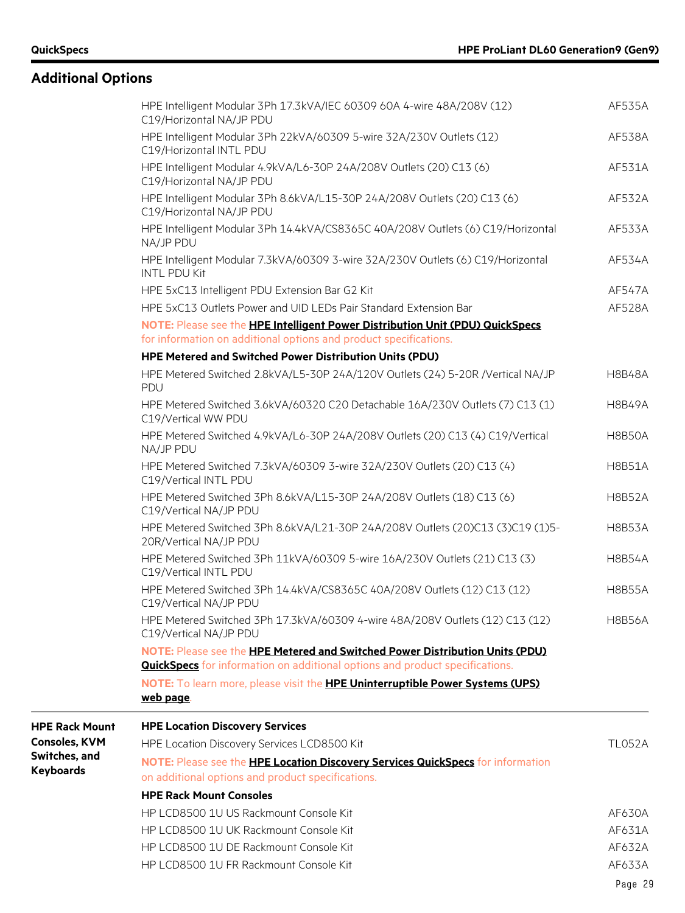## Additional Options

| | | |
|---|---|---|
| | HPE Intelligent Modular 3Ph 17.3kVA/IEC 60309 60A 4-wire 48A/208V (12) C19/Horizontal NA/JP PDU | AF535A |
| | HPE Intelligent Modular 3Ph 22kVA/60309 5-wire 32A/230V Outlets (12) C19/Horizontal INTL PDU | AF538A |
| | HPE Intelligent Modular 4.9kVA/L6-30P 24A/208V Outlets (20) C13 (6) C19/Horizontal NA/JP PDU | AF531A |
| | HPE Intelligent Modular 3Ph 8.6kVA/L15-30P 24A/208V Outlets (20) C13 (6) C19/Horizontal NA/JP PDU | AF532A |
| | HPE Intelligent Modular 3Ph 14.4kVA/CS8365C 40A/208V Outlets (6) C19/Horizontal NA/JP PDU | AF533A |
| | HPE Intelligent Modular 7.3kVA/60309 3-wire 32A/230V Outlets (6) C19/Horizontal INTL PDU Kit | AF534A |
| | HPE 5xC13 Intelligent PDU Extension Bar G2 Kit | AF547A |
| | HPE 5xC13 Outlets Power and UID LEDs Pair Standard Extension Bar | AF528A |
| | **NOTE:** Please see the **HPE Intelligent Power Distribution Unit (PDU) QuickSpecs** for information on additional options and product specifications. | |
| | **HPE Metered and Switched Power Distribution Units (PDU)** | |
| | HPE Metered Switched 2.8kVA/L5-30P 24A/120V Outlets (24) 5-20R /Vertical NA/JP PDU | H8B48A |
| | HPE Metered Switched 3.6kVA/60320 C20 Detachable 16A/230V Outlets (7) C13 (1) C19/Vertical WW PDU | H8B49A |
| | HPE Metered Switched 4.9kVA/L6-30P 24A/208V Outlets (20) C13 (4) C19/Vertical NA/JP PDU | H8B50A |
| | HPE Metered Switched 7.3kVA/60309 3-wire 32A/230V Outlets (20) C13 (4) C19/Vertical INTL PDU | H8B51A |
| | HPE Metered Switched 3Ph 8.6kVA/L15-30P 24A/208V Outlets (18) C13 (6) C19/Vertical NA/JP PDU | H8B52A |
| | HPE Metered Switched 3Ph 8.6kVA/L21-30P 24A/208V Outlets (20)C13 (3)C19 (1)5-20R/Vertical NA/JP PDU | H8B53A |
| | HPE Metered Switched 3Ph 11kVA/60309 5-wire 16A/230V Outlets (21) C13 (3) C19/Vertical INTL PDU | H8B54A |
| | HPE Metered Switched 3Ph 14.4kVA/CS8365C 40A/208V Outlets (12) C13 (12) C19/Vertical NA/JP PDU | H8B55A |
| | HPE Metered Switched 3Ph 17.3kVA/60309 4-wire 48A/208V Outlets (12) C13 (12) C19/Vertical NA/JP PDU | H8B56A |
| | **NOTE:** Please see the **HPE Metered and Switched Power Distribution Units (PDU) QuickSpecs** for information on additional options and product specifications. | |
| | **NOTE:** To learn more, please visit the **HPE Uninterruptible Power Systems (UPS) web page**. | |
| **HPE Rack Mount Consoles, KVM Switches, and Keyboards** | **HPE Location Discovery Services** | |
| | HPE Location Discovery Services LCD8500 Kit | TL052A |
| | **NOTE:** Please see the **HPE Location Discovery Services QuickSpecs** for information on additional options and product specifications. | |
| | **HPE Rack Mount Consoles** | |
| | HP LCD8500 1U US Rackmount Console Kit | AF630A |
| | HP LCD8500 1U UK Rackmount Console Kit | AF631A |
| | HP LCD8500 1U DE Rackmount Console Kit | AF632A |
| | HP LCD8500 1U FR Rackmount Console Kit | AF633A |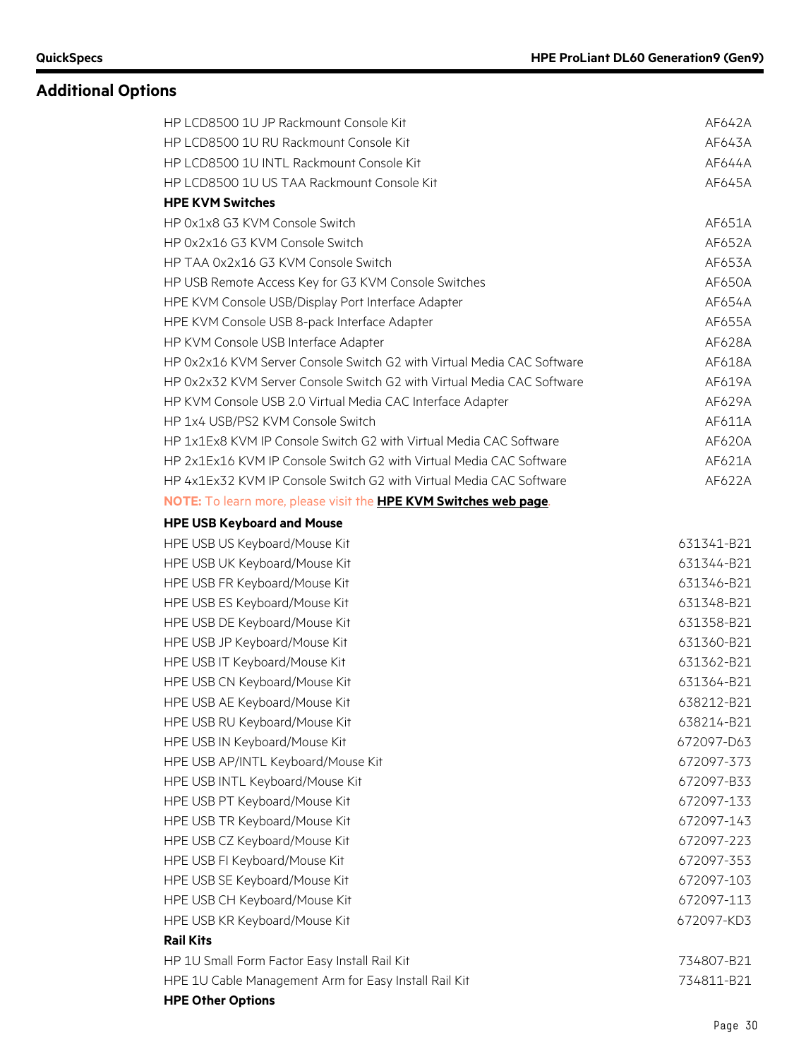## Additional Options

| | |
|---|---|
| HP LCD8500 1U JP Rackmount Console Kit | AF642A |
| HP LCD8500 1U RU Rackmount Console Kit | AF643A |
| HP LCD8500 1U INTL Rackmount Console Kit | AF644A |
| HP LCD8500 1U US TAA Rackmount Console Kit | AF645A |
| **HPE KVM Switches** | |
| HP 0x1x8 G3 KVM Console Switch | AF651A |
| HP 0x2x16 G3 KVM Console Switch | AF652A |
| HP TAA 0x2x16 G3 KVM Console Switch | AF653A |
| HP USB Remote Access Key for G3 KVM Console Switches | AF650A |
| HPE KVM Console USB/Display Port Interface Adapter | AF654A |
| HPE KVM Console USB 8-pack Interface Adapter | AF655A |
| HP KVM Console USB Interface Adapter | AF628A |
| HP 0x2x16 KVM Server Console Switch G2 with Virtual Media CAC Software | AF618A |
| HP 0x2x32 KVM Server Console Switch G2 with Virtual Media CAC Software | AF619A |
| HP KVM Console USB 2.0 Virtual Media CAC Interface Adapter | AF629A |
| HP 1x4 USB/PS2 KVM Console Switch | AF611A |
| HP 1x1Ex8 KVM IP Console Switch G2 with Virtual Media CAC Software | AF620A |
| HP 2x1Ex16 KVM IP Console Switch G2 with Virtual Media CAC Software | AF621A |
| HP 4x1Ex32 KVM IP Console Switch G2 with Virtual Media CAC Software | AF622A |

**NOTE:** To learn more, please visit the **HPE KVM Switches web page**.

| | |
|---|---|
| **HPE USB Keyboard and Mouse** | |
| HPE USB US Keyboard/Mouse Kit | 631341-B21 |
| HPE USB UK Keyboard/Mouse Kit | 631344-B21 |
| HPE USB FR Keyboard/Mouse Kit | 631346-B21 |
| HPE USB ES Keyboard/Mouse Kit | 631348-B21 |
| HPE USB DE Keyboard/Mouse Kit | 631358-B21 |
| HPE USB JP Keyboard/Mouse Kit | 631360-B21 |
| HPE USB IT Keyboard/Mouse Kit | 631362-B21 |
| HPE USB CN Keyboard/Mouse Kit | 631364-B21 |
| HPE USB AE Keyboard/Mouse Kit | 638212-B21 |
| HPE USB RU Keyboard/Mouse Kit | 638214-B21 |
| HPE USB IN Keyboard/Mouse Kit | 672097-D63 |
| HPE USB AP/INTL Keyboard/Mouse Kit | 672097-373 |
| HPE USB INTL Keyboard/Mouse Kit | 672097-B33 |
| HPE USB PT Keyboard/Mouse Kit | 672097-133 |
| HPE USB TR Keyboard/Mouse Kit | 672097-143 |
| HPE USB CZ Keyboard/Mouse Kit | 672097-223 |
| HPE USB FI Keyboard/Mouse Kit | 672097-353 |
| HPE USB SE Keyboard/Mouse Kit | 672097-103 |
| HPE USB CH Keyboard/Mouse Kit | 672097-113 |
| HPE USB KR Keyboard/Mouse Kit | 672097-KD3 |
| **Rail Kits** | |
| HP 1U Small Form Factor Easy Install Rail Kit | 734807-B21 |
| HPE 1U Cable Management Arm for Easy Install Rail Kit | 734811-B21 |
| **HPE Other Options** | |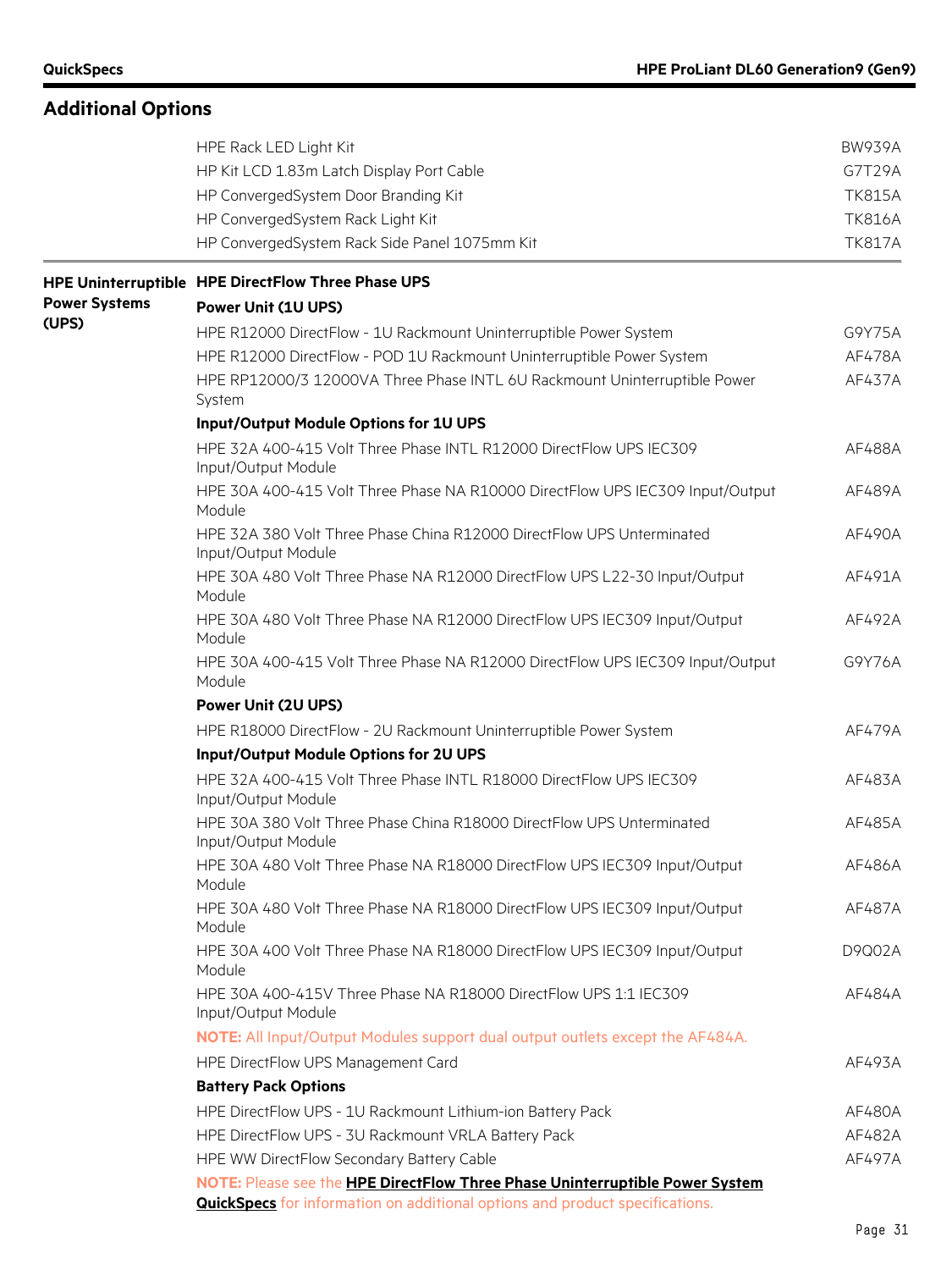## Additional Options

| | | |
|---|---|---|
| | HPE Rack LED Light Kit | BW939A |
| | HP Kit LCD 1.83m Latch Display Port Cable | G7T29A |
| | HP ConvergedSystem Door Branding Kit | TK815A |
| | HP ConvergedSystem Rack Light Kit | TK816A |
| | HP ConvergedSystem Rack Side Panel 1075mm Kit | TK817A |

| | | |
|---|---|---|
| **HPE Uninterruptible Power Systems (UPS)** | **HPE DirectFlow Three Phase UPS** | |
| | **Power Unit (1U UPS)** | |
| | HPE R12000 DirectFlow - 1U Rackmount Uninterruptible Power System | G9Y75A |
| | HPE R12000 DirectFlow - POD 1U Rackmount Uninterruptible Power System | AF478A |
| | HPE RP12000/3 12000VA Three Phase INTL 6U Rackmount Uninterruptible Power System | AF437A |
| | **Input/Output Module Options for 1U UPS** | |
| | HPE 32A 400-415 Volt Three Phase INTL R12000 DirectFlow UPS IEC309 Input/Output Module | AF488A |
| | HPE 30A 400-415 Volt Three Phase NA R10000 DirectFlow UPS IEC309 Input/Output Module | AF489A |
| | HPE 32A 380 Volt Three Phase China R12000 DirectFlow UPS Unterminated Input/Output Module | AF490A |
| | HPE 30A 480 Volt Three Phase NA R12000 DirectFlow UPS L22-30 Input/Output Module | AF491A |
| | HPE 30A 480 Volt Three Phase NA R12000 DirectFlow UPS IEC309 Input/Output Module | AF492A |
| | HPE 30A 400-415 Volt Three Phase NA R12000 DirectFlow UPS IEC309 Input/Output Module | G9Y76A |
| | **Power Unit (2U UPS)** | |
| | HPE R18000 DirectFlow - 2U Rackmount Uninterruptible Power System | AF479A |
| | **Input/Output Module Options for 2U UPS** | |
| | HPE 32A 400-415 Volt Three Phase INTL R18000 DirectFlow UPS IEC309 Input/Output Module | AF483A |
| | HPE 30A 380 Volt Three Phase China R18000 DirectFlow UPS Unterminated Input/Output Module | AF485A |
| | HPE 30A 480 Volt Three Phase NA R18000 DirectFlow UPS IEC309 Input/Output Module | AF486A |
| | HPE 30A 480 Volt Three Phase NA R18000 DirectFlow UPS IEC309 Input/Output Module | AF487A |
| | HPE 30A 400 Volt Three Phase NA R18000 DirectFlow UPS IEC309 Input/Output Module | D9Q02A |
| | HPE 30A 400-415V Three Phase NA R18000 DirectFlow UPS 1:1 IEC309 Input/Output Module | AF484A |
| | **NOTE:** All Input/Output Modules support dual output outlets except the AF484A. | |
| | HPE DirectFlow UPS Management Card | AF493A |
| | **Battery Pack Options** | |
| | HPE DirectFlow UPS - 1U Rackmount Lithium-ion Battery Pack | AF480A |
| | HPE DirectFlow UPS - 3U Rackmount VRLA Battery Pack | AF482A |
| | HPE WW DirectFlow Secondary Battery Cable | AF497A |
| | **NOTE:** Please see the **HPE DirectFlow Three Phase Uninterruptible Power System QuickSpecs** for information on additional options and product specifications. | |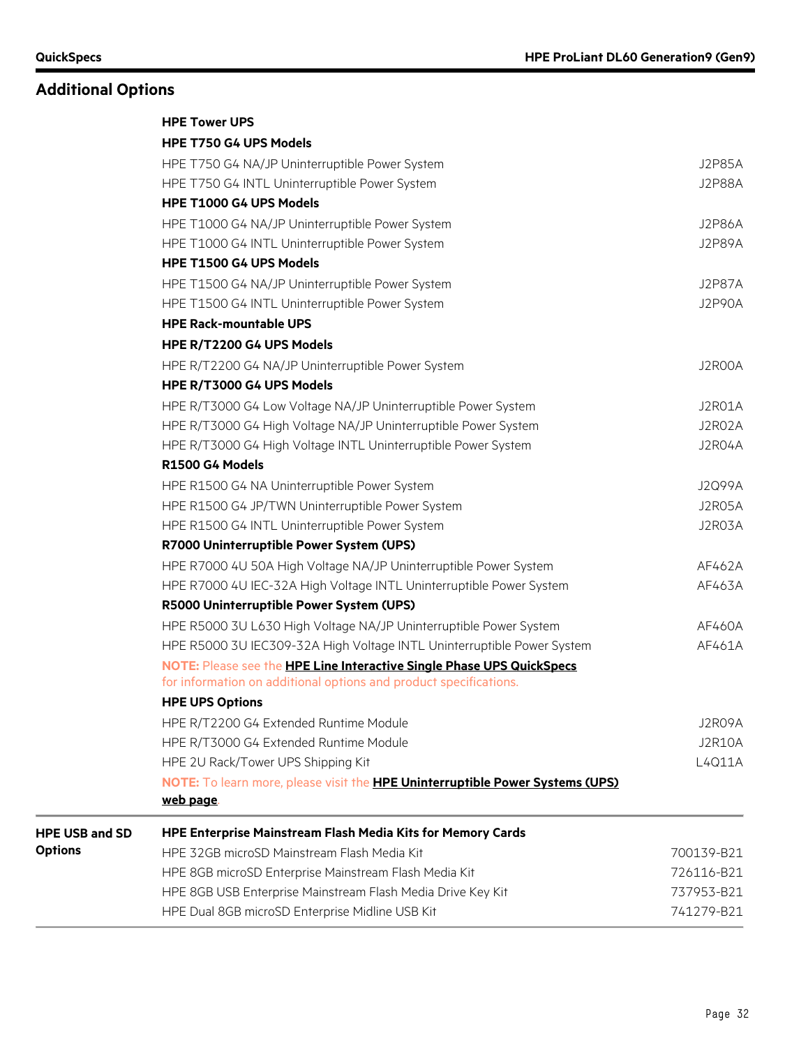## Additional Options

**HPE Tower UPS**

**HPE T750 G4 UPS Models**

| | |
|---|---|
| HPE T750 G4 NA/JP Uninterruptible Power System | J2P85A |
| HPE T750 G4 INTL Uninterruptible Power System | J2P88A |

**HPE T1000 G4 UPS Models**

| | |
|---|---|
| HPE T1000 G4 NA/JP Uninterruptible Power System | J2P86A |
| HPE T1000 G4 INTL Uninterruptible Power System | J2P89A |

**HPE T1500 G4 UPS Models**

| | |
|---|---|
| HPE T1500 G4 NA/JP Uninterruptible Power System | J2P87A |
| HPE T1500 G4 INTL Uninterruptible Power System | J2P90A |

**HPE Rack-mountable UPS**

**HPE R/T2200 G4 UPS Models**

| | |
|---|---|
| HPE R/T2200 G4 NA/JP Uninterruptible Power System | J2R00A |

**HPE R/T3000 G4 UPS Models**

| | |
|---|---|
| HPE R/T3000 G4 Low Voltage NA/JP Uninterruptible Power System | J2R01A |
| HPE R/T3000 G4 High Voltage NA/JP Uninterruptible Power System | J2R02A |
| HPE R/T3000 G4 High Voltage INTL Uninterruptible Power System | J2R04A |

**R1500 G4 Models**

| | |
|---|---|
| HPE R1500 G4 NA Uninterruptible Power System | J2Q99A |
| HPE R1500 G4 JP/TWN Uninterruptible Power System | J2R05A |
| HPE R1500 G4 INTL Uninterruptible Power System | J2R03A |

**R7000 Uninterruptible Power System (UPS)**

| | |
|---|---|
| HPE R7000 4U 50A High Voltage NA/JP Uninterruptible Power System | AF462A |
| HPE R7000 4U IEC-32A High Voltage INTL Uninterruptible Power System | AF463A |

**R5000 Uninterruptible Power System (UPS)**

| | |
|---|---|
| HPE R5000 3U L630 High Voltage NA/JP Uninterruptible Power System | AF460A |
| HPE R5000 3U IEC309-32A High Voltage INTL Uninterruptible Power System | AF461A |

**NOTE:** Please see the **HPE Line Interactive Single Phase UPS QuickSpecs** for information on additional options and product specifications.

**HPE UPS Options**

| | |
|---|---|
| HPE R/T2200 G4 Extended Runtime Module | J2R09A |
| HPE R/T3000 G4 Extended Runtime Module | J2R10A |
| HPE 2U Rack/Tower UPS Shipping Kit | L4Q11A |

**NOTE:** To learn more, please visit the **HPE Uninterruptible Power Systems (UPS) web page**.

### HPE USB and SD Options

**HPE Enterprise Mainstream Flash Media Kits for Memory Cards**

| | |
|---|---|
| HPE 32GB microSD Mainstream Flash Media Kit | 700139-B21 |
| HPE 8GB microSD Enterprise Mainstream Flash Media Kit | 726116-B21 |
| HPE 8GB USB Enterprise Mainstream Flash Media Drive Key Kit | 737953-B21 |
| HPE Dual 8GB microSD Enterprise Midline USB Kit | 741279-B21 |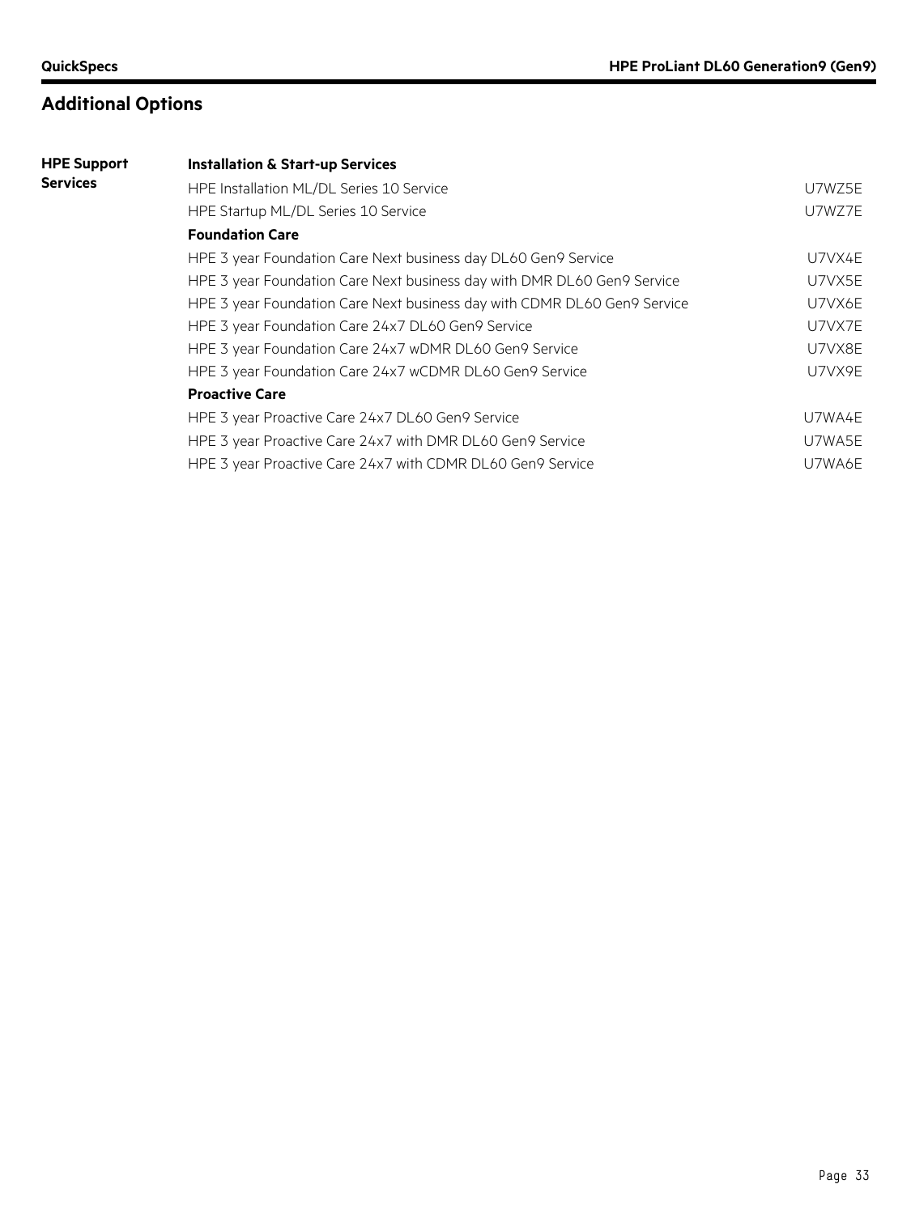## Additional Options

**HPE Support Services**

| | |
|---|---|
| **Installation & Start-up Services** | |
| HPE Installation ML/DL Series 10 Service | U7WZ5E |
| HPE Startup ML/DL Series 10 Service | U7WZ7E |
| **Foundation Care** | |
| HPE 3 year Foundation Care Next business day DL60 Gen9 Service | U7VX4E |
| HPE 3 year Foundation Care Next business day with DMR DL60 Gen9 Service | U7VX5E |
| HPE 3 year Foundation Care Next business day with CDMR DL60 Gen9 Service | U7VX6E |
| HPE 3 year Foundation Care 24x7 DL60 Gen9 Service | U7VX7E |
| HPE 3 year Foundation Care 24x7 wDMR DL60 Gen9 Service | U7VX8E |
| HPE 3 year Foundation Care 24x7 wCDMR DL60 Gen9 Service | U7VX9E |
| **Proactive Care** | |
| HPE 3 year Proactive Care 24x7 DL60 Gen9 Service | U7WA4E |
| HPE 3 year Proactive Care 24x7 with DMR DL60 Gen9 Service | U7WA5E |
| HPE 3 year Proactive Care 24x7 with CDMR DL60 Gen9 Service | U7WA6E |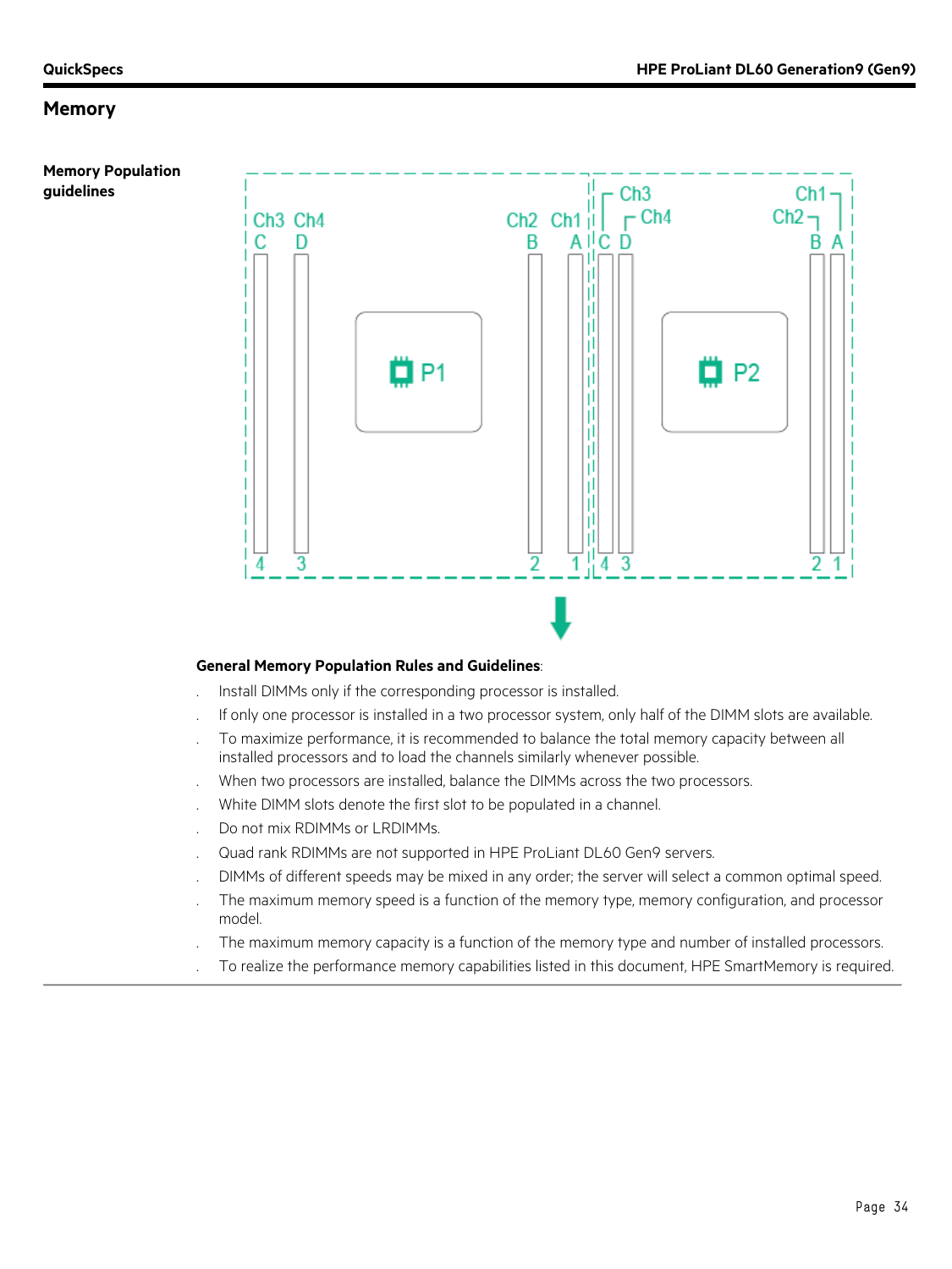## Memory

**Memory Population guidelines**

**General Memory Population Rules and Guidelines**:

- Install DIMMs only if the corresponding processor is installed.
- If only one processor is installed in a two processor system, only half of the DIMM slots are available.
- To maximize performance, it is recommended to balance the total memory capacity between all installed processors and to load the channels similarly whenever possible.
- When two processors are installed, balance the DIMMs across the two processors.
- White DIMM slots denote the first slot to be populated in a channel.
- Do not mix RDIMMs or LRDIMMs.
- Quad rank RDIMMs are not supported in HPE ProLiant DL60 Gen9 servers.
- DIMMs of different speeds may be mixed in any order; the server will select a common optimal speed.
- The maximum memory speed is a function of the memory type, memory configuration, and processor model.
- The maximum memory capacity is a function of the memory type and number of installed processors.
- To realize the performance memory capabilities listed in this document, HPE SmartMemory is required.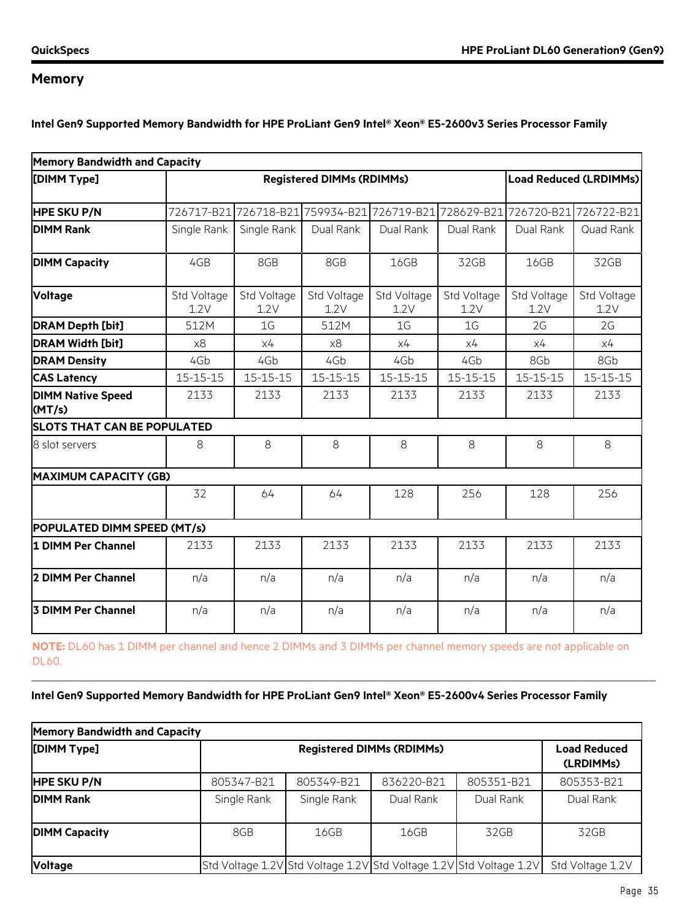## Memory

**Intel Gen9 Supported Memory Bandwidth for HPE ProLiant Gen9 Intel® Xeon® E5-2600v3 Series Processor Family**

| **Memory Bandwidth and Capacity** | | | | | | | |
|---|---|---|---|---|---|---|---|
| **[DIMM Type]** | **Registered DIMMs (RDIMMs)** | | | | | **Load Reduced (LRDIMMs)** | |
| **HPE SKU P/N** | 726717-B21 | 726718-B21 | 759934-B21 | 726719-B21 | 728629-B21 | 726720-B21 | 726722-B21 |
| **DIMM Rank** | Single Rank | Single Rank | Dual Rank | Dual Rank | Dual Rank | Dual Rank | Quad Rank |
| **DIMM Capacity** | 4GB | 8GB | 8GB | 16GB | 32GB | 16GB | 32GB |
| **Voltage** | Std Voltage 1.2V | Std Voltage 1.2V | Std Voltage 1.2V | Std Voltage 1.2V | Std Voltage 1.2V | Std Voltage 1.2V | Std Voltage 1.2V |
| **DRAM Depth [bit]** | 512M | 1G | 512M | 1G | 1G | 2G | 2G |
| **DRAM Width [bit]** | x8 | x4 | x8 | x4 | x4 | x4 | x4 |
| **DRAM Density** | 4Gb | 4Gb | 4Gb | 4Gb | 4Gb | 8Gb | 8Gb |
| **CAS Latency** | 15-15-15 | 15-15-15 | 15-15-15 | 15-15-15 | 15-15-15 | 15-15-15 | 15-15-15 |
| **DIMM Native Speed (MT/s)** | 2133 | 2133 | 2133 | 2133 | 2133 | 2133 | 2133 |
| **SLOTS THAT CAN BE POPULATED** | | | | | | | |
| 8 slot servers | 8 | 8 | 8 | 8 | 8 | 8 | 8 |
| **MAXIMUM CAPACITY (GB)** | | | | | | | |
| | 32 | 64 | 64 | 128 | 256 | 128 | 256 |
| **POPULATED DIMM SPEED (MT/s)** | | | | | | | |
| **1 DIMM Per Channel** | 2133 | 2133 | 2133 | 2133 | 2133 | 2133 | 2133 |
| **2 DIMM Per Channel** | n/a | n/a | n/a | n/a | n/a | n/a | n/a |
| **3 DIMM Per Channel** | n/a | n/a | n/a | n/a | n/a | n/a | n/a |

**NOTE:** DL60 has 1 DIMM per channel and hence 2 DIMMs and 3 DIMMs per channel memory speeds are not applicable on DL60.

**Intel Gen9 Supported Memory Bandwidth for HPE ProLiant Gen9 Intel® Xeon® E5-2600v4 Series Processor Family**

| **Memory Bandwidth and Capacity** | | | | | |
|---|---|---|---|---|---|
| **[DIMM Type]** | **Registered DIMMs (RDIMMs)** | | | | **Load Reduced (LRDIMMs)** |
| **HPE SKU P/N** | 805347-B21 | 805349-B21 | 836220-B21 | 805351-B21 | 805353-B21 |
| **DIMM Rank** | Single Rank | Single Rank | Dual Rank | Dual Rank | Dual Rank |
| **DIMM Capacity** | 8GB | 16GB | 16GB | 32GB | 32GB |
| **Voltage** | Std Voltage 1.2V | Std Voltage 1.2V | Std Voltage 1.2V | Std Voltage 1.2V | Std Voltage 1.2V |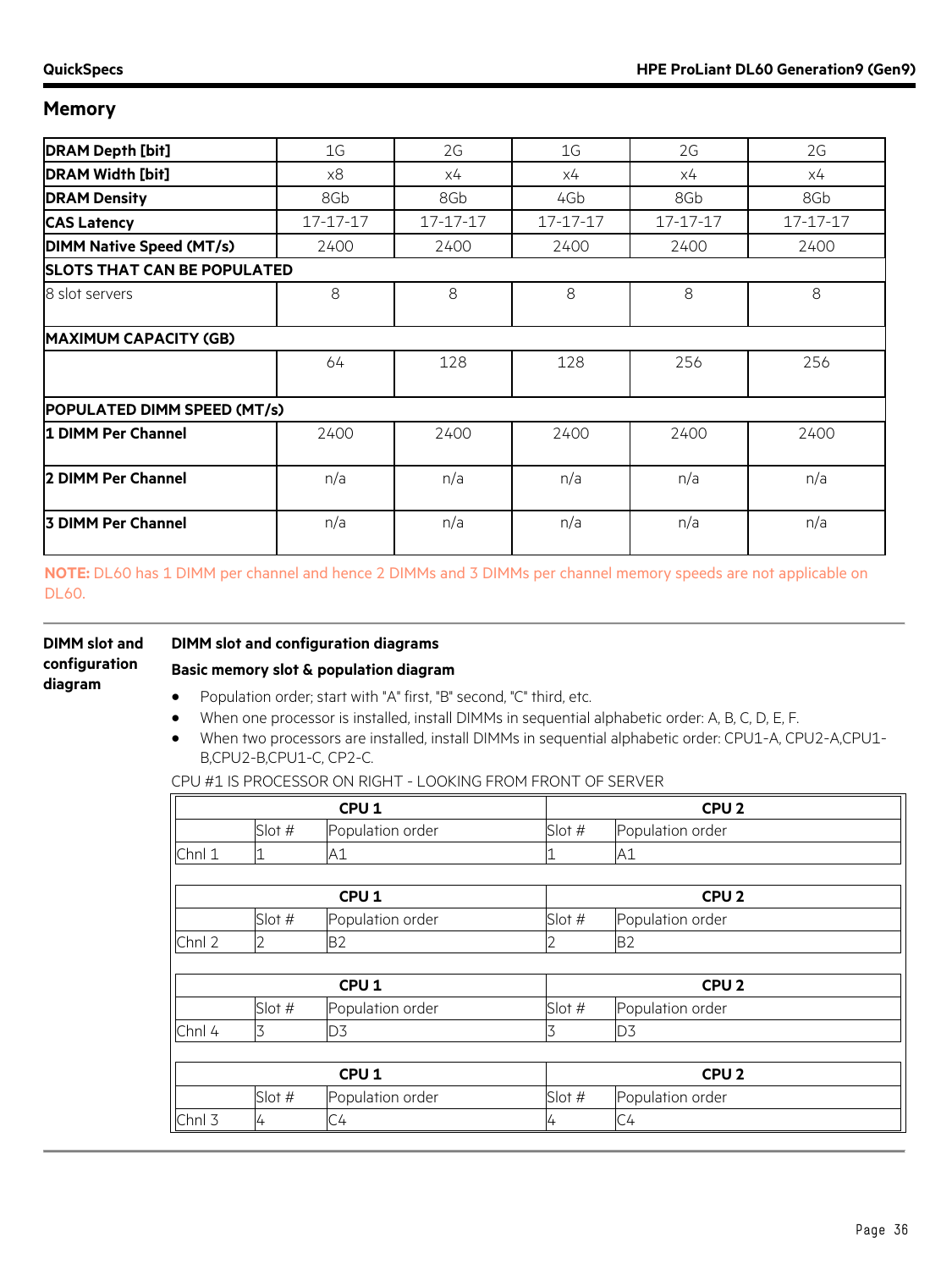## Memory

| DRAM Depth [bit] | 1G | 2G | 1G | 2G | 2G |
|---|---|---|---|---|---|
| DRAM Width [bit] | x8 | x4 | x4 | x4 | x4 |
| DRAM Density | 8Gb | 8Gb | 4Gb | 8Gb | 8Gb |
| CAS Latency | 17-17-17 | 17-17-17 | 17-17-17 | 17-17-17 | 17-17-17 |
| DIMM Native Speed (MT/s) | 2400 | 2400 | 2400 | 2400 | 2400 |
| **SLOTS THAT CAN BE POPULATED** | | | | | |
| 8 slot servers | 8 | 8 | 8 | 8 | 8 |
| **MAXIMUM CAPACITY (GB)** | | | | | |
| | 64 | 128 | 128 | 256 | 256 |
| **POPULATED DIMM SPEED (MT/s)** | | | | | |
| 1 DIMM Per Channel | 2400 | 2400 | 2400 | 2400 | 2400 |
| 2 DIMM Per Channel | n/a | n/a | n/a | n/a | n/a |
| 3 DIMM Per Channel | n/a | n/a | n/a | n/a | n/a |

**NOTE:** DL60 has 1 DIMM per channel and hence 2 DIMMs and 3 DIMMs per channel memory speeds are not applicable on DL60.

### DIMM slot and configuration diagram

**DIMM slot and configuration diagrams**

**Basic memory slot & population diagram**

- Population order; start with "A" first, "B" second, "C" third, etc.
- When one processor is installed, install DIMMs in sequential alphabetic order: A, B, C, D, E, F.
- When two processors are installed, install DIMMs in sequential alphabetic order: CPU1-A, CPU2-A,CPU1-B,CPU2-B,CPU1-C, CP2-C.

CPU #1 IS PROCESSOR ON RIGHT - LOOKING FROM FRONT OF SERVER

| | **CPU 1** | | **CPU 2** | |
|---|---|---|---|---|
| | Slot # | Population order | Slot # | Population order |
| Chnl 1 | 1 | A1 | 1 | A1 |

| | **CPU 1** | | **CPU 2** | |
|---|---|---|---|---|
| | Slot # | Population order | Slot # | Population order |
| Chnl 2 | 2 | B2 | 2 | B2 |

| | **CPU 1** | | **CPU 2** | |
|---|---|---|---|---|
| | Slot # | Population order | Slot # | Population order |
| Chnl 4 | 3 | D3 | 3 | D3 |

| | **CPU 1** | | **CPU 2** | |
|---|---|---|---|---|
| | Slot # | Population order | Slot # | Population order |
| Chnl 3 | 4 | C4 | 4 | C4 |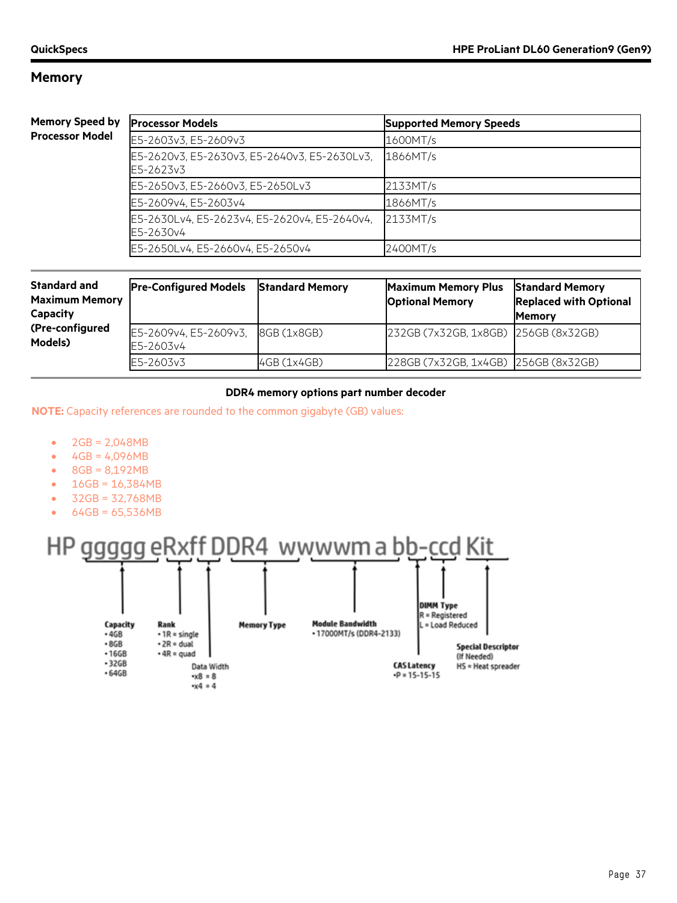## Memory

**Memory Speed by Processor Model**

| Processor Models | Supported Memory Speeds |
|---|---|
| E5-2603v3, E5-2609v3 | 1600MT/s |
| E5-2620v3, E5-2630v3, E5-2640v3, E5-2630Lv3, E5-2623v3 | 1866MT/s |
| E5-2650v3, E5-2660v3, E5-2650Lv3 | 2133MT/s |
| E5-2609v4, E5-2603v4 | 1866MT/s |
| E5-2630Lv4, E5-2623v4, E5-2620v4, E5-2640v4, E5-2630v4 | 2133MT/s |
| E5-2650Lv4, E5-2660v4, E5-2650v4 | 2400MT/s |

**Standard and Maximum Memory Capacity (Pre-configured Models)**

| Pre-Configured Models | Standard Memory | Maximum Memory Plus Optional Memory | Standard Memory Replaced with Optional Memory |
|---|---|---|---|
| E5-2609v4, E5-2609v3, E5-2603v4 | 8GB (1x8GB) | 232GB (7x32GB, 1x8GB) | 256GB (8x32GB) |
| E5-2603v3 | 4GB (1x4GB) | 228GB (7x32GB, 1x4GB) | 256GB (8x32GB) |

**DDR4 memory options part number decoder**

**NOTE:** Capacity references are rounded to the common gigabyte (GB) values:

- 2GB = 2,048MB
- 4GB = 4,096MB
- 8GB = 8,192MB
- 16GB = 16,384MB
- 32GB = 32,768MB
- 64GB = 65,536MB

HP ggggg eRxff DDR4 wwwwm a bb-ccd Kit

- **Capacity** (ggggg): 4GB, 8GB, 16GB, 32GB, 64GB
- **Rank** (eR): 1R = single, 2R = dual, 4R = quad
- **Data Width** (xff): x8 = 8, x4 = 4
- **Memory Type**: DDR4
- **Module Bandwidth** (wwwwm): 17000MT/s (DDR4-2133)
- **CAS Latency** (a): P = 15-15-15
- **DIMM Type**: R = Registered, L = Load Reduced
- **Special Descriptor** (If Needed): HS = Heat spreader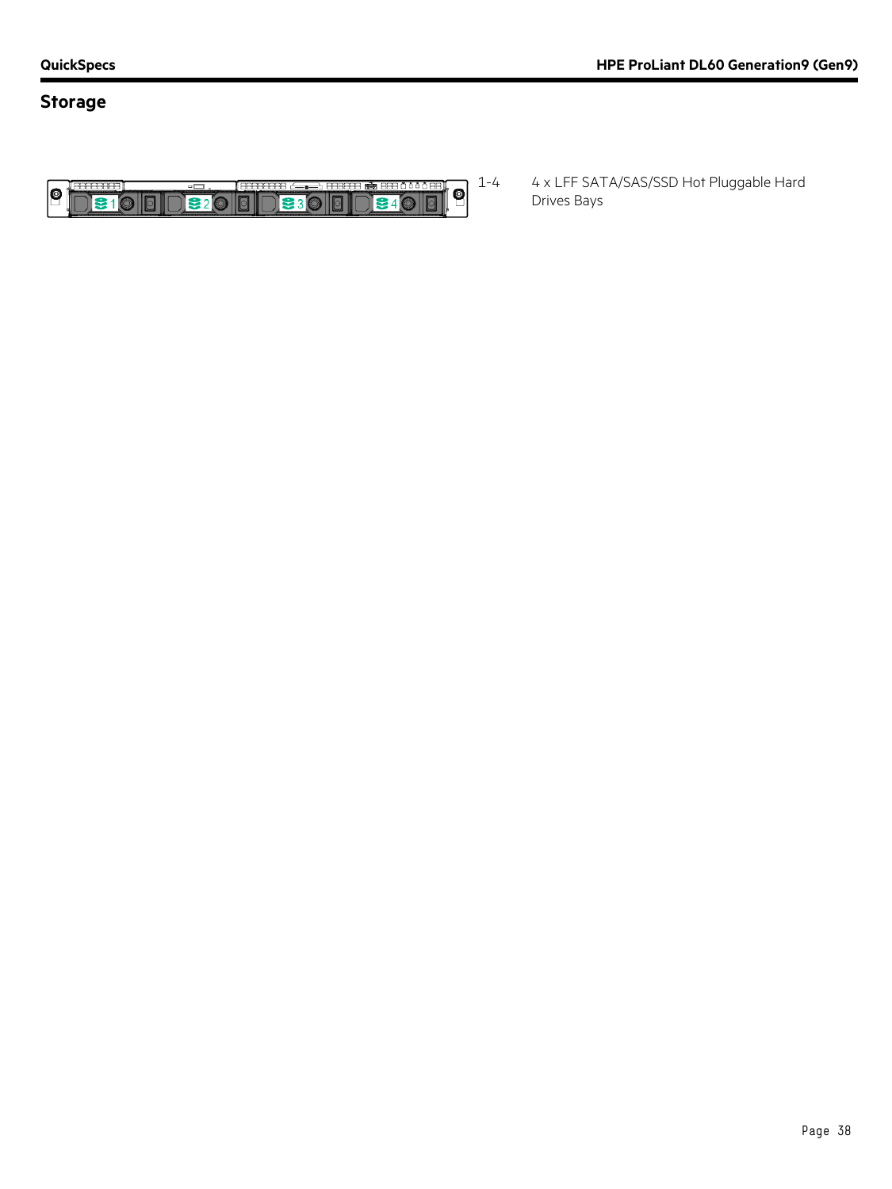## Storage

| | |
|---|---|
| 1-4 | 4 x LFF SATA/SAS/SSD Hot Pluggable Hard Drives Bays |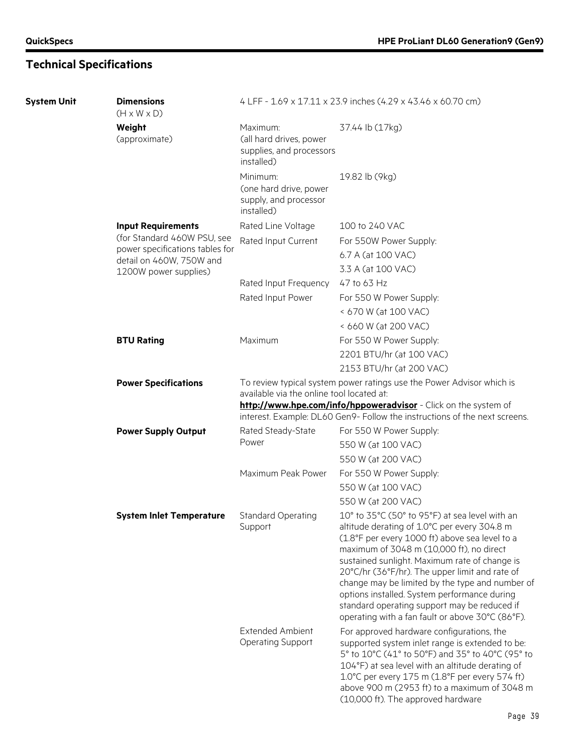## Technical Specifications

| | | | |
|---|---|---|---|
| **System Unit** | **Dimensions** (H x W x D) | 4 LFF - 1.69 x 17.11 x 23.9 inches (4.29 x 43.46 x 60.70 cm) | |
| | **Weight** (approximate) | Maximum: (all hard drives, power supplies, and processors installed) | 37.44 lb (17kg) |
| | | Minimum: (one hard drive, power supply, and processor installed) | 19.82 lb (9kg) |
| | **Input Requirements** (for Standard 460W PSU, see power specifications tables for detail on 460W, 750W and 1200W power supplies) | Rated Line Voltage | 100 to 240 VAC |
| | | Rated Input Current | For 550W Power Supply: |
| | | | 6.7 A (at 100 VAC) |
| | | | 3.3 A (at 100 VAC) |
| | | Rated Input Frequency | 47 to 63 Hz |
| | | Rated Input Power | For 550 W Power Supply: |
| | | | < 670 W (at 100 VAC) |
| | | | < 660 W (at 200 VAC) |
| | **BTU Rating** | Maximum | For 550 W Power Supply: |
| | | | 2201 BTU/hr (at 100 VAC) |
| | | | 2153 BTU/hr (at 200 VAC) |
| | **Power Specifications** | To review typical system power ratings use the Power Advisor which is available via the online tool located at: **http://www.hpe.com/info/hppoweradvisor** - Click on the system of interest. Example: DL60 Gen9- Follow the instructions of the next screens. | |
| | **Power Supply Output** | Rated Steady-State Power | For 550 W Power Supply: |
| | | | 550 W (at 100 VAC) |
| | | | 550 W (at 200 VAC) |
| | | Maximum Peak Power | For 550 W Power Supply: |
| | | | 550 W (at 100 VAC) |
| | | | 550 W (at 200 VAC) |
| | **System Inlet Temperature** | Standard Operating Support | 10° to 35°C (50° to 95°F) at sea level with an altitude derating of 1.0°C per every 304.8 m (1.8°F per every 1000 ft) above sea level to a maximum of 3048 m (10,000 ft), no direct sustained sunlight. Maximum rate of change is 20°C/hr (36°F/hr). The upper limit and rate of change may be limited by the type and number of options installed. System performance during standard operating support may be reduced if operating with a fan fault or above 30°C (86°F). |
| | | Extended Ambient Operating Support | For approved hardware configurations, the supported system inlet range is extended to be: 5° to 10°C (41° to 50°F) and 35° to 40°C (95° to 104°F) at sea level with an altitude derating of 1.0°C per every 175 m (1.8°F per every 574 ft) above 900 m (2953 ft) to a maximum of 3048 m (10,000 ft). The approved hardware |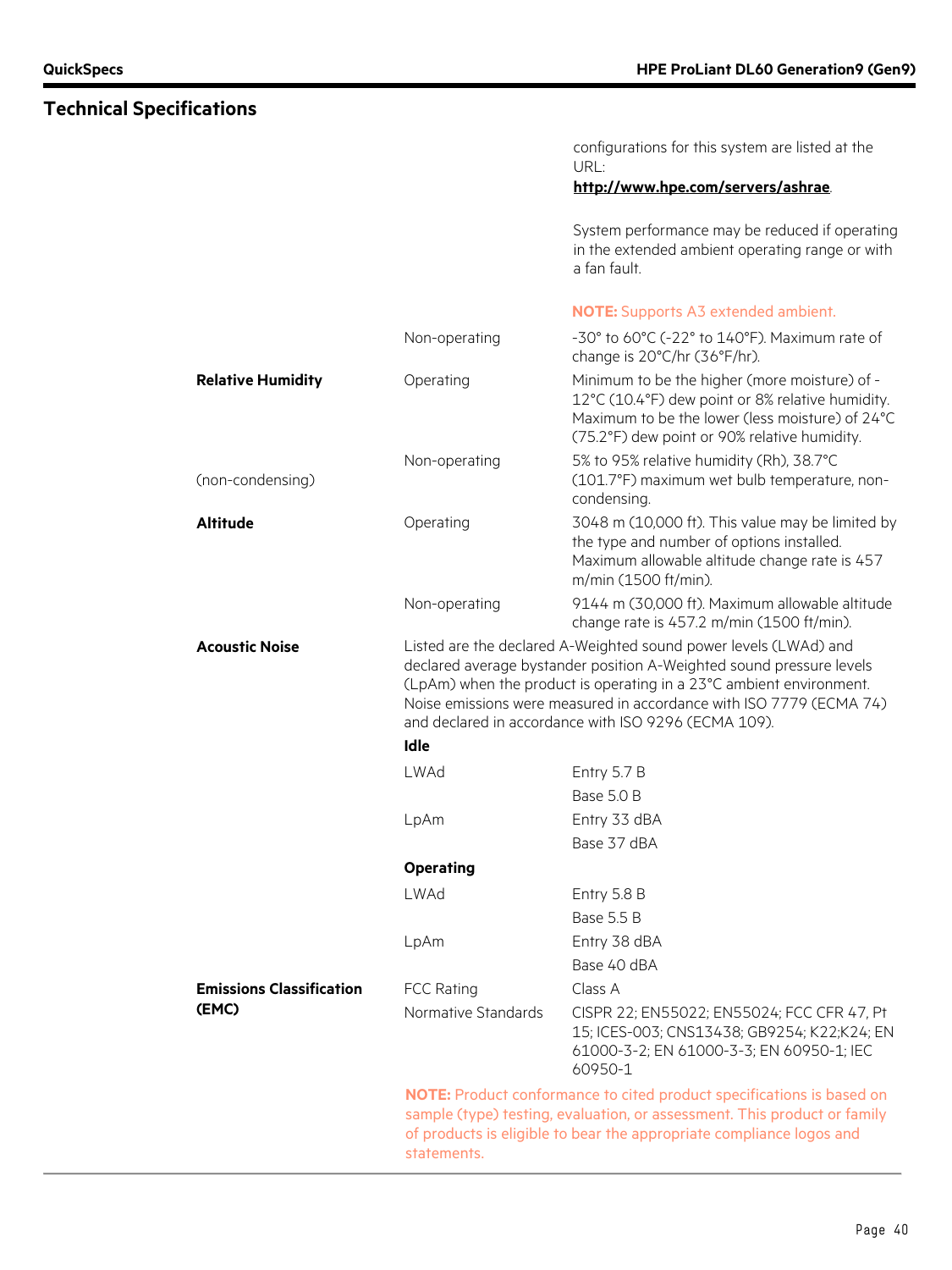## Technical Specifications

| | | |
|---|---|---|
| | | configurations for this system are listed at the URL: **http://www.hpe.com/servers/ashrae**.<br><br>System performance may be reduced if operating in the extended ambient operating range or with a fan fault.<br><br>**NOTE:** Supports A3 extended ambient. |
| | Non-operating | -30° to 60°C (-22° to 140°F). Maximum rate of change is 20°C/hr (36°F/hr). |
| **Relative Humidity** | Operating | Minimum to be the higher (more moisture) of -12°C (10.4°F) dew point or 8% relative humidity. Maximum to be the lower (less moisture) of 24°C (75.2°F) dew point or 90% relative humidity. |
| (non-condensing) | Non-operating | 5% to 95% relative humidity (Rh), 38.7°C (101.7°F) maximum wet bulb temperature, non-condensing. |
| **Altitude** | Operating | 3048 m (10,000 ft). This value may be limited by the type and number of options installed. Maximum allowable altitude change rate is 457 m/min (1500 ft/min). |
| | Non-operating | 9144 m (30,000 ft). Maximum allowable altitude change rate is 457.2 m/min (1500 ft/min). |
| **Acoustic Noise** | Listed are the declared A-Weighted sound power levels (LWAd) and declared average bystander position A-Weighted sound pressure levels (LpAm) when the product is operating in a 23°C ambient environment. Noise emissions were measured in accordance with ISO 7779 (ECMA 74) and declared in accordance with ISO 9296 (ECMA 109). | |
| | **Idle** | |
| | LWAd | Entry 5.7 B |
| | | Base 5.0 B |
| | LpAm | Entry 33 dBA |
| | | Base 37 dBA |
| | **Operating** | |
| | LWAd | Entry 5.8 B |
| | | Base 5.5 B |
| | LpAm | Entry 38 dBA |
| | | Base 40 dBA |
| **Emissions Classification (EMC)** | FCC Rating | Class A |
| | Normative Standards | CISPR 22; EN55022; EN55024; FCC CFR 47, Pt 15; ICES-003; CNS13438; GB9254; K22;K24; EN 61000-3-2; EN 61000-3-3; EN 60950-1; IEC 60950-1 |

**NOTE:** Product conformance to cited product specifications is based on sample (type) testing, evaluation, or assessment. This product or family of products is eligible to bear the appropriate compliance logos and statements.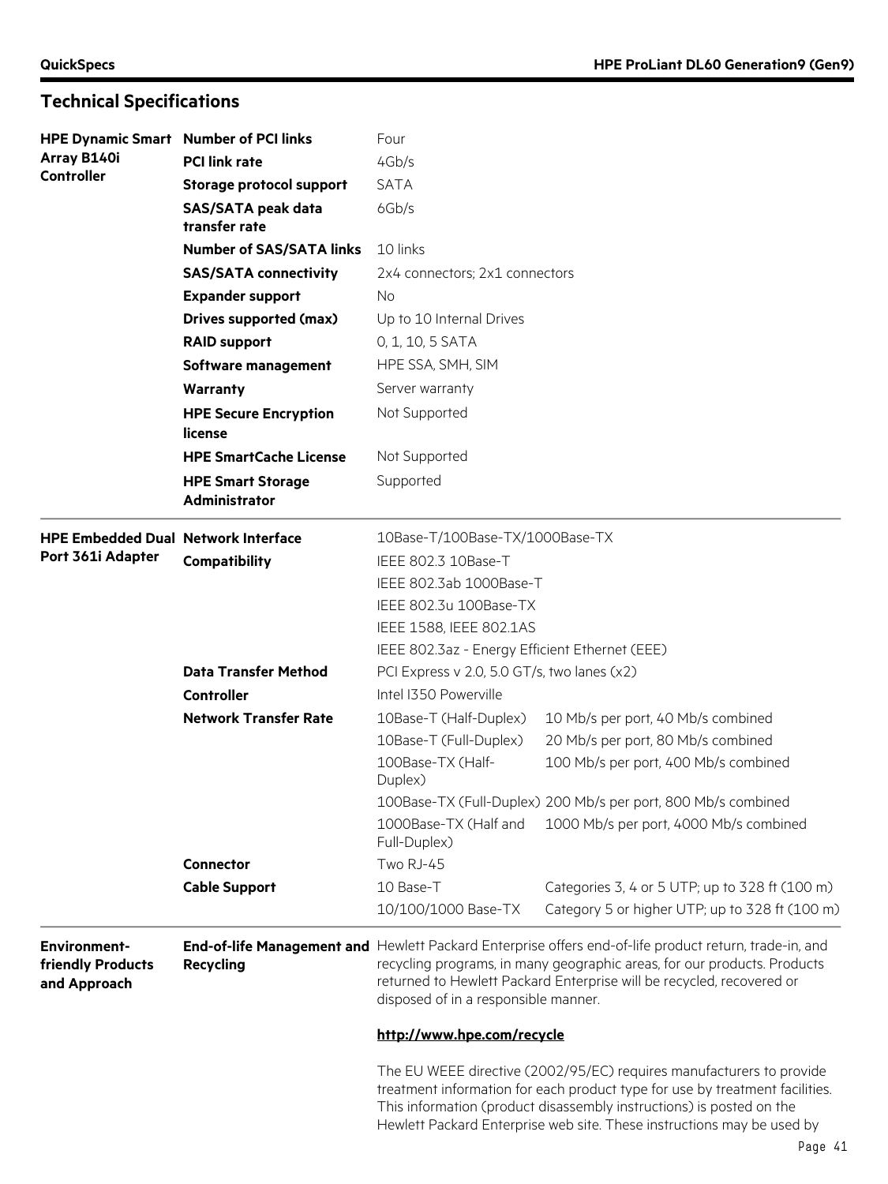## Technical Specifications

| | | | |
|---|---|---|---|
| **HPE Dynamic Smart Array B140i Controller** | **Number of PCI links** | Four | |
| | **PCI link rate** | 4Gb/s | |
| | **Storage protocol support** | SATA | |
| | **SAS/SATA peak data transfer rate** | 6Gb/s | |
| | **Number of SAS/SATA links** | 10 links | |
| | **SAS/SATA connectivity** | 2x4 connectors; 2x1 connectors | |
| | **Expander support** | No | |
| | **Drives supported (max)** | Up to 10 Internal Drives | |
| | **RAID support** | 0, 1, 10, 5 SATA | |
| | **Software management** | HPE SSA, SMH, SIM | |
| | **Warranty** | Server warranty | |
| | **HPE Secure Encryption license** | Not Supported | |
| | **HPE SmartCache License** | Not Supported | |
| | **HPE Smart Storage Administrator** | Supported | |
| **HPE Embedded Dual Port 361i Adapter** | **Network Interface** | 10Base-T/100Base-TX/1000Base-TX | |
| | **Compatibility** | IEEE 802.3 10Base-T | |
| | | IEEE 802.3ab 1000Base-T | |
| | | IEEE 802.3u 100Base-TX | |
| | | IEEE 1588, IEEE 802.1AS | |
| | | IEEE 802.3az - Energy Efficient Ethernet (EEE) | |
| | **Data Transfer Method** | PCI Express v 2.0, 5.0 GT/s, two lanes (x2) | |
| | **Controller** | Intel I350 Powerville | |
| | **Network Transfer Rate** | 10Base-T (Half-Duplex) | 10 Mb/s per port, 40 Mb/s combined |
| | | 10Base-T (Full-Duplex) | 20 Mb/s per port, 80 Mb/s combined |
| | | 100Base-TX (Half-Duplex) | 100 Mb/s per port, 400 Mb/s combined |
| | | 100Base-TX (Full-Duplex) | 200 Mb/s per port, 800 Mb/s combined |
| | | 1000Base-TX (Half and Full-Duplex) | 1000 Mb/s per port, 4000 Mb/s combined |
| | **Connector** | Two RJ-45 | |
| | **Cable Support** | 10 Base-T | Categories 3, 4 or 5 UTP; up to 328 ft (100 m) |
| | | 10/100/1000 Base-TX | Category 5 or higher UTP; up to 328 ft (100 m) |

**Environment-friendly Products and Approach**

**End-of-life Management and Recycling**

Hewlett Packard Enterprise offers end-of-life product return, trade-in, and recycling programs, in many geographic areas, for our products. Products returned to Hewlett Packard Enterprise will be recycled, recovered or disposed of in a responsible manner.

**http://www.hpe.com/recycle**

The EU WEEE directive (2002/95/EC) requires manufacturers to provide treatment information for each product type for use by treatment facilities. This information (product disassembly instructions) is posted on the Hewlett Packard Enterprise web site. These instructions may be used by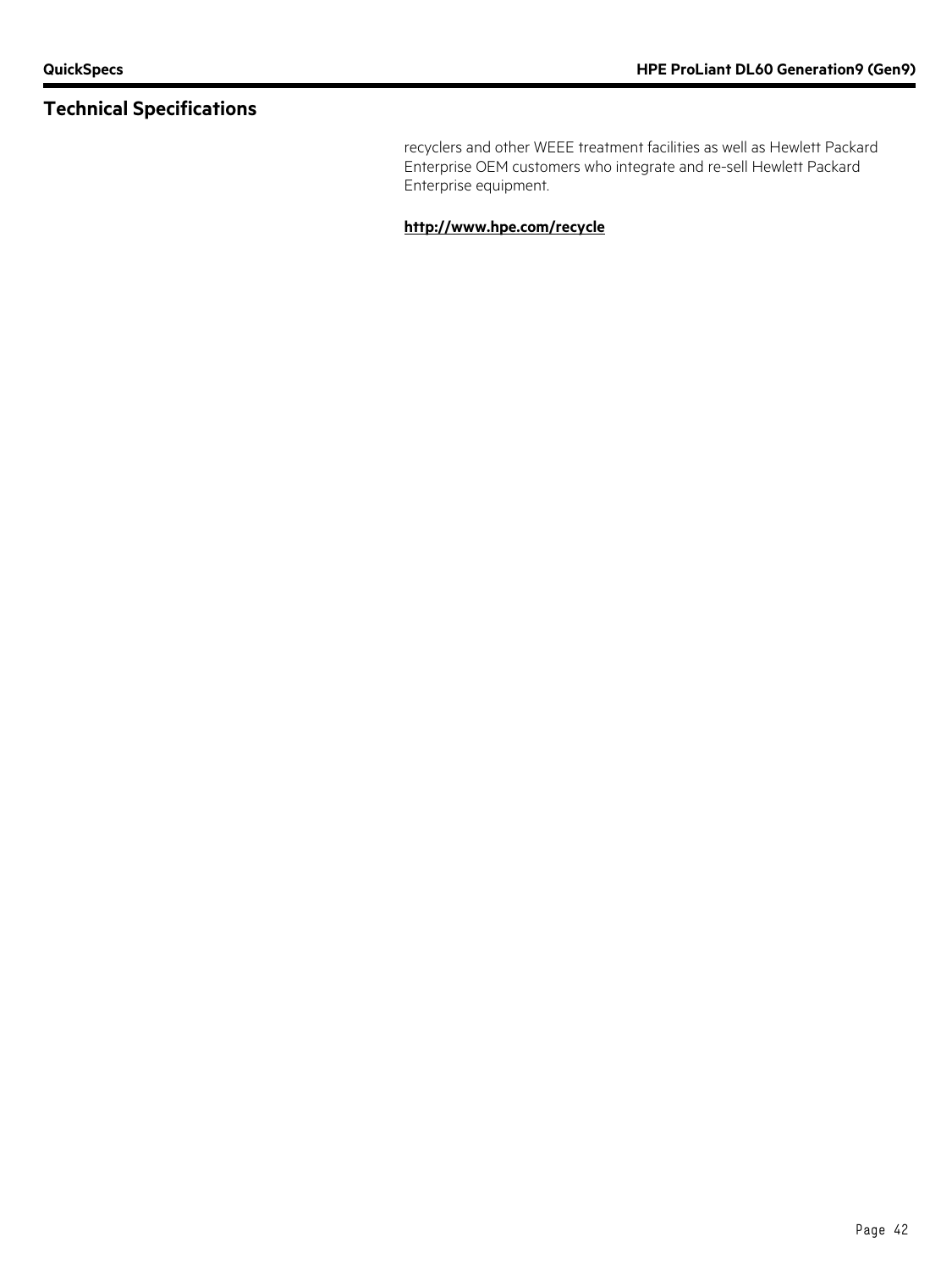## Technical Specifications

recyclers and other WEEE treatment facilities as well as Hewlett Packard Enterprise OEM customers who integrate and re-sell Hewlett Packard Enterprise equipment.

**http://www.hpe.com/recycle**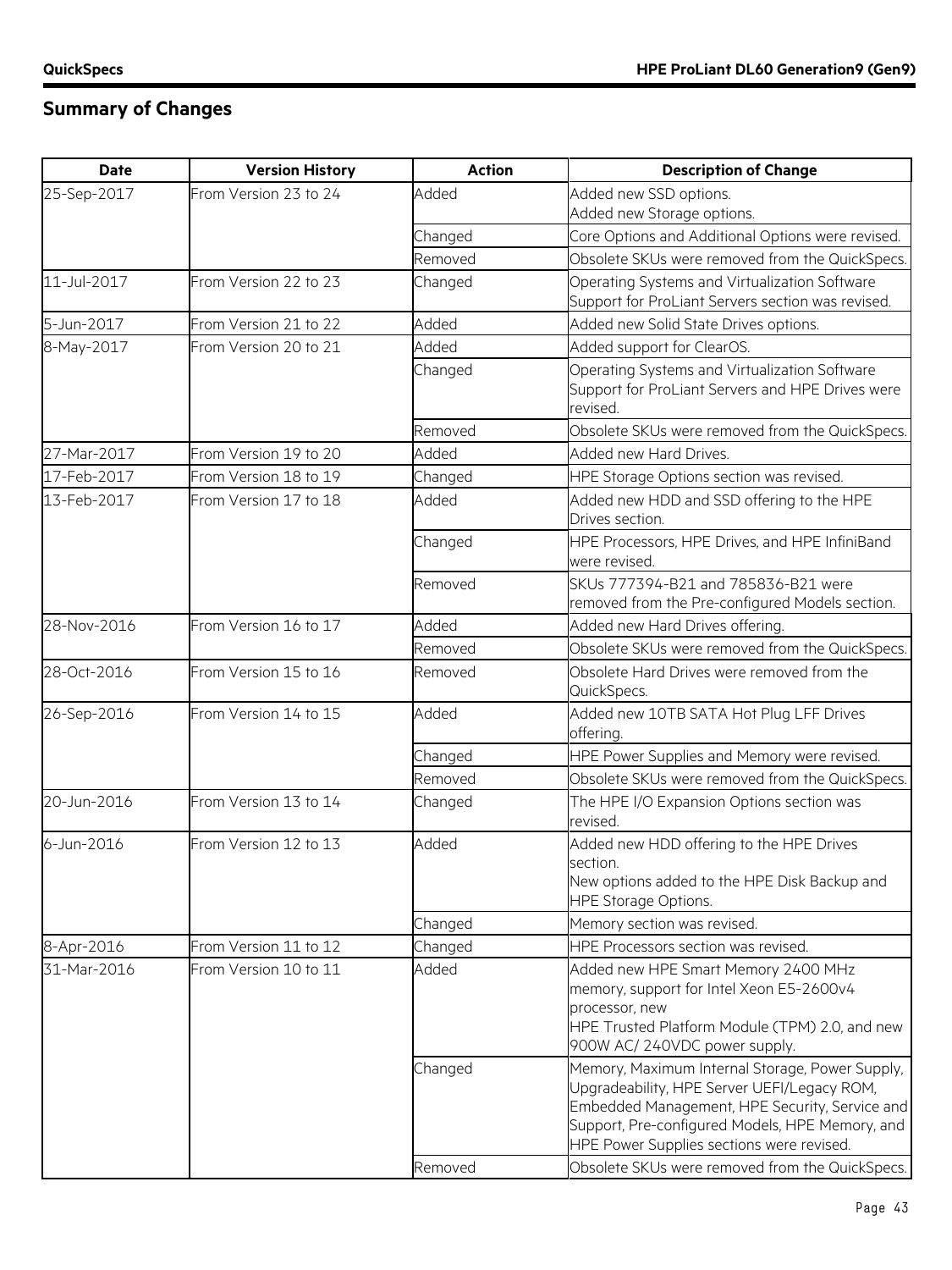## Summary of Changes

| Date | Version History | Action | Description of Change |
| --- | --- | --- | --- |
| 25-Sep-2017 | From Version 23 to 24 | Added | Added new SSD options.<br>Added new Storage options. |
| | | Changed | Core Options and Additional Options were revised. |
| | | Removed | Obsolete SKUs were removed from the QuickSpecs. |
| 11-Jul-2017 | From Version 22 to 23 | Changed | Operating Systems and Virtualization Software Support for ProLiant Servers section was revised. |
| 5-Jun-2017 | From Version 21 to 22 | Added | Added new Solid State Drives options. |
| 8-May-2017 | From Version 20 to 21 | Added | Added support for ClearOS. |
| | | Changed | Operating Systems and Virtualization Software Support for ProLiant Servers and HPE Drives were revised. |
| | | Removed | Obsolete SKUs were removed from the QuickSpecs. |
| 27-Mar-2017 | From Version 19 to 20 | Added | Added new Hard Drives. |
| 17-Feb-2017 | From Version 18 to 19 | Changed | HPE Storage Options section was revised. |
| 13-Feb-2017 | From Version 17 to 18 | Added | Added new HDD and SSD offering to the HPE Drives section. |
| | | Changed | HPE Processors, HPE Drives, and HPE InfiniBand were revised. |
| | | Removed | SKUs 777394-B21 and 785836-B21 were removed from the Pre-configured Models section. |
| 28-Nov-2016 | From Version 16 to 17 | Added | Added new Hard Drives offering. |
| | | Removed | Obsolete SKUs were removed from the QuickSpecs. |
| 28-Oct-2016 | From Version 15 to 16 | Removed | Obsolete Hard Drives were removed from the QuickSpecs. |
| 26-Sep-2016 | From Version 14 to 15 | Added | Added new 10TB SATA Hot Plug LFF Drives offering. |
| | | Changed | HPE Power Supplies and Memory were revised. |
| | | Removed | Obsolete SKUs were removed from the QuickSpecs. |
| 20-Jun-2016 | From Version 13 to 14 | Changed | The HPE I/O Expansion Options section was revised. |
| 6-Jun-2016 | From Version 12 to 13 | Added | Added new HDD offering to the HPE Drives section.<br>New options added to the HPE Disk Backup and HPE Storage Options. |
| | | Changed | Memory section was revised. |
| 8-Apr-2016 | From Version 11 to 12 | Changed | HPE Processors section was revised. |
| 31-Mar-2016 | From Version 10 to 11 | Added | Added new HPE Smart Memory 2400 MHz memory, support for Intel Xeon E5-2600v4 processor, new HPE Trusted Platform Module (TPM) 2.0, and new 900W AC/ 240VDC power supply. |
| | | Changed | Memory, Maximum Internal Storage, Power Supply, Upgradeability, HPE Server UEFI/Legacy ROM, Embedded Management, HPE Security, Service and Support, Pre-configured Models, HPE Memory, and HPE Power Supplies sections were revised. |
| | | Removed | Obsolete SKUs were removed from the QuickSpecs. |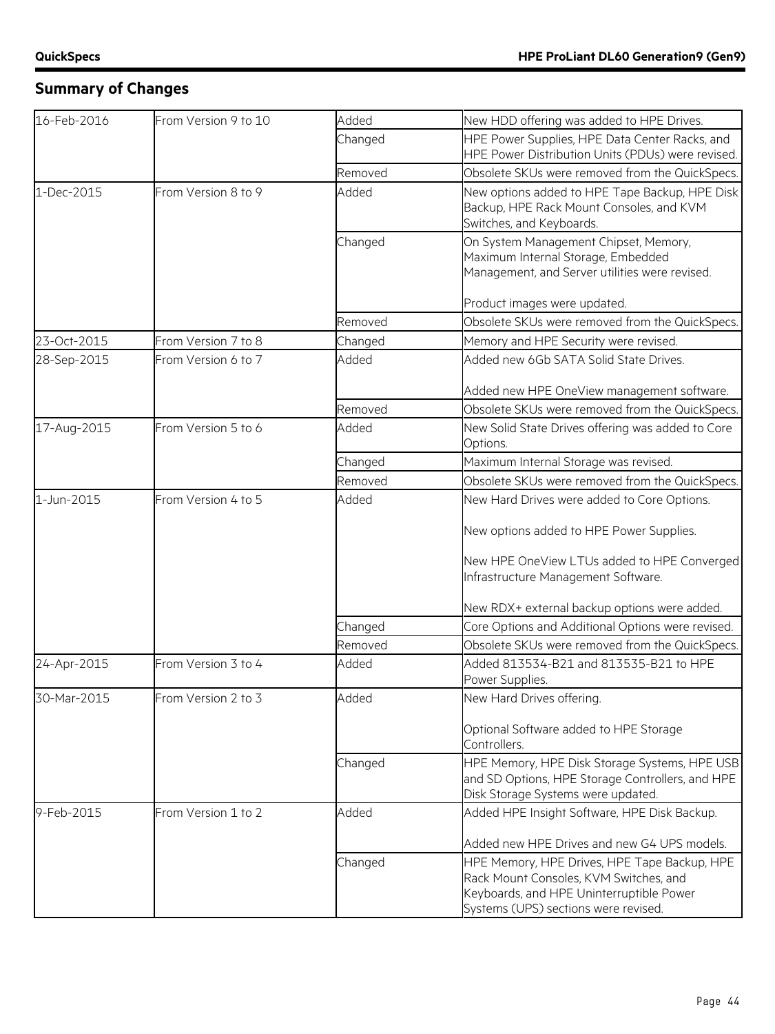## Summary of Changes

| | | | |
|---|---|---|---|
| 16-Feb-2016 | From Version 9 to 10 | Added | New HDD offering was added to HPE Drives. |
| | | Changed | HPE Power Supplies, HPE Data Center Racks, and HPE Power Distribution Units (PDUs) were revised. |
| | | Removed | Obsolete SKUs were removed from the QuickSpecs. |
| 1-Dec-2015 | From Version 8 to 9 | Added | New options added to HPE Tape Backup, HPE Disk Backup, HPE Rack Mount Consoles, and KVM Switches, and Keyboards. |
| | | Changed | On System Management Chipset, Memory, Maximum Internal Storage, Embedded Management, and Server utilities were revised.<br><br>Product images were updated. |
| | | Removed | Obsolete SKUs were removed from the QuickSpecs. |
| 23-Oct-2015 | From Version 7 to 8 | Changed | Memory and HPE Security were revised. |
| 28-Sep-2015 | From Version 6 to 7 | Added | Added new 6Gb SATA Solid State Drives.<br><br>Added new HPE OneView management software. |
| | | Removed | Obsolete SKUs were removed from the QuickSpecs. |
| 17-Aug-2015 | From Version 5 to 6 | Added | New Solid State Drives offering was added to Core Options. |
| | | Changed | Maximum Internal Storage was revised. |
| | | Removed | Obsolete SKUs were removed from the QuickSpecs. |
| 1-Jun-2015 | From Version 4 to 5 | Added | New Hard Drives were added to Core Options.<br><br>New options added to HPE Power Supplies.<br><br>New HPE OneView LTUs added to HPE Converged Infrastructure Management Software.<br><br>New RDX+ external backup options were added. |
| | | Changed | Core Options and Additional Options were revised. |
| | | Removed | Obsolete SKUs were removed from the QuickSpecs. |
| 24-Apr-2015 | From Version 3 to 4 | Added | Added 813534-B21 and 813535-B21 to HPE Power Supplies. |
| 30-Mar-2015 | From Version 2 to 3 | Added | New Hard Drives offering.<br><br>Optional Software added to HPE Storage Controllers. |
| | | Changed | HPE Memory, HPE Disk Storage Systems, HPE USB and SD Options, HPE Storage Controllers, and HPE Disk Storage Systems were updated. |
| 9-Feb-2015 | From Version 1 to 2 | Added | Added HPE Insight Software, HPE Disk Backup.<br><br>Added new HPE Drives and new G4 UPS models. |
| | | Changed | HPE Memory, HPE Drives, HPE Tape Backup, HPE Rack Mount Consoles, KVM Switches, and Keyboards, and HPE Uninterruptible Power Systems (UPS) sections were revised. |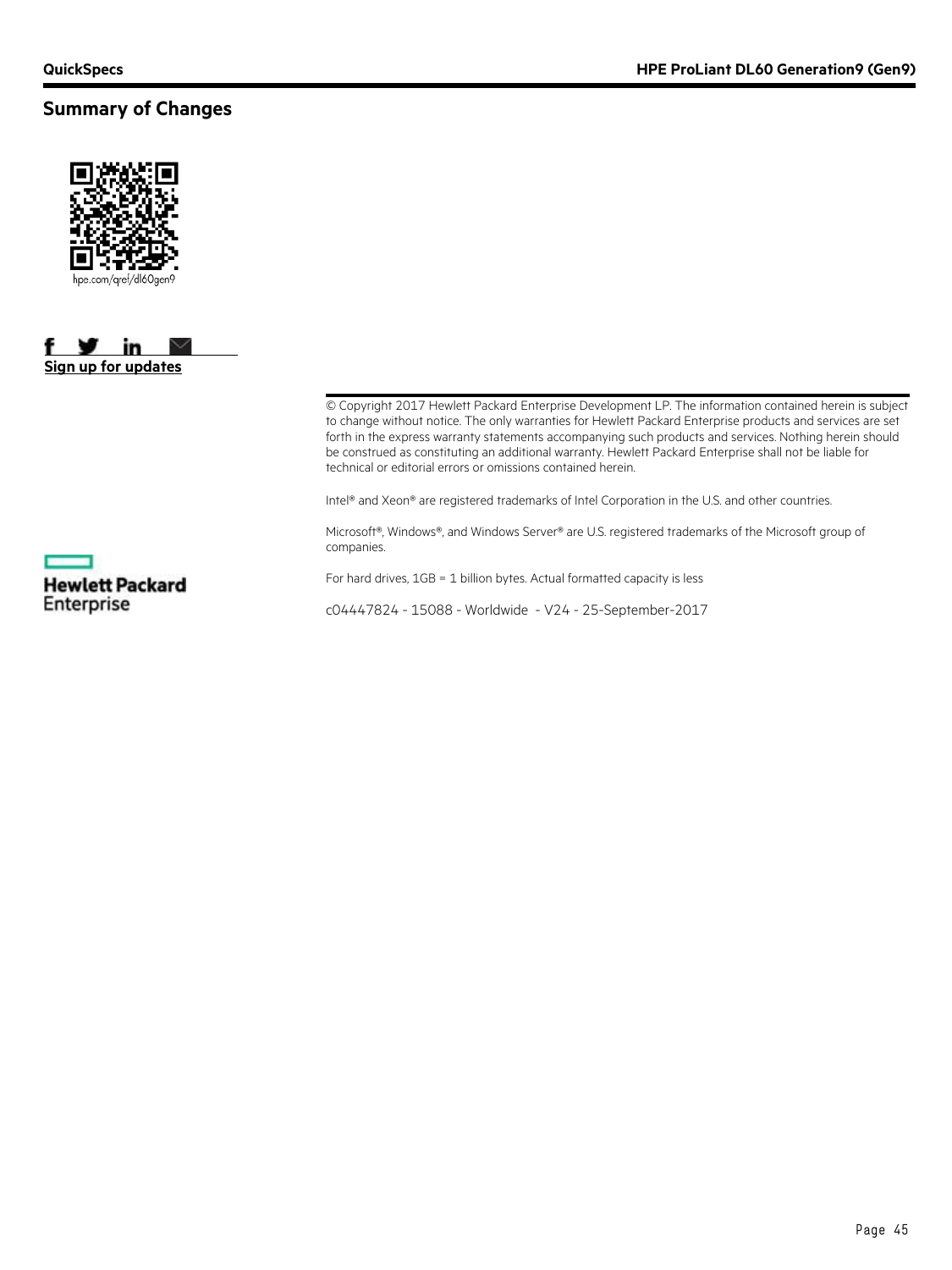## Summary of Changes

hpe.com/qref/dl60gen9

**Sign up for updates**

© Copyright 2017 Hewlett Packard Enterprise Development LP. The information contained herein is subject to change without notice. The only warranties for Hewlett Packard Enterprise products and services are set forth in the express warranty statements accompanying such products and services. Nothing herein should be construed as constituting an additional warranty. Hewlett Packard Enterprise shall not be liable for technical or editorial errors or omissions contained herein.

Intel® and Xeon® are registered trademarks of Intel Corporation in the U.S. and other countries.

Microsoft®, Windows®, and Windows Server® are U.S. registered trademarks of the Microsoft group of companies.

For hard drives, 1GB = 1 billion bytes. Actual formatted capacity is less

c04447824 - 15088 - Worldwide - V24 - 25-September-2017